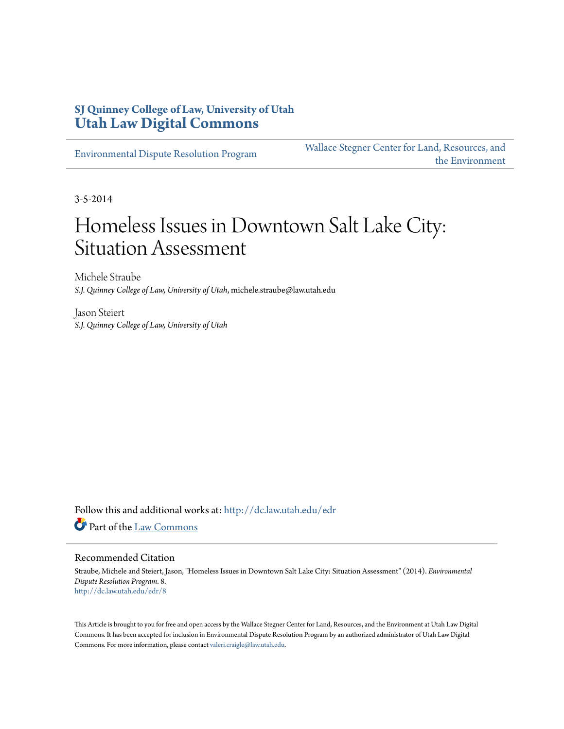**SJ Quinney College of Law, University of Utah**
**Utah Law Digital Commons**

Environmental Dispute Resolution Program | Wallace Stegner Center for Land, Resources, and the Environment

3-5-2014

# Homeless Issues in Downtown Salt Lake City: Situation Assessment

Michele Straube
*S.J. Quinney College of Law, University of Utah*, michele.straube@law.utah.edu

Jason Steiert
*S.J. Quinney College of Law, University of Utah*

Follow this and additional works at: http://dc.law.utah.edu/edr

Part of the Law Commons

## Recommended Citation

Straube, Michele and Steiert, Jason, "Homeless Issues in Downtown Salt Lake City: Situation Assessment" (2014). *Environmental Dispute Resolution Program*. 8.
http://dc.law.utah.edu/edr/8

This Article is brought to you for free and open access by the Wallace Stegner Center for Land, Resources, and the Environment at Utah Law Digital Commons. It has been accepted for inclusion in Environmental Dispute Resolution Program by an authorized administrator of Utah Law Digital Commons. For more information, please contact valeri.craigle@law.utah.edu.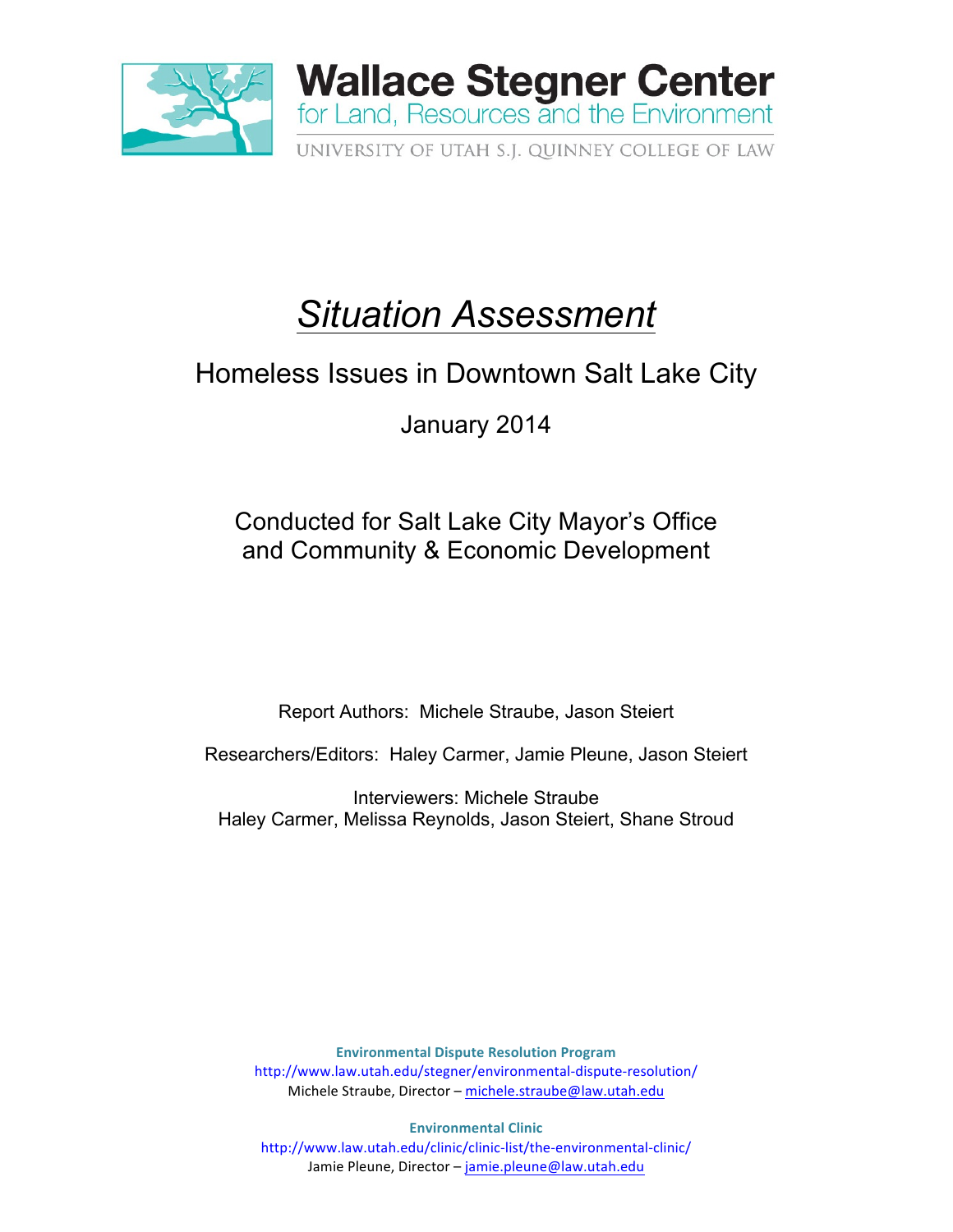**Wallace Stegner Center**
for Land, Resources and the Environment
UNIVERSITY OF UTAH S.J. QUINNEY COLLEGE OF LAW

# *Situation Assessment*

## Homeless Issues in Downtown Salt Lake City

January 2014

Conducted for Salt Lake City Mayor's Office
and Community & Economic Development

Report Authors: Michele Straube, Jason Steiert

Researchers/Editors: Haley Carmer, Jamie Pleune, Jason Steiert

Interviewers: Michele Straube
Haley Carmer, Melissa Reynolds, Jason Steiert, Shane Stroud

**Environmental Dispute Resolution Program**
http://www.law.utah.edu/stegner/environmental-dispute-resolution/
Michele Straube, Director – michele.straube@law.utah.edu

**Environmental Clinic**
http://www.law.utah.edu/clinic/clinic-list/the-environmental-clinic/
Jamie Pleune, Director – jamie.pleune@law.utah.edu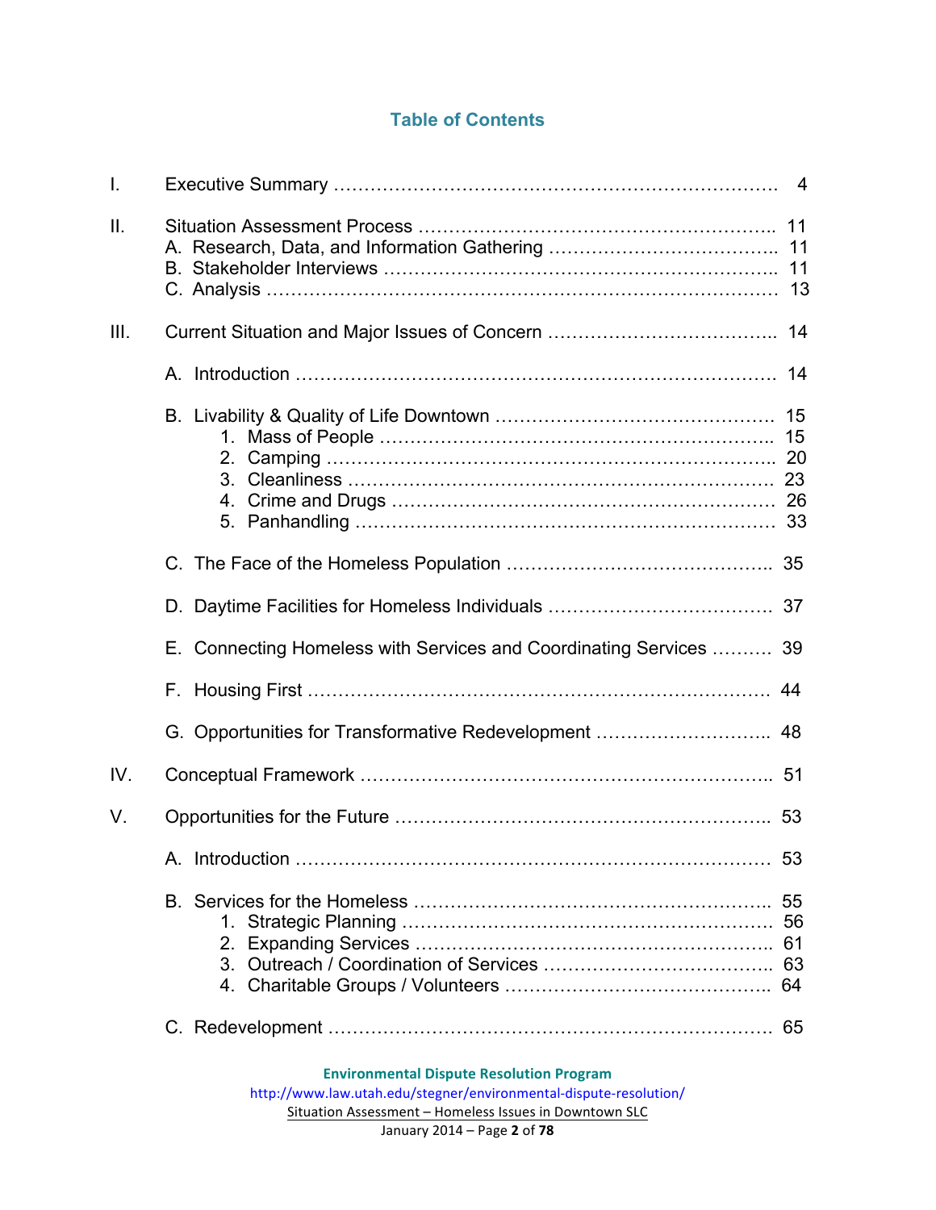## Table of Contents

I. Executive Summary …………………………………………………………… 4

II. Situation Assessment Process ………………………………………………. 11
  A. Research, Data, and Information Gathering ……………………………….. 11
  B. Stakeholder Interviews ………………………………………………………. 11
  C. Analysis ……………………………………………………………………… 13

III. Current Situation and Major Issues of Concern ……………………………….. 14

  A. Introduction ………………………………………………………………… 14

  B. Livability & Quality of Life Downtown ……………………………………… 15
    1. Mass of People ……………………………………………………….. 15
    2. Camping ……………………………………………………………….. 20
    3. Cleanliness …………………………………………………………… 23
    4. Crime and Drugs ……………………………………………………… 26
    5. Panhandling …………………………………………………………… 33

  C. The Face of the Homeless Population …………………………………….. 35

  D. Daytime Facilities for Homeless Individuals ……………………………… 37

  E. Connecting Homeless with Services and Coordinating Services ………. 39

  F. Housing First ………………………………………………………………. 44

  G. Opportunities for Transformative Redevelopment ……………………….. 48

IV. Conceptual Framework ………………………………………………………. 51

V. Opportunities for the Future …………………………………………………. 53

  A. Introduction ………………………………………………………………… 53

  B. Services for the Homeless ………………………………………………….. 55
    1. Strategic Planning …………………………………………………….. 56
    2. Expanding Services ………………………………………………….. 61
    3. Outreach / Coordination of Services ………………………………….. 63
    4. Charitable Groups / Volunteers ……………………………………….. 64

  C. Redevelopment …………………………………………………………… 65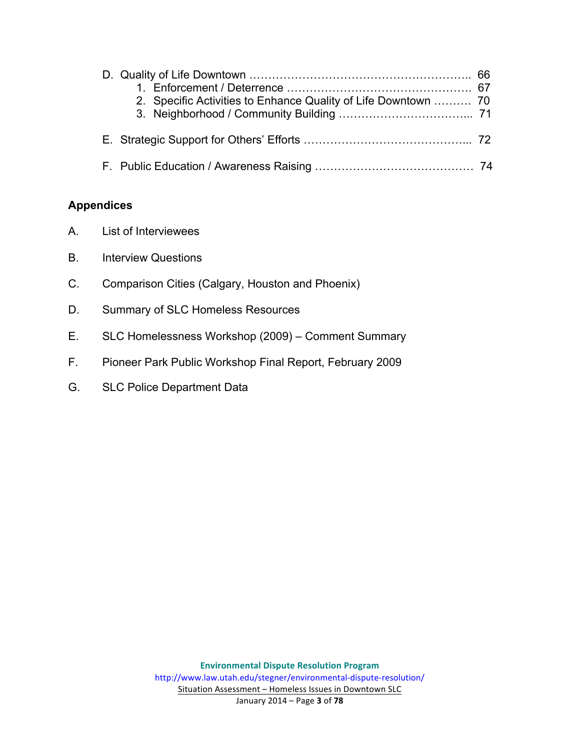D. Quality of Life Downtown ………………………………………………….. 66
   1. Enforcement / Deterrence …………………………………………. 67
   2. Specific Activities to Enhance Quality of Life Downtown ………. 70
   3. Neighborhood / Community Building …………………………….. 71

E. Strategic Support for Others' Efforts ……………………………………... 72

F. Public Education / Awareness Raising …………………………………… 74

**Appendices**

A. List of Interviewees

B. Interview Questions

C. Comparison Cities (Calgary, Houston and Phoenix)

D. Summary of SLC Homeless Resources

E. SLC Homelessness Workshop (2009) – Comment Summary

F. Pioneer Park Public Workshop Final Report, February 2009

G. SLC Police Department Data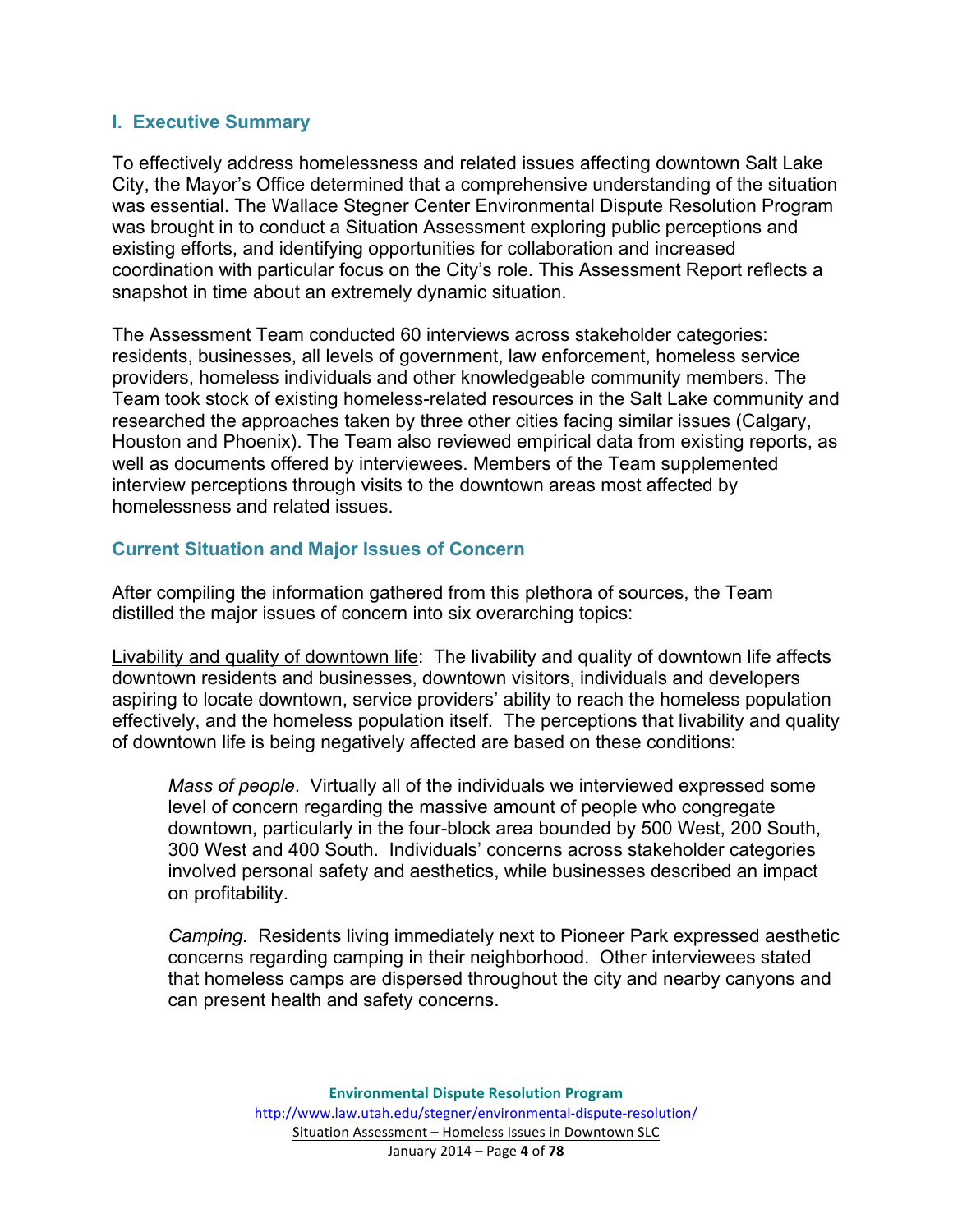## I. Executive Summary

To effectively address homelessness and related issues affecting downtown Salt Lake City, the Mayor's Office determined that a comprehensive understanding of the situation was essential. The Wallace Stegner Center Environmental Dispute Resolution Program was brought in to conduct a Situation Assessment exploring public perceptions and existing efforts, and identifying opportunities for collaboration and increased coordination with particular focus on the City's role. This Assessment Report reflects a snapshot in time about an extremely dynamic situation.

The Assessment Team conducted 60 interviews across stakeholder categories: residents, businesses, all levels of government, law enforcement, homeless service providers, homeless individuals and other knowledgeable community members. The Team took stock of existing homeless-related resources in the Salt Lake community and researched the approaches taken by three other cities facing similar issues (Calgary, Houston and Phoenix). The Team also reviewed empirical data from existing reports, as well as documents offered by interviewees. Members of the Team supplemented interview perceptions through visits to the downtown areas most affected by homelessness and related issues.

### Current Situation and Major Issues of Concern

After compiling the information gathered from this plethora of sources, the Team distilled the major issues of concern into six overarching topics:

<u>Livability and quality of downtown life</u>: The livability and quality of downtown life affects downtown residents and businesses, downtown visitors, individuals and developers aspiring to locate downtown, service providers' ability to reach the homeless population effectively, and the homeless population itself. The perceptions that livability and quality of downtown life is being negatively affected are based on these conditions:

> *Mass of people*. Virtually all of the individuals we interviewed expressed some level of concern regarding the massive amount of people who congregate downtown, particularly in the four-block area bounded by 500 West, 200 South, 300 West and 400 South. Individuals' concerns across stakeholder categories involved personal safety and aesthetics, while businesses described an impact on profitability.
>
> *Camping.* Residents living immediately next to Pioneer Park expressed aesthetic concerns regarding camping in their neighborhood. Other interviewees stated that homeless camps are dispersed throughout the city and nearby canyons and can present health and safety concerns.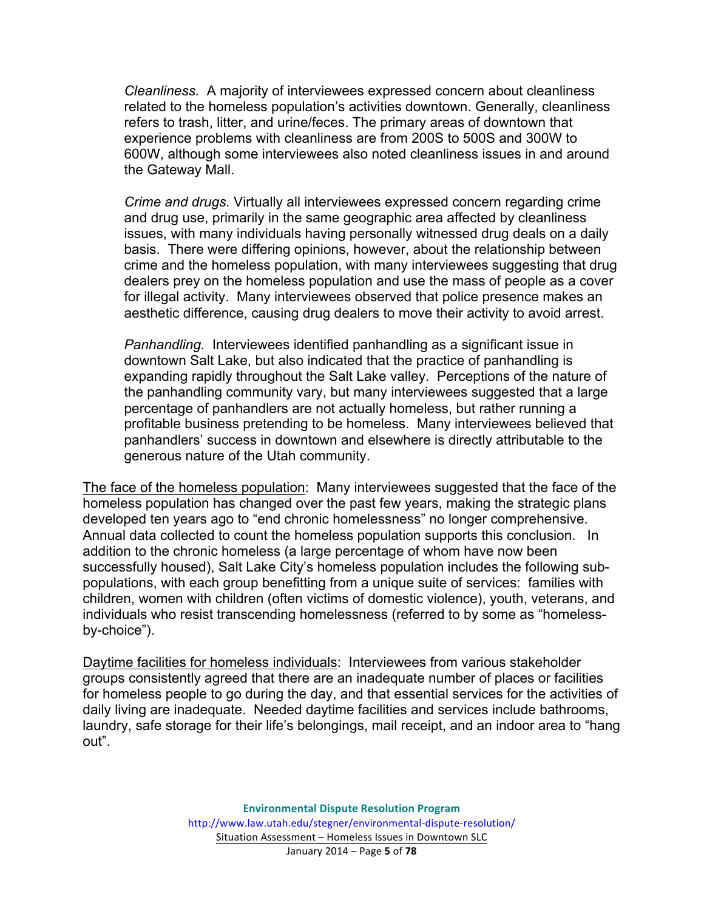*Cleanliness.* A majority of interviewees expressed concern about cleanliness related to the homeless population's activities downtown. Generally, cleanliness refers to trash, litter, and urine/feces. The primary areas of downtown that experience problems with cleanliness are from 200S to 500S and 300W to 600W, although some interviewees also noted cleanliness issues in and around the Gateway Mall.

*Crime and drugs.* Virtually all interviewees expressed concern regarding crime and drug use, primarily in the same geographic area affected by cleanliness issues, with many individuals having personally witnessed drug deals on a daily basis. There were differing opinions, however, about the relationship between crime and the homeless population, with many interviewees suggesting that drug dealers prey on the homeless population and use the mass of people as a cover for illegal activity. Many interviewees observed that police presence makes an aesthetic difference, causing drug dealers to move their activity to avoid arrest.

*Panhandling.* Interviewees identified panhandling as a significant issue in downtown Salt Lake, but also indicated that the practice of panhandling is expanding rapidly throughout the Salt Lake valley. Perceptions of the nature of the panhandling community vary, but many interviewees suggested that a large percentage of panhandlers are not actually homeless, but rather running a profitable business pretending to be homeless. Many interviewees believed that panhandlers' success in downtown and elsewhere is directly attributable to the generous nature of the Utah community.

<u>The face of the homeless population</u>: Many interviewees suggested that the face of the homeless population has changed over the past few years, making the strategic plans developed ten years ago to "end chronic homelessness" no longer comprehensive. Annual data collected to count the homeless population supports this conclusion. In addition to the chronic homeless (a large percentage of whom have now been successfully housed), Salt Lake City's homeless population includes the following sub-populations, with each group benefitting from a unique suite of services: families with children, women with children (often victims of domestic violence), youth, veterans, and individuals who resist transcending homelessness (referred to by some as "homeless-by-choice").

<u>Daytime facilities for homeless individuals</u>: Interviewees from various stakeholder groups consistently agreed that there are an inadequate number of places or facilities for homeless people to go during the day, and that essential services for the activities of daily living are inadequate. Needed daytime facilities and services include bathrooms, laundry, safe storage for their life's belongings, mail receipt, and an indoor area to "hang out".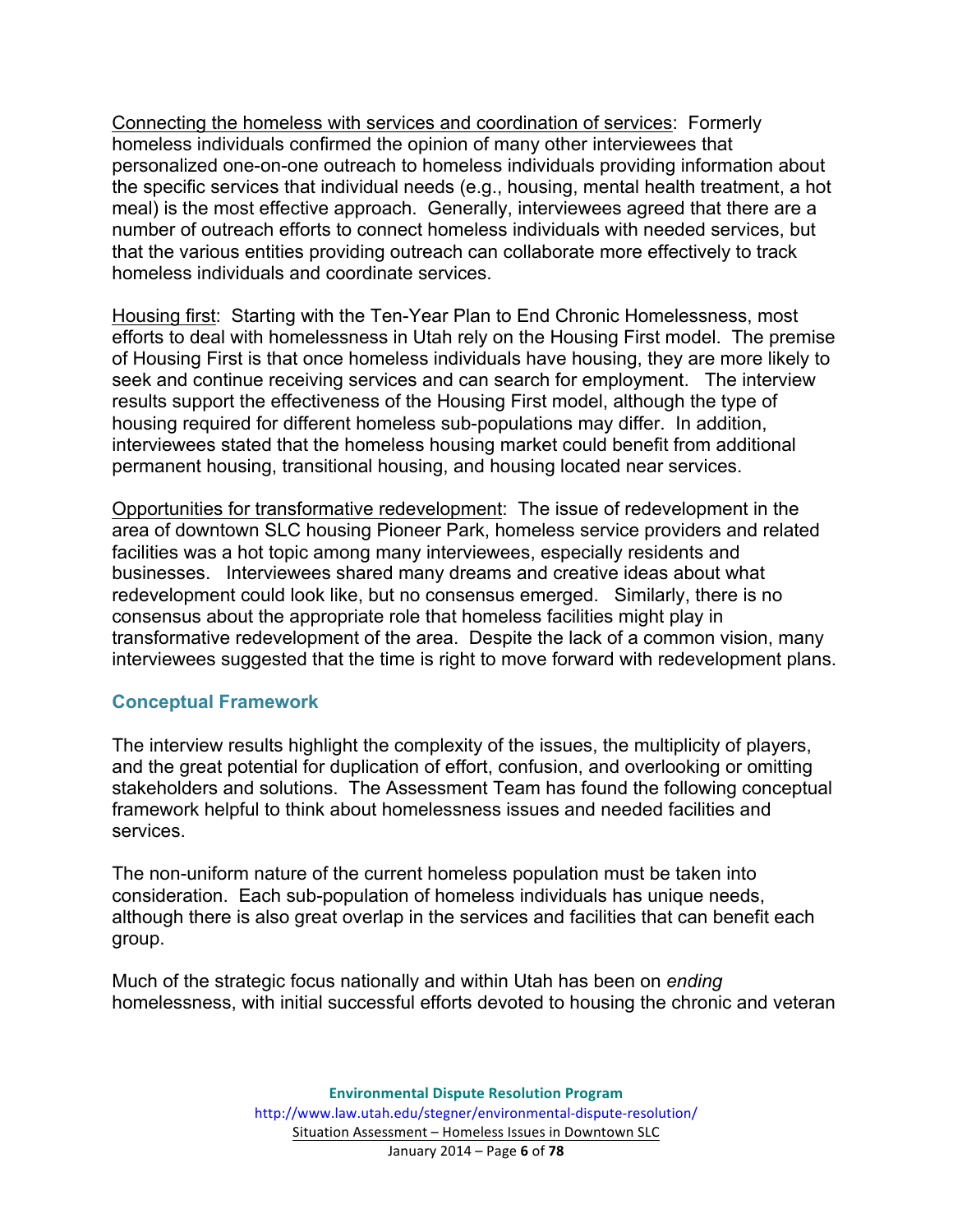Connecting the homeless with services and coordination of services: Formerly homeless individuals confirmed the opinion of many other interviewees that personalized one-on-one outreach to homeless individuals providing information about the specific services that individual needs (e.g., housing, mental health treatment, a hot meal) is the most effective approach. Generally, interviewees agreed that there are a number of outreach efforts to connect homeless individuals with needed services, but that the various entities providing outreach can collaborate more effectively to track homeless individuals and coordinate services.

Housing first: Starting with the Ten-Year Plan to End Chronic Homelessness, most efforts to deal with homelessness in Utah rely on the Housing First model. The premise of Housing First is that once homeless individuals have housing, they are more likely to seek and continue receiving services and can search for employment. The interview results support the effectiveness of the Housing First model, although the type of housing required for different homeless sub-populations may differ. In addition, interviewees stated that the homeless housing market could benefit from additional permanent housing, transitional housing, and housing located near services.

Opportunities for transformative redevelopment: The issue of redevelopment in the area of downtown SLC housing Pioneer Park, homeless service providers and related facilities was a hot topic among many interviewees, especially residents and businesses. Interviewees shared many dreams and creative ideas about what redevelopment could look like, but no consensus emerged. Similarly, there is no consensus about the appropriate role that homeless facilities might play in transformative redevelopment of the area. Despite the lack of a common vision, many interviewees suggested that the time is right to move forward with redevelopment plans.

### Conceptual Framework

The interview results highlight the complexity of the issues, the multiplicity of players, and the great potential for duplication of effort, confusion, and overlooking or omitting stakeholders and solutions. The Assessment Team has found the following conceptual framework helpful to think about homelessness issues and needed facilities and services.

The non-uniform nature of the current homeless population must be taken into consideration. Each sub-population of homeless individuals has unique needs, although there is also great overlap in the services and facilities that can benefit each group.

Much of the strategic focus nationally and within Utah has been on *ending* homelessness, with initial successful efforts devoted to housing the chronic and veteran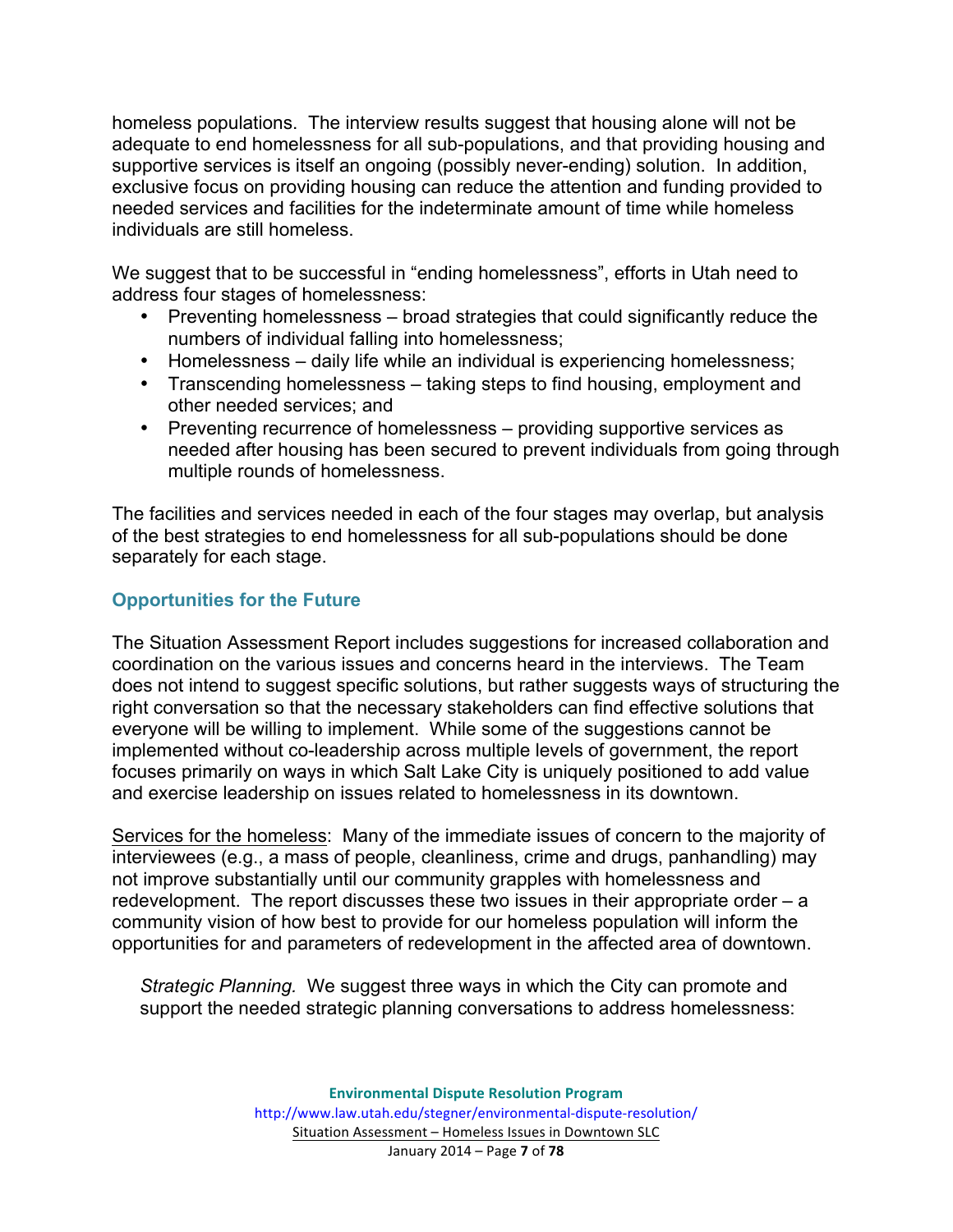homeless populations. The interview results suggest that housing alone will not be adequate to end homelessness for all sub-populations, and that providing housing and supportive services is itself an ongoing (possibly never-ending) solution. In addition, exclusive focus on providing housing can reduce the attention and funding provided to needed services and facilities for the indeterminate amount of time while homeless individuals are still homeless.

We suggest that to be successful in "ending homelessness", efforts in Utah need to address four stages of homelessness:

- Preventing homelessness – broad strategies that could significantly reduce the numbers of individual falling into homelessness;
- Homelessness – daily life while an individual is experiencing homelessness;
- Transcending homelessness – taking steps to find housing, employment and other needed services; and
- Preventing recurrence of homelessness – providing supportive services as needed after housing has been secured to prevent individuals from going through multiple rounds of homelessness.

The facilities and services needed in each of the four stages may overlap, but analysis of the best strategies to end homelessness for all sub-populations should be done separately for each stage.

### Opportunities for the Future

The Situation Assessment Report includes suggestions for increased collaboration and coordination on the various issues and concerns heard in the interviews. The Team does not intend to suggest specific solutions, but rather suggests ways of structuring the right conversation so that the necessary stakeholders can find effective solutions that everyone will be willing to implement. While some of the suggestions cannot be implemented without co-leadership across multiple levels of government, the report focuses primarily on ways in which Salt Lake City is uniquely positioned to add value and exercise leadership on issues related to homelessness in its downtown.

<u>Services for the homeless</u>: Many of the immediate issues of concern to the majority of interviewees (e.g., a mass of people, cleanliness, crime and drugs, panhandling) may not improve substantially until our community grapples with homelessness and redevelopment. The report discusses these two issues in their appropriate order – a community vision of how best to provide for our homeless population will inform the opportunities for and parameters of redevelopment in the affected area of downtown.

*Strategic Planning.* We suggest three ways in which the City can promote and support the needed strategic planning conversations to address homelessness: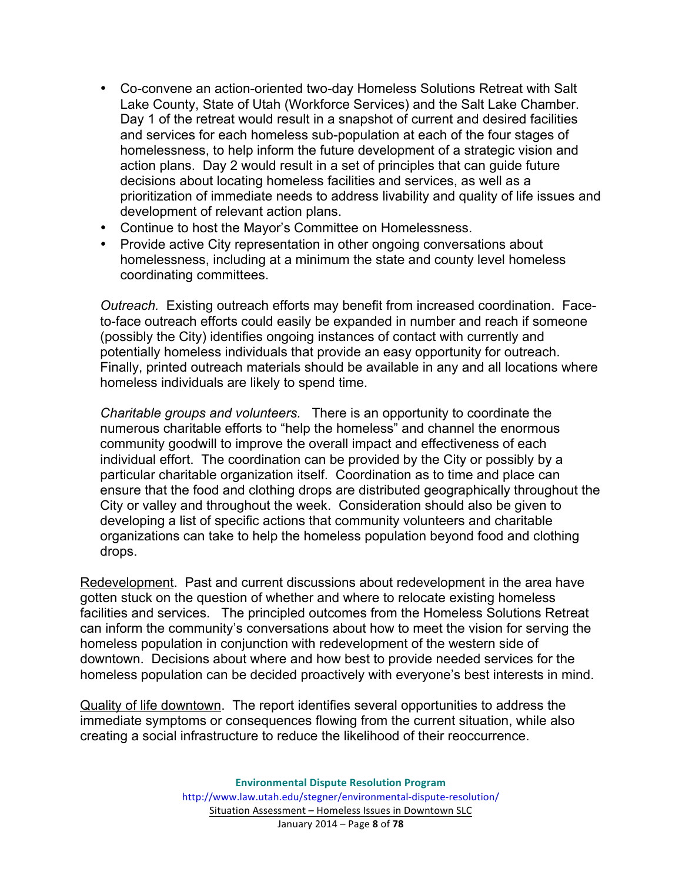- Co-convene an action-oriented two-day Homeless Solutions Retreat with Salt Lake County, State of Utah (Workforce Services) and the Salt Lake Chamber. Day 1 of the retreat would result in a snapshot of current and desired facilities and services for each homeless sub-population at each of the four stages of homelessness, to help inform the future development of a strategic vision and action plans. Day 2 would result in a set of principles that can guide future decisions about locating homeless facilities and services, as well as a prioritization of immediate needs to address livability and quality of life issues and development of relevant action plans.
- Continue to host the Mayor's Committee on Homelessness.
- Provide active City representation in other ongoing conversations about homelessness, including at a minimum the state and county level homeless coordinating committees.

*Outreach.* Existing outreach efforts may benefit from increased coordination. Face-to-face outreach efforts could easily be expanded in number and reach if someone (possibly the City) identifies ongoing instances of contact with currently and potentially homeless individuals that provide an easy opportunity for outreach. Finally, printed outreach materials should be available in any and all locations where homeless individuals are likely to spend time.

*Charitable groups and volunteers.* There is an opportunity to coordinate the numerous charitable efforts to "help the homeless" and channel the enormous community goodwill to improve the overall impact and effectiveness of each individual effort. The coordination can be provided by the City or possibly by a particular charitable organization itself. Coordination as to time and place can ensure that the food and clothing drops are distributed geographically throughout the City or valley and throughout the week. Consideration should also be given to developing a list of specific actions that community volunteers and charitable organizations can take to help the homeless population beyond food and clothing drops.

<u>Redevelopment</u>. Past and current discussions about redevelopment in the area have gotten stuck on the question of whether and where to relocate existing homeless facilities and services. The principled outcomes from the Homeless Solutions Retreat can inform the community's conversations about how to meet the vision for serving the homeless population in conjunction with redevelopment of the western side of downtown. Decisions about where and how best to provide needed services for the homeless population can be decided proactively with everyone's best interests in mind.

<u>Quality of life downtown</u>. The report identifies several opportunities to address the immediate symptoms or consequences flowing from the current situation, while also creating a social infrastructure to reduce the likelihood of their reoccurrence.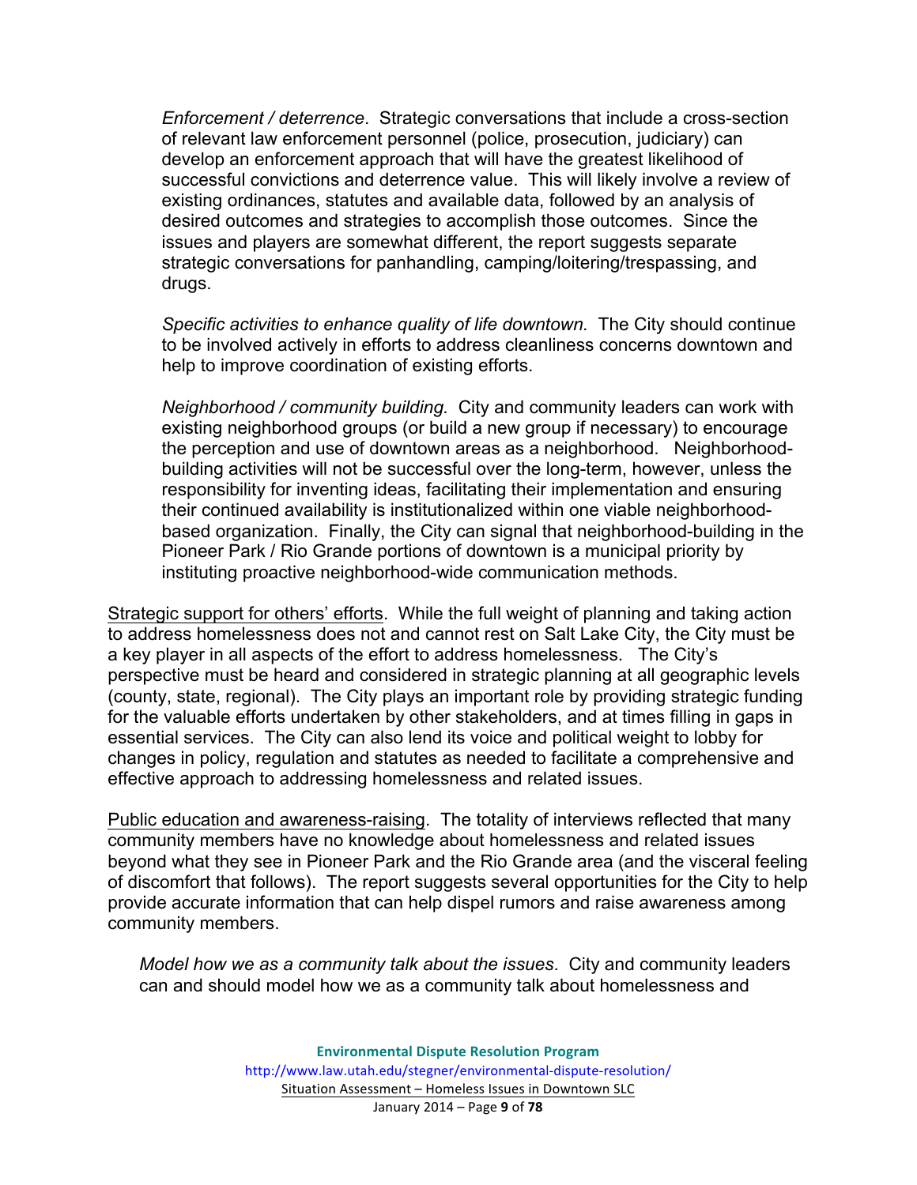*Enforcement / deterrence*. Strategic conversations that include a cross-section of relevant law enforcement personnel (police, prosecution, judiciary) can develop an enforcement approach that will have the greatest likelihood of successful convictions and deterrence value. This will likely involve a review of existing ordinances, statutes and available data, followed by an analysis of desired outcomes and strategies to accomplish those outcomes. Since the issues and players are somewhat different, the report suggests separate strategic conversations for panhandling, camping/loitering/trespassing, and drugs.

*Specific activities to enhance quality of life downtown.* The City should continue to be involved actively in efforts to address cleanliness concerns downtown and help to improve coordination of existing efforts.

*Neighborhood / community building.* City and community leaders can work with existing neighborhood groups (or build a new group if necessary) to encourage the perception and use of downtown areas as a neighborhood. Neighborhood-building activities will not be successful over the long-term, however, unless the responsibility for inventing ideas, facilitating their implementation and ensuring their continued availability is institutionalized within one viable neighborhood-based organization. Finally, the City can signal that neighborhood-building in the Pioneer Park / Rio Grande portions of downtown is a municipal priority by instituting proactive neighborhood-wide communication methods.

<u>Strategic support for others' efforts</u>. While the full weight of planning and taking action to address homelessness does not and cannot rest on Salt Lake City, the City must be a key player in all aspects of the effort to address homelessness. The City's perspective must be heard and considered in strategic planning at all geographic levels (county, state, regional). The City plays an important role by providing strategic funding for the valuable efforts undertaken by other stakeholders, and at times filling in gaps in essential services. The City can also lend its voice and political weight to lobby for changes in policy, regulation and statutes as needed to facilitate a comprehensive and effective approach to addressing homelessness and related issues.

<u>Public education and awareness-raising</u>. The totality of interviews reflected that many community members have no knowledge about homelessness and related issues beyond what they see in Pioneer Park and the Rio Grande area (and the visceral feeling of discomfort that follows). The report suggests several opportunities for the City to help provide accurate information that can help dispel rumors and raise awareness among community members.

*Model how we as a community talk about the issues*. City and community leaders can and should model how we as a community talk about homelessness and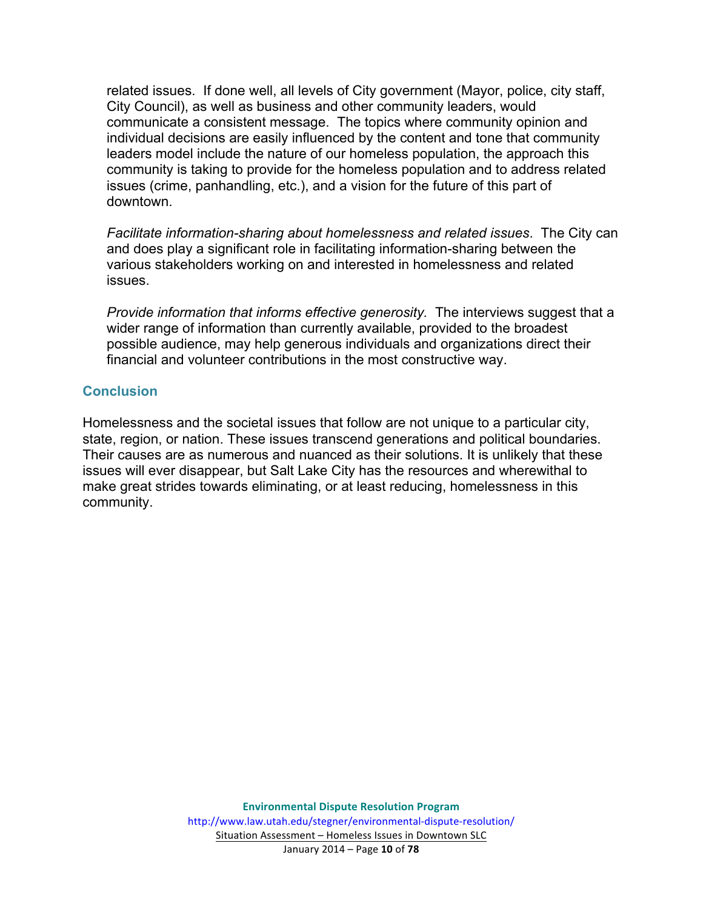related issues. If done well, all levels of City government (Mayor, police, city staff, City Council), as well as business and other community leaders, would communicate a consistent message. The topics where community opinion and individual decisions are easily influenced by the content and tone that community leaders model include the nature of our homeless population, the approach this community is taking to provide for the homeless population and to address related issues (crime, panhandling, etc.), and a vision for the future of this part of downtown.

*Facilitate information-sharing about homelessness and related issues*. The City can and does play a significant role in facilitating information-sharing between the various stakeholders working on and interested in homelessness and related issues.

*Provide information that informs effective generosity.* The interviews suggest that a wider range of information than currently available, provided to the broadest possible audience, may help generous individuals and organizations direct their financial and volunteer contributions in the most constructive way.

## Conclusion

Homelessness and the societal issues that follow are not unique to a particular city, state, region, or nation. These issues transcend generations and political boundaries. Their causes are as numerous and nuanced as their solutions. It is unlikely that these issues will ever disappear, but Salt Lake City has the resources and wherewithal to make great strides towards eliminating, or at least reducing, homelessness in this community.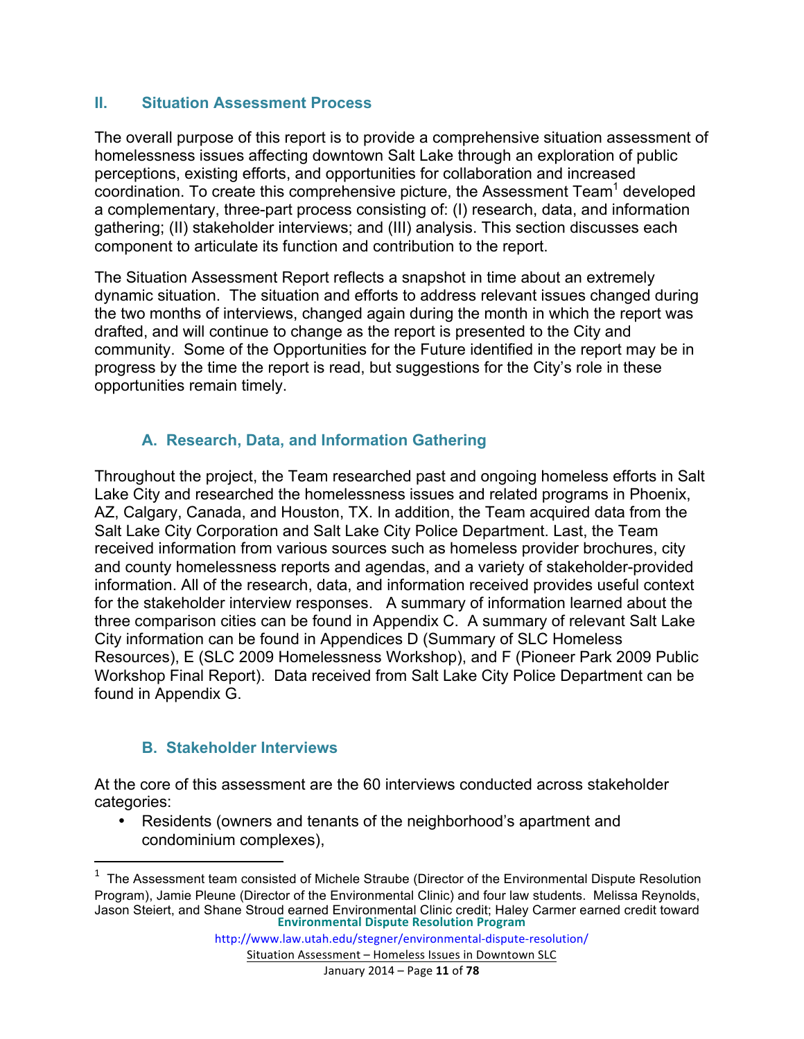## II. Situation Assessment Process

The overall purpose of this report is to provide a comprehensive situation assessment of homelessness issues affecting downtown Salt Lake through an exploration of public perceptions, existing efforts, and opportunities for collaboration and increased coordination. To create this comprehensive picture, the Assessment Team[1] developed a complementary, three-part process consisting of: (I) research, data, and information gathering; (II) stakeholder interviews; and (III) analysis. This section discusses each component to articulate its function and contribution to the report.

The Situation Assessment Report reflects a snapshot in time about an extremely dynamic situation. The situation and efforts to address relevant issues changed during the two months of interviews, changed again during the month in which the report was drafted, and will continue to change as the report is presented to the City and community. Some of the Opportunities for the Future identified in the report may be in progress by the time the report is read, but suggestions for the City's role in these opportunities remain timely.

### A. Research, Data, and Information Gathering

Throughout the project, the Team researched past and ongoing homeless efforts in Salt Lake City and researched the homelessness issues and related programs in Phoenix, AZ, Calgary, Canada, and Houston, TX. In addition, the Team acquired data from the Salt Lake City Corporation and Salt Lake City Police Department. Last, the Team received information from various sources such as homeless provider brochures, city and county homelessness reports and agendas, and a variety of stakeholder-provided information. All of the research, data, and information received provides useful context for the stakeholder interview responses. A summary of information learned about the three comparison cities can be found in Appendix C. A summary of relevant Salt Lake City information can be found in Appendices D (Summary of SLC Homeless Resources), E (SLC 2009 Homelessness Workshop), and F (Pioneer Park 2009 Public Workshop Final Report). Data received from Salt Lake City Police Department can be found in Appendix G.

### B. Stakeholder Interviews

At the core of this assessment are the 60 interviews conducted across stakeholder categories:

- Residents (owners and tenants of the neighborhood's apartment and condominium complexes),

[1] The Assessment team consisted of Michele Straube (Director of the Environmental Dispute Resolution Program), Jamie Pleune (Director of the Environmental Clinic) and four law students. Melissa Reynolds, Jason Steiert, and Shane Stroud earned Environmental Clinic credit; Haley Carmer earned credit toward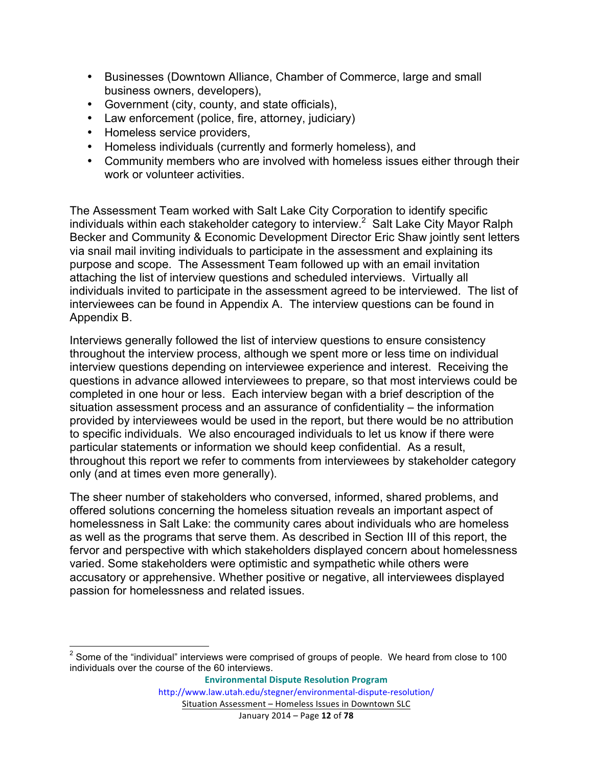- Businesses (Downtown Alliance, Chamber of Commerce, large and small business owners, developers),
- Government (city, county, and state officials),
- Law enforcement (police, fire, attorney, judiciary)
- Homeless service providers,
- Homeless individuals (currently and formerly homeless), and
- Community members who are involved with homeless issues either through their work or volunteer activities.

The Assessment Team worked with Salt Lake City Corporation to identify specific individuals within each stakeholder category to interview.[2] Salt Lake City Mayor Ralph Becker and Community & Economic Development Director Eric Shaw jointly sent letters via snail mail inviting individuals to participate in the assessment and explaining its purpose and scope. The Assessment Team followed up with an email invitation attaching the list of interview questions and scheduled interviews. Virtually all individuals invited to participate in the assessment agreed to be interviewed. The list of interviewees can be found in Appendix A. The interview questions can be found in Appendix B.

Interviews generally followed the list of interview questions to ensure consistency throughout the interview process, although we spent more or less time on individual interview questions depending on interviewee experience and interest. Receiving the questions in advance allowed interviewees to prepare, so that most interviews could be completed in one hour or less. Each interview began with a brief description of the situation assessment process and an assurance of confidentiality – the information provided by interviewees would be used in the report, but there would be no attribution to specific individuals. We also encouraged individuals to let us know if there were particular statements or information we should keep confidential. As a result, throughout this report we refer to comments from interviewees by stakeholder category only (and at times even more generally).

The sheer number of stakeholders who conversed, informed, shared problems, and offered solutions concerning the homeless situation reveals an important aspect of homelessness in Salt Lake: the community cares about individuals who are homeless as well as the programs that serve them. As described in Section III of this report, the fervor and perspective with which stakeholders displayed concern about homelessness varied. Some stakeholders were optimistic and sympathetic while others were accusatory or apprehensive. Whether positive or negative, all interviewees displayed passion for homelessness and related issues.

[2] Some of the "individual" interviews were comprised of groups of people. We heard from close to 100 individuals over the course of the 60 interviews.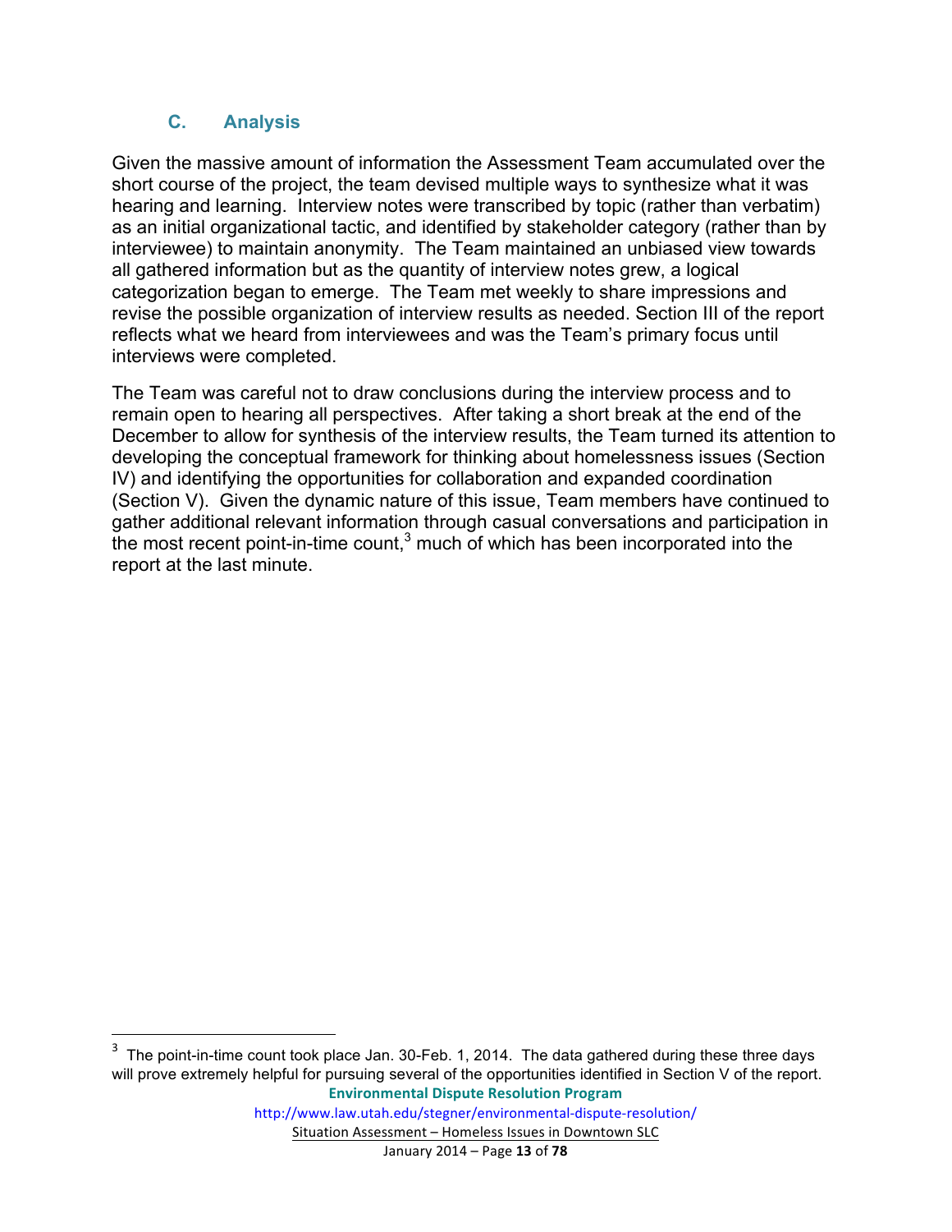### C. Analysis

Given the massive amount of information the Assessment Team accumulated over the short course of the project, the team devised multiple ways to synthesize what it was hearing and learning. Interview notes were transcribed by topic (rather than verbatim) as an initial organizational tactic, and identified by stakeholder category (rather than by interviewee) to maintain anonymity. The Team maintained an unbiased view towards all gathered information but as the quantity of interview notes grew, a logical categorization began to emerge. The Team met weekly to share impressions and revise the possible organization of interview results as needed. Section III of the report reflects what we heard from interviewees and was the Team's primary focus until interviews were completed.

The Team was careful not to draw conclusions during the interview process and to remain open to hearing all perspectives. After taking a short break at the end of the December to allow for synthesis of the interview results, the Team turned its attention to developing the conceptual framework for thinking about homelessness issues (Section IV) and identifying the opportunities for collaboration and expanded coordination (Section V). Given the dynamic nature of this issue, Team members have continued to gather additional relevant information through casual conversations and participation in the most recent point-in-time count,[3] much of which has been incorporated into the report at the last minute.

---

[3] The point-in-time count took place Jan. 30-Feb. 1, 2014. The data gathered during these three days will prove extremely helpful for pursuing several of the opportunities identified in Section V of the report.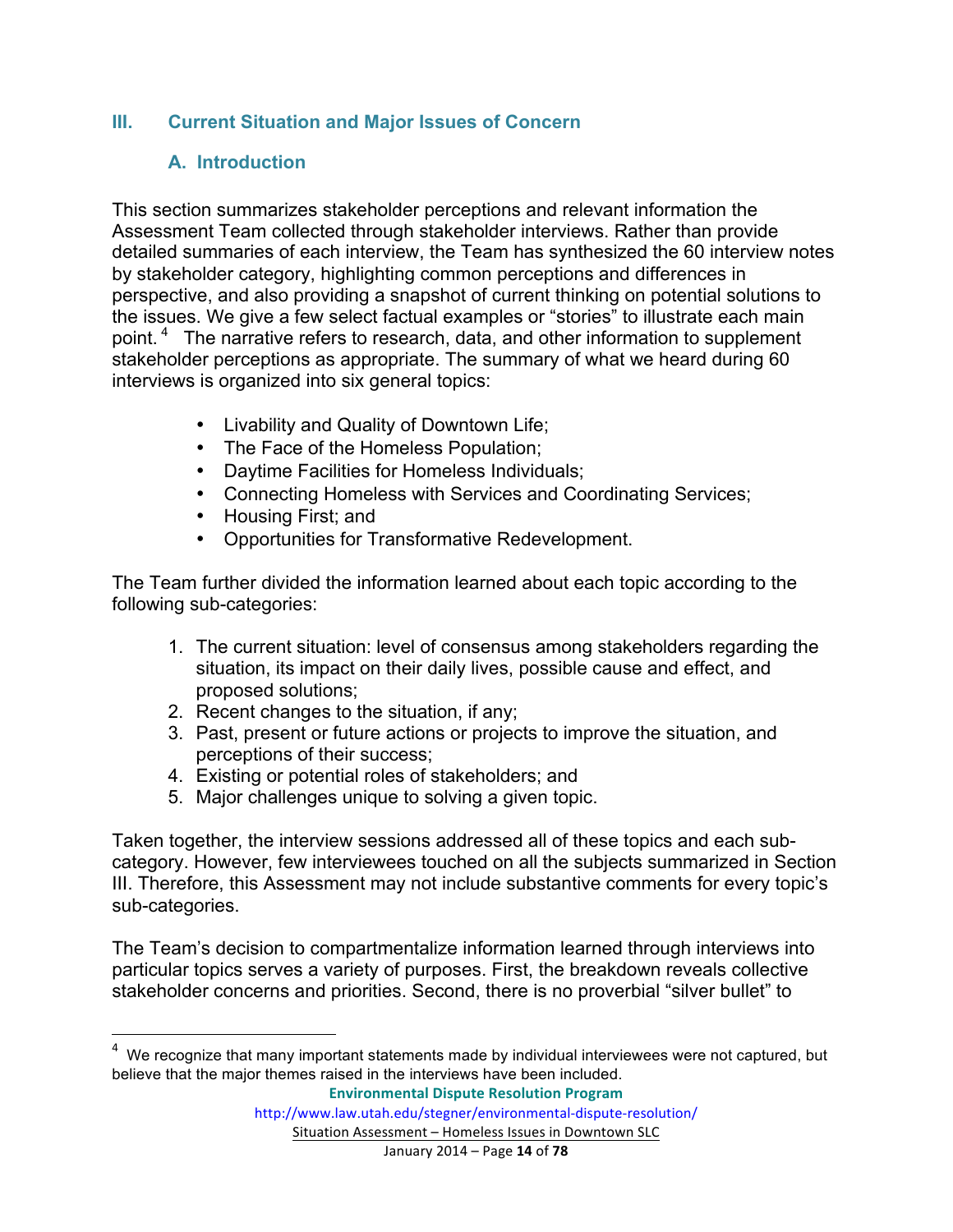## III. Current Situation and Major Issues of Concern

### A. Introduction

This section summarizes stakeholder perceptions and relevant information the Assessment Team collected through stakeholder interviews. Rather than provide detailed summaries of each interview, the Team has synthesized the 60 interview notes by stakeholder category, highlighting common perceptions and differences in perspective, and also providing a snapshot of current thinking on potential solutions to the issues. We give a few select factual examples or "stories" to illustrate each main point.[4] The narrative refers to research, data, and other information to supplement stakeholder perceptions as appropriate. The summary of what we heard during 60 interviews is organized into six general topics:

- Livability and Quality of Downtown Life;
- The Face of the Homeless Population;
- Daytime Facilities for Homeless Individuals;
- Connecting Homeless with Services and Coordinating Services;
- Housing First; and
- Opportunities for Transformative Redevelopment.

The Team further divided the information learned about each topic according to the following sub-categories:

1. The current situation: level of consensus among stakeholders regarding the situation, its impact on their daily lives, possible cause and effect, and proposed solutions;
2. Recent changes to the situation, if any;
3. Past, present or future actions or projects to improve the situation, and perceptions of their success;
4. Existing or potential roles of stakeholders; and
5. Major challenges unique to solving a given topic.

Taken together, the interview sessions addressed all of these topics and each sub-category. However, few interviewees touched on all the subjects summarized in Section III. Therefore, this Assessment may not include substantive comments for every topic's sub-categories.

The Team's decision to compartmentalize information learned through interviews into particular topics serves a variety of purposes. First, the breakdown reveals collective stakeholder concerns and priorities. Second, there is no proverbial "silver bullet" to

[4] We recognize that many important statements made by individual interviewees were not captured, but believe that the major themes raised in the interviews have been included.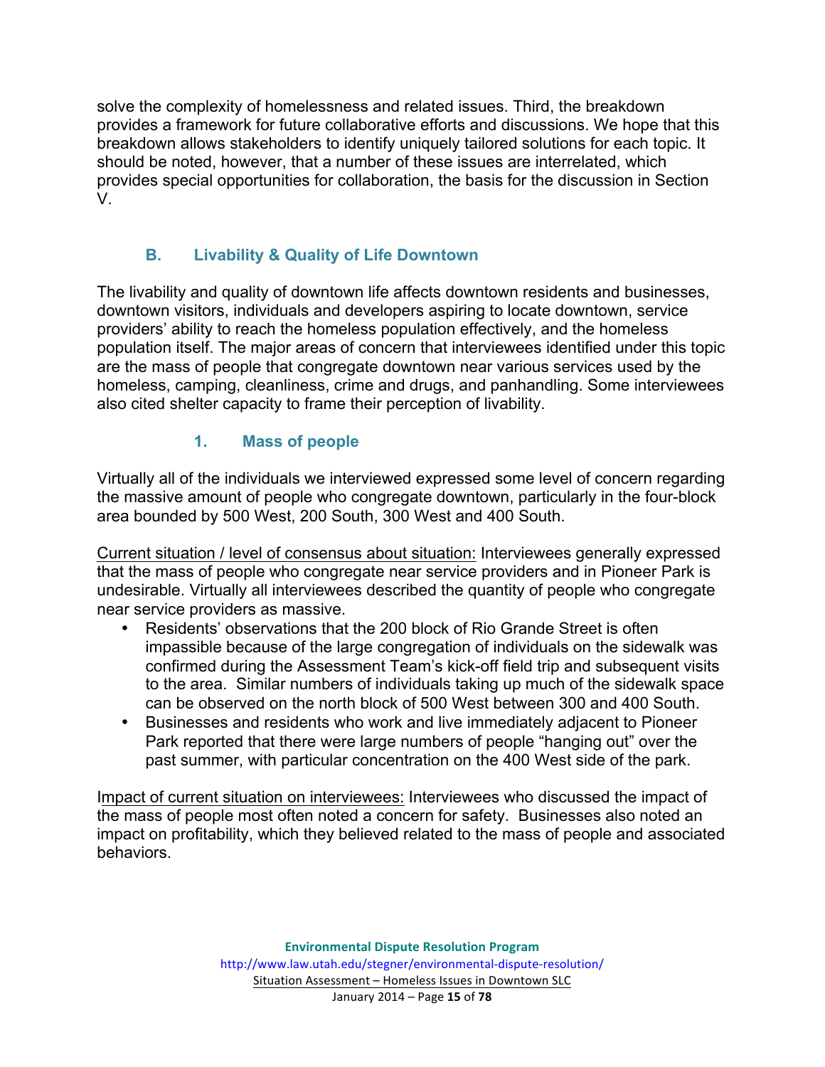solve the complexity of homelessness and related issues. Third, the breakdown provides a framework for future collaborative efforts and discussions. We hope that this breakdown allows stakeholders to identify uniquely tailored solutions for each topic. It should be noted, however, that a number of these issues are interrelated, which provides special opportunities for collaboration, the basis for the discussion in Section V.

## B. Livability & Quality of Life Downtown

The livability and quality of downtown life affects downtown residents and businesses, downtown visitors, individuals and developers aspiring to locate downtown, service providers' ability to reach the homeless population effectively, and the homeless population itself. The major areas of concern that interviewees identified under this topic are the mass of people that congregate downtown near various services used by the homeless, camping, cleanliness, crime and drugs, and panhandling. Some interviewees also cited shelter capacity to frame their perception of livability.

### 1. Mass of people

Virtually all of the individuals we interviewed expressed some level of concern regarding the massive amount of people who congregate downtown, particularly in the four-block area bounded by 500 West, 200 South, 300 West and 400 South.

Current situation / level of consensus about situation: Interviewees generally expressed that the mass of people who congregate near service providers and in Pioneer Park is undesirable. Virtually all interviewees described the quantity of people who congregate near service providers as massive.

- Residents' observations that the 200 block of Rio Grande Street is often impassible because of the large congregation of individuals on the sidewalk was confirmed during the Assessment Team's kick-off field trip and subsequent visits to the area. Similar numbers of individuals taking up much of the sidewalk space can be observed on the north block of 500 West between 300 and 400 South.
- Businesses and residents who work and live immediately adjacent to Pioneer Park reported that there were large numbers of people "hanging out" over the past summer, with particular concentration on the 400 West side of the park.

Impact of current situation on interviewees: Interviewees who discussed the impact of the mass of people most often noted a concern for safety. Businesses also noted an impact on profitability, which they believed related to the mass of people and associated behaviors.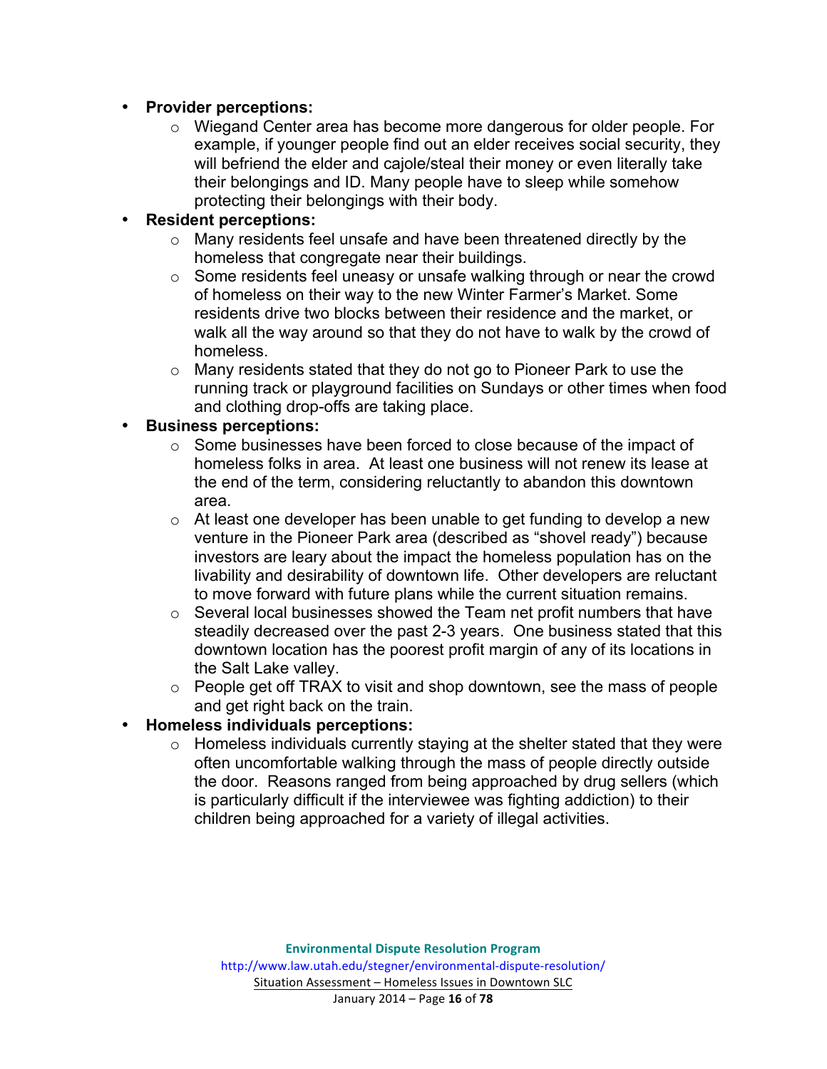- **Provider perceptions:**
  - Wiegand Center area has become more dangerous for older people. For example, if younger people find out an elder receives social security, they will befriend the elder and cajole/steal their money or even literally take their belongings and ID. Many people have to sleep while somehow protecting their belongings with their body.
- **Resident perceptions:**
  - Many residents feel unsafe and have been threatened directly by the homeless that congregate near their buildings.
  - Some residents feel uneasy or unsafe walking through or near the crowd of homeless on their way to the new Winter Farmer's Market. Some residents drive two blocks between their residence and the market, or walk all the way around so that they do not have to walk by the crowd of homeless.
  - Many residents stated that they do not go to Pioneer Park to use the running track or playground facilities on Sundays or other times when food and clothing drop-offs are taking place.
- **Business perceptions:**
  - Some businesses have been forced to close because of the impact of homeless folks in area. At least one business will not renew its lease at the end of the term, considering reluctantly to abandon this downtown area.
  - At least one developer has been unable to get funding to develop a new venture in the Pioneer Park area (described as "shovel ready") because investors are leary about the impact the homeless population has on the livability and desirability of downtown life. Other developers are reluctant to move forward with future plans while the current situation remains.
  - Several local businesses showed the Team net profit numbers that have steadily decreased over the past 2-3 years. One business stated that this downtown location has the poorest profit margin of any of its locations in the Salt Lake valley.
  - People get off TRAX to visit and shop downtown, see the mass of people and get right back on the train.
- **Homeless individuals perceptions:**
  - Homeless individuals currently staying at the shelter stated that they were often uncomfortable walking through the mass of people directly outside the door. Reasons ranged from being approached by drug sellers (which is particularly difficult if the interviewee was fighting addiction) to their children being approached for a variety of illegal activities.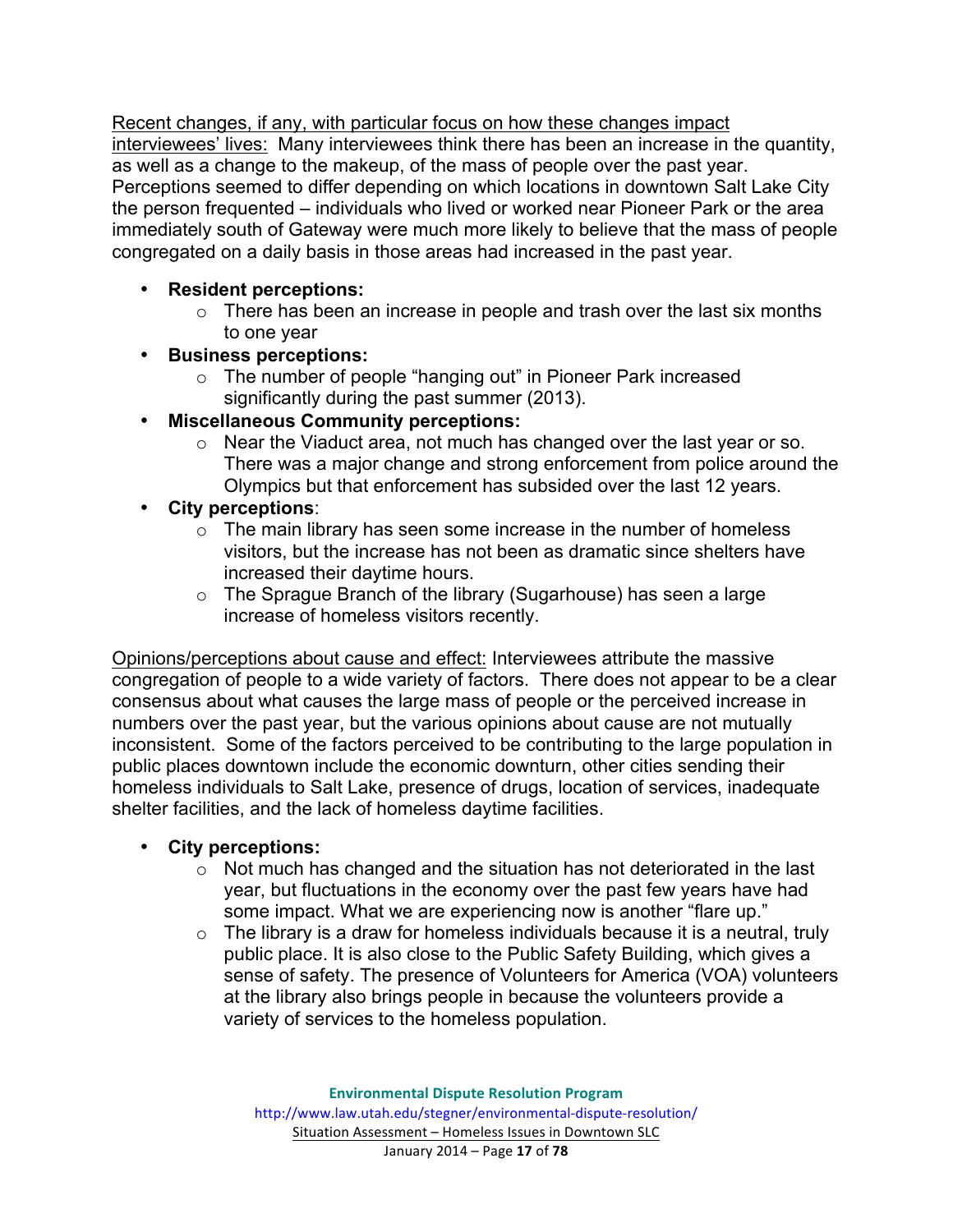<u>Recent changes, if any, with particular focus on how these changes impact interviewees' lives:</u> Many interviewees think there has been an increase in the quantity, as well as a change to the makeup, of the mass of people over the past year. Perceptions seemed to differ depending on which locations in downtown Salt Lake City the person frequented – individuals who lived or worked near Pioneer Park or the area immediately south of Gateway were much more likely to believe that the mass of people congregated on a daily basis in those areas had increased in the past year.

- **Resident perceptions:**
    - There has been an increase in people and trash over the last six months to one year
- **Business perceptions:**
    - The number of people "hanging out" in Pioneer Park increased significantly during the past summer (2013).
- **Miscellaneous Community perceptions:**
    - Near the Viaduct area, not much has changed over the last year or so. There was a major change and strong enforcement from police around the Olympics but that enforcement has subsided over the last 12 years.
- **City perceptions**:
    - The main library has seen some increase in the number of homeless visitors, but the increase has not been as dramatic since shelters have increased their daytime hours.
    - The Sprague Branch of the library (Sugarhouse) has seen a large increase of homeless visitors recently.

<u>Opinions/perceptions about cause and effect:</u> Interviewees attribute the massive congregation of people to a wide variety of factors. There does not appear to be a clear consensus about what causes the large mass of people or the perceived increase in numbers over the past year, but the various opinions about cause are not mutually inconsistent. Some of the factors perceived to be contributing to the large population in public places downtown include the economic downturn, other cities sending their homeless individuals to Salt Lake, presence of drugs, location of services, inadequate shelter facilities, and the lack of homeless daytime facilities.

- **City perceptions:**
    - Not much has changed and the situation has not deteriorated in the last year, but fluctuations in the economy over the past few years have had some impact. What we are experiencing now is another "flare up."
    - The library is a draw for homeless individuals because it is a neutral, truly public place. It is also close to the Public Safety Building, which gives a sense of safety. The presence of Volunteers for America (VOA) volunteers at the library also brings people in because the volunteers provide a variety of services to the homeless population.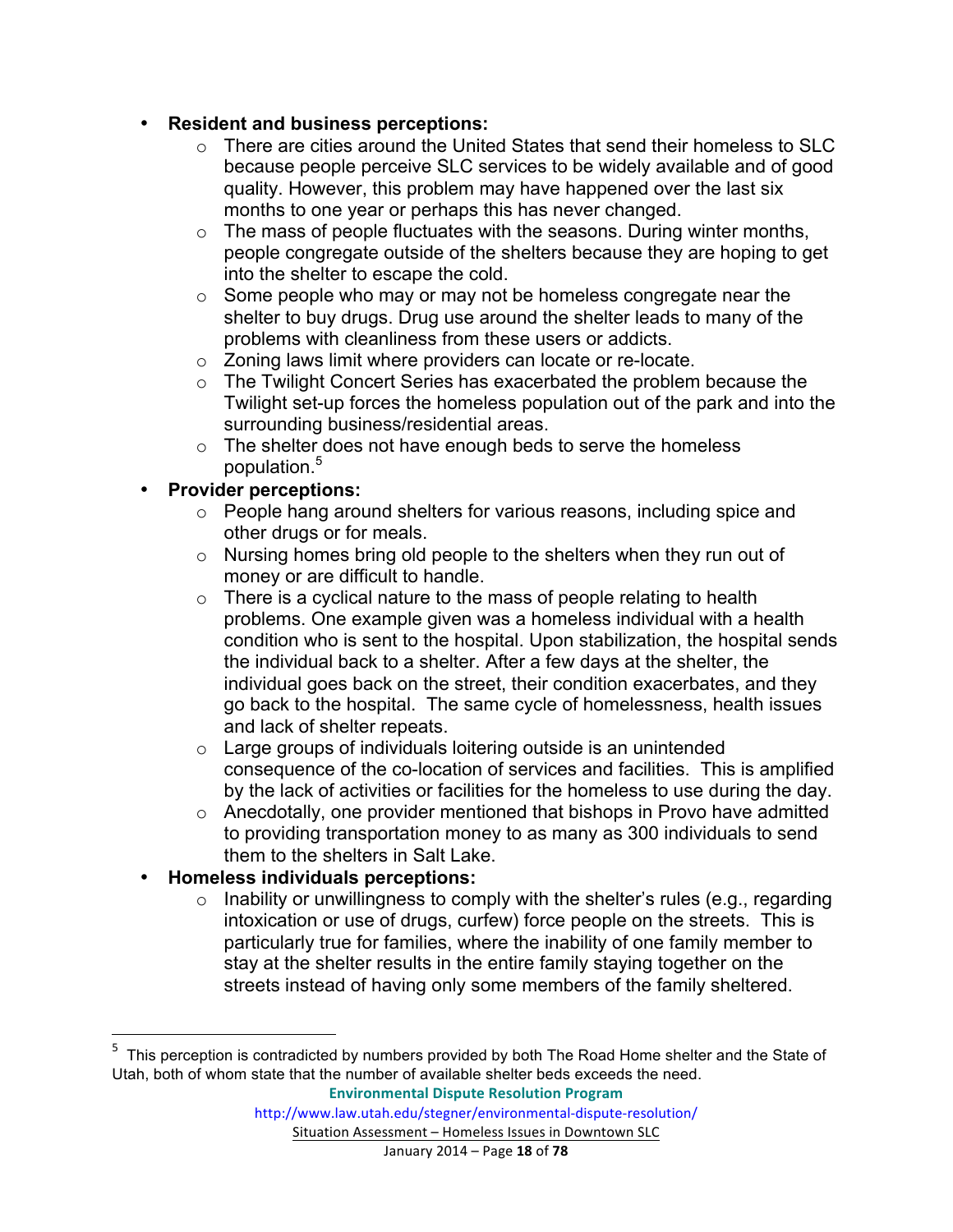- **Resident and business perceptions:**
    - There are cities around the United States that send their homeless to SLC because people perceive SLC services to be widely available and of good quality. However, this problem may have happened over the last six months to one year or perhaps this has never changed.
    - The mass of people fluctuates with the seasons. During winter months, people congregate outside of the shelters because they are hoping to get into the shelter to escape the cold.
    - Some people who may or may not be homeless congregate near the shelter to buy drugs. Drug use around the shelter leads to many of the problems with cleanliness from these users or addicts.
    - Zoning laws limit where providers can locate or re-locate.
    - The Twilight Concert Series has exacerbated the problem because the Twilight set-up forces the homeless population out of the park and into the surrounding business/residential areas.
    - The shelter does not have enough beds to serve the homeless population.[5]
- **Provider perceptions:**
    - People hang around shelters for various reasons, including spice and other drugs or for meals.
    - Nursing homes bring old people to the shelters when they run out of money or are difficult to handle.
    - There is a cyclical nature to the mass of people relating to health problems. One example given was a homeless individual with a health condition who is sent to the hospital. Upon stabilization, the hospital sends the individual back to a shelter. After a few days at the shelter, the individual goes back on the street, their condition exacerbates, and they go back to the hospital. The same cycle of homelessness, health issues and lack of shelter repeats.
    - Large groups of individuals loitering outside is an unintended consequence of the co-location of services and facilities. This is amplified by the lack of activities or facilities for the homeless to use during the day.
    - Anecdotally, one provider mentioned that bishops in Provo have admitted to providing transportation money to as many as 300 individuals to send them to the shelters in Salt Lake.
- **Homeless individuals perceptions:**
    - Inability or unwillingness to comply with the shelter's rules (e.g., regarding intoxication or use of drugs, curfew) force people on the streets. This is particularly true for families, where the inability of one family member to stay at the shelter results in the entire family staying together on the streets instead of having only some members of the family sheltered.

---

[5] This perception is contradicted by numbers provided by both The Road Home shelter and the State of Utah, both of whom state that the number of available shelter beds exceeds the need.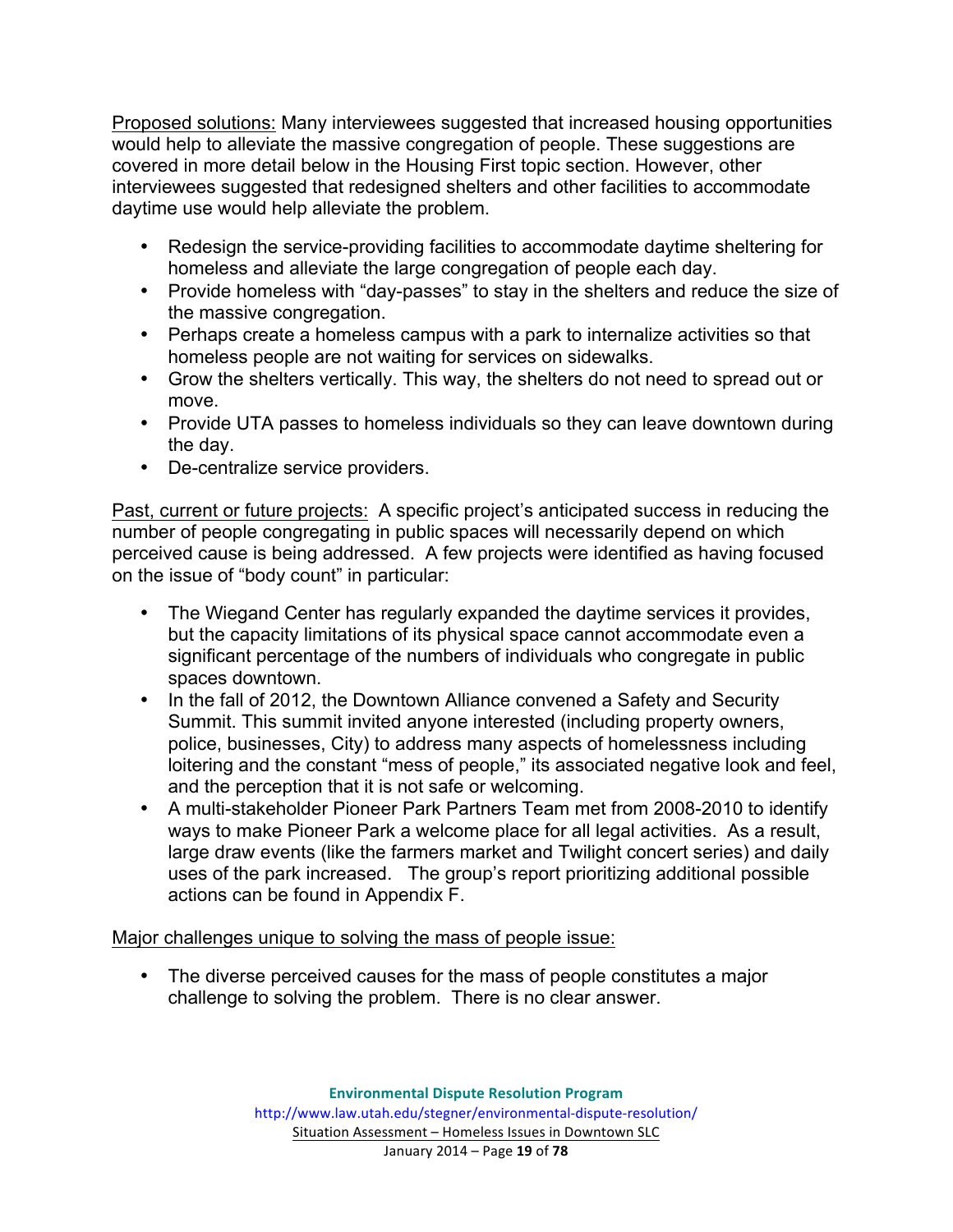<u>Proposed solutions:</u> Many interviewees suggested that increased housing opportunities would help to alleviate the massive congregation of people. These suggestions are covered in more detail below in the Housing First topic section. However, other interviewees suggested that redesigned shelters and other facilities to accommodate daytime use would help alleviate the problem.

- Redesign the service-providing facilities to accommodate daytime sheltering for homeless and alleviate the large congregation of people each day.
- Provide homeless with "day-passes" to stay in the shelters and reduce the size of the massive congregation.
- Perhaps create a homeless campus with a park to internalize activities so that homeless people are not waiting for services on sidewalks.
- Grow the shelters vertically. This way, the shelters do not need to spread out or move.
- Provide UTA passes to homeless individuals so they can leave downtown during the day.
- De-centralize service providers.

<u>Past, current or future projects:</u> A specific project's anticipated success in reducing the number of people congregating in public spaces will necessarily depend on which perceived cause is being addressed. A few projects were identified as having focused on the issue of "body count" in particular:

- The Wiegand Center has regularly expanded the daytime services it provides, but the capacity limitations of its physical space cannot accommodate even a significant percentage of the numbers of individuals who congregate in public spaces downtown.
- In the fall of 2012, the Downtown Alliance convened a Safety and Security Summit. This summit invited anyone interested (including property owners, police, businesses, City) to address many aspects of homelessness including loitering and the constant "mess of people," its associated negative look and feel, and the perception that it is not safe or welcoming.
- A multi-stakeholder Pioneer Park Partners Team met from 2008-2010 to identify ways to make Pioneer Park a welcome place for all legal activities. As a result, large draw events (like the farmers market and Twilight concert series) and daily uses of the park increased. The group's report prioritizing additional possible actions can be found in Appendix F.

<u>Major challenges unique to solving the mass of people issue:</u>

- The diverse perceived causes for the mass of people constitutes a major challenge to solving the problem. There is no clear answer.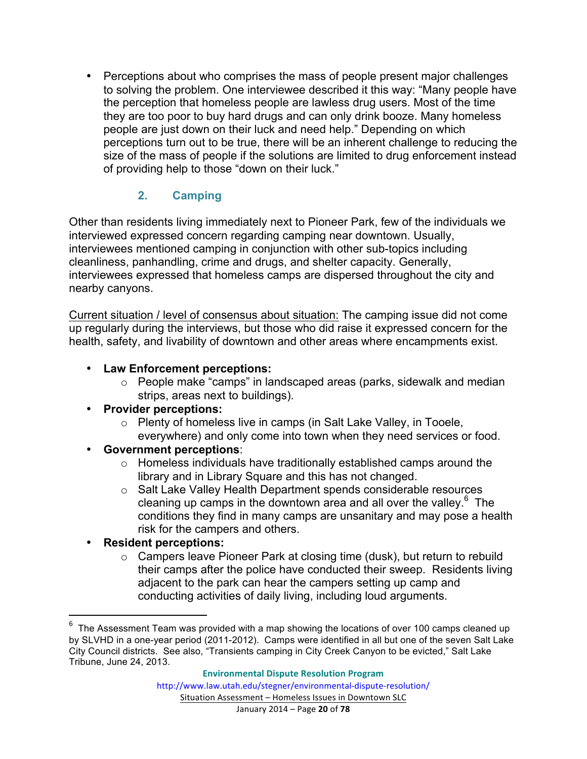- Perceptions about who comprises the mass of people present major challenges to solving the problem. One interviewee described it this way: "Many people have the perception that homeless people are lawless drug users. Most of the time they are too poor to buy hard drugs and can only drink booze. Many homeless people are just down on their luck and need help." Depending on which perceptions turn out to be true, there will be an inherent challenge to reducing the size of the mass of people if the solutions are limited to drug enforcement instead of providing help to those "down on their luck."

### 2. Camping

Other than residents living immediately next to Pioneer Park, few of the individuals we interviewed expressed concern regarding camping near downtown. Usually, interviewees mentioned camping in conjunction with other sub-topics including cleanliness, panhandling, crime and drugs, and shelter capacity. Generally, interviewees expressed that homeless camps are dispersed throughout the city and nearby canyons.

Current situation / level of consensus about situation: The camping issue did not come up regularly during the interviews, but those who did raise it expressed concern for the health, safety, and livability of downtown and other areas where encampments exist.

- **Law Enforcement perceptions:**
  - People make "camps" in landscaped areas (parks, sidewalk and median strips, areas next to buildings).
- **Provider perceptions:**
  - Plenty of homeless live in camps (in Salt Lake Valley, in Tooele, everywhere) and only come into town when they need services or food.
- **Government perceptions**:
  - Homeless individuals have traditionally established camps around the library and in Library Square and this has not changed.
  - Salt Lake Valley Health Department spends considerable resources cleaning up camps in the downtown area and all over the valley.[6] The conditions they find in many camps are unsanitary and may pose a health risk for the campers and others.
- **Resident perceptions:**
  - Campers leave Pioneer Park at closing time (dusk), but return to rebuild their camps after the police have conducted their sweep. Residents living adjacent to the park can hear the campers setting up camp and conducting activities of daily living, including loud arguments.

[6] The Assessment Team was provided with a map showing the locations of over 100 camps cleaned up by SLVHD in a one-year period (2011-2012). Camps were identified in all but one of the seven Salt Lake City Council districts. See also, "Transients camping in City Creek Canyon to be evicted," Salt Lake Tribune, June 24, 2013.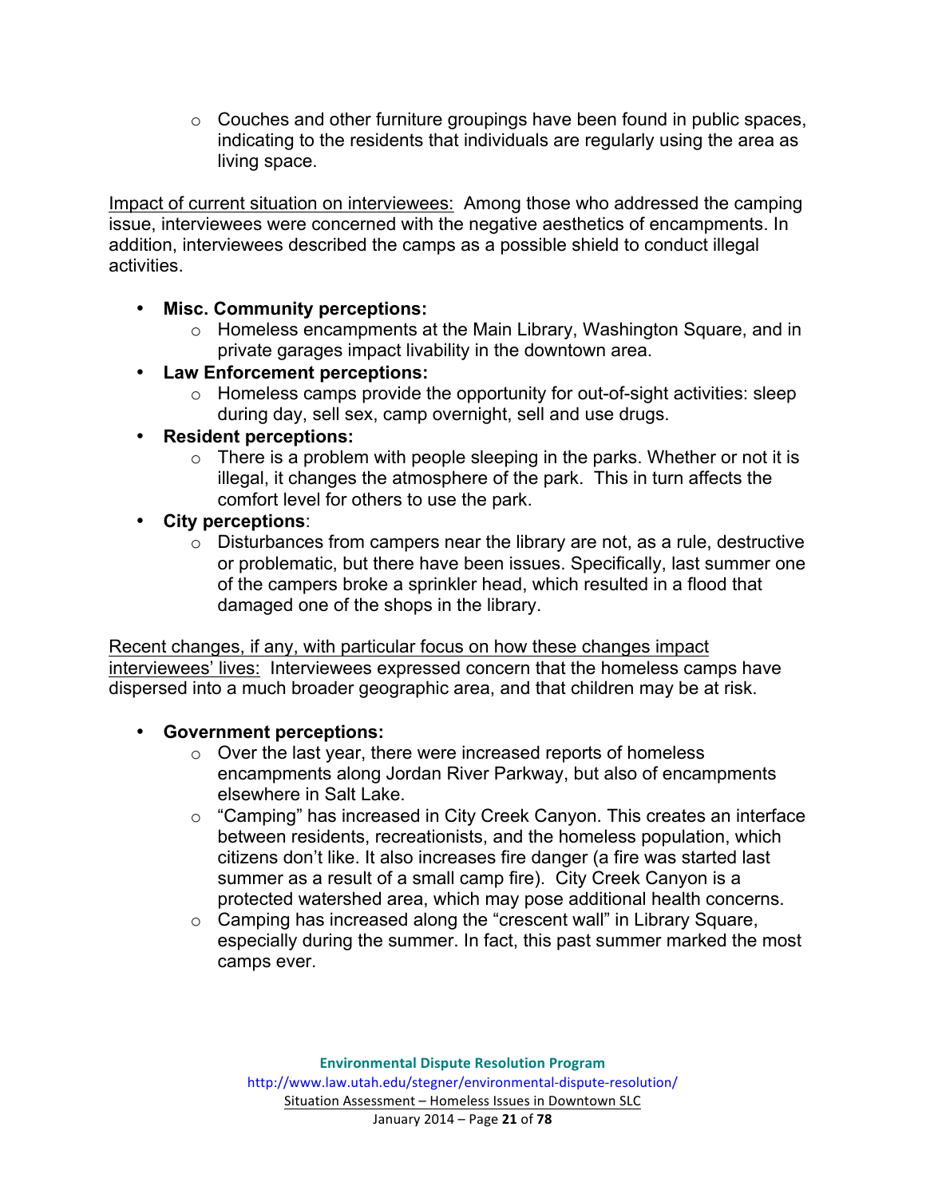- Couches and other furniture groupings have been found in public spaces, indicating to the residents that individuals are regularly using the area as living space.

Impact of current situation on interviewees: Among those who addressed the camping issue, interviewees were concerned with the negative aesthetics of encampments. In addition, interviewees described the camps as a possible shield to conduct illegal activities.

- **Misc. Community perceptions:**
    - Homeless encampments at the Main Library, Washington Square, and in private garages impact livability in the downtown area.
- **Law Enforcement perceptions:**
    - Homeless camps provide the opportunity for out-of-sight activities: sleep during day, sell sex, camp overnight, sell and use drugs.
- **Resident perceptions:**
    - There is a problem with people sleeping in the parks. Whether or not it is illegal, it changes the atmosphere of the park. This in turn affects the comfort level for others to use the park.
- **City perceptions**:
    - Disturbances from campers near the library are not, as a rule, destructive or problematic, but there have been issues. Specifically, last summer one of the campers broke a sprinkler head, which resulted in a flood that damaged one of the shops in the library.

Recent changes, if any, with particular focus on how these changes impact interviewees' lives: Interviewees expressed concern that the homeless camps have dispersed into a much broader geographic area, and that children may be at risk.

- **Government perceptions:**
    - Over the last year, there were increased reports of homeless encampments along Jordan River Parkway, but also of encampments elsewhere in Salt Lake.
    - "Camping" has increased in City Creek Canyon. This creates an interface between residents, recreationists, and the homeless population, which citizens don't like. It also increases fire danger (a fire was started last summer as a result of a small camp fire). City Creek Canyon is a protected watershed area, which may pose additional health concerns.
    - Camping has increased along the "crescent wall" in Library Square, especially during the summer. In fact, this past summer marked the most camps ever.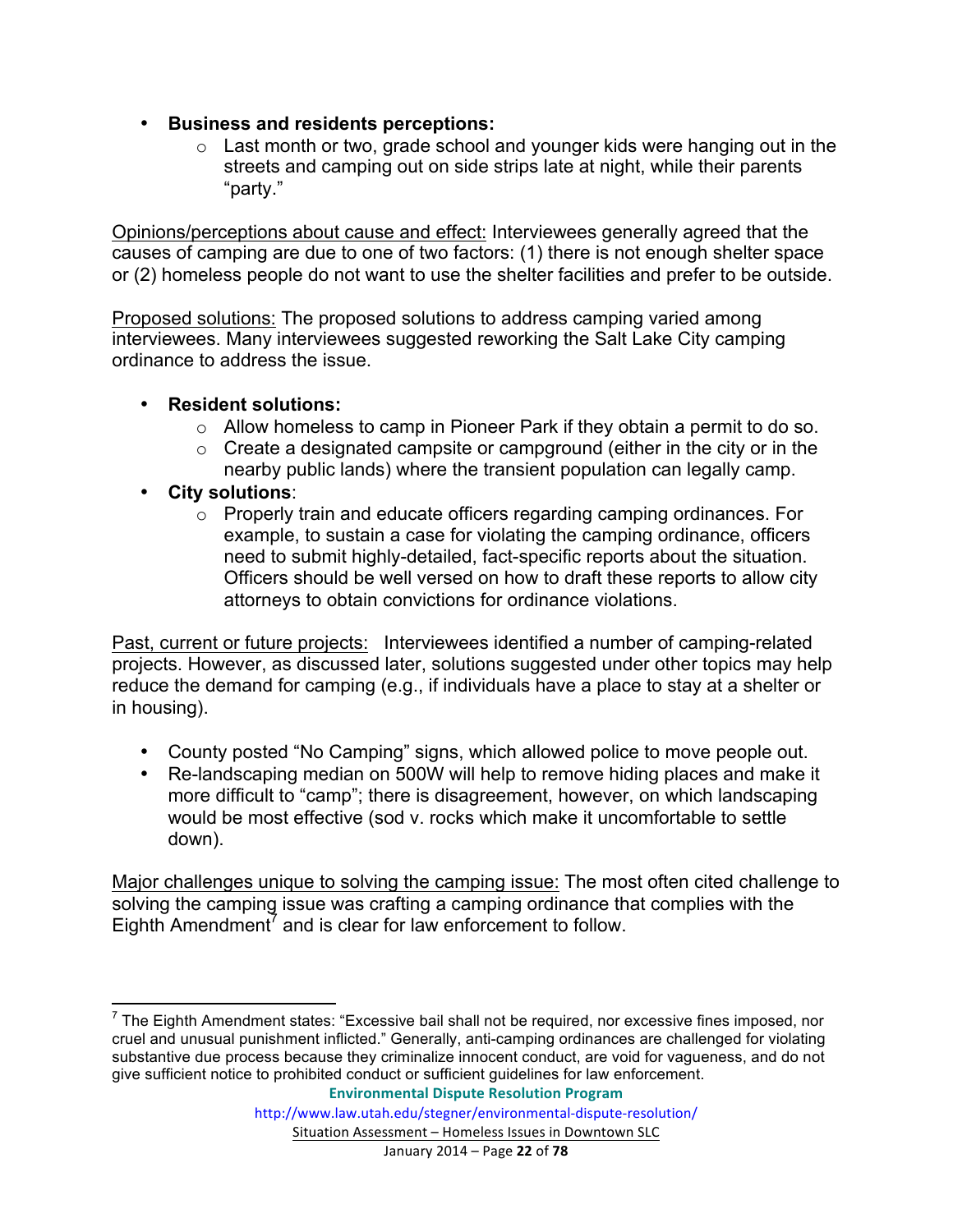- **Business and residents perceptions:**
  - Last month or two, grade school and younger kids were hanging out in the streets and camping out on side strips late at night, while their parents "party."

Opinions/perceptions about cause and effect: Interviewees generally agreed that the causes of camping are due to one of two factors: (1) there is not enough shelter space or (2) homeless people do not want to use the shelter facilities and prefer to be outside.

Proposed solutions: The proposed solutions to address camping varied among interviewees. Many interviewees suggested reworking the Salt Lake City camping ordinance to address the issue.

- **Resident solutions:**
  - Allow homeless to camp in Pioneer Park if they obtain a permit to do so.
  - Create a designated campsite or campground (either in the city or in the nearby public lands) where the transient population can legally camp.
- **City solutions**:
  - Properly train and educate officers regarding camping ordinances. For example, to sustain a case for violating the camping ordinance, officers need to submit highly-detailed, fact-specific reports about the situation. Officers should be well versed on how to draft these reports to allow city attorneys to obtain convictions for ordinance violations.

Past, current or future projects: Interviewees identified a number of camping-related projects. However, as discussed later, solutions suggested under other topics may help reduce the demand for camping (e.g., if individuals have a place to stay at a shelter or in housing).

- County posted "No Camping" signs, which allowed police to move people out.
- Re-landscaping median on 500W will help to remove hiding places and make it more difficult to "camp"; there is disagreement, however, on which landscaping would be most effective (sod v. rocks which make it uncomfortable to settle down).

Major challenges unique to solving the camping issue: The most often cited challenge to solving the camping issue was crafting a camping ordinance that complies with the Eighth Amendment[7] and is clear for law enforcement to follow.

---

[7] The Eighth Amendment states: "Excessive bail shall not be required, nor excessive fines imposed, nor cruel and unusual punishment inflicted." Generally, anti-camping ordinances are challenged for violating substantive due process because they criminalize innocent conduct, are void for vagueness, and do not give sufficient notice to prohibited conduct or sufficient guidelines for law enforcement.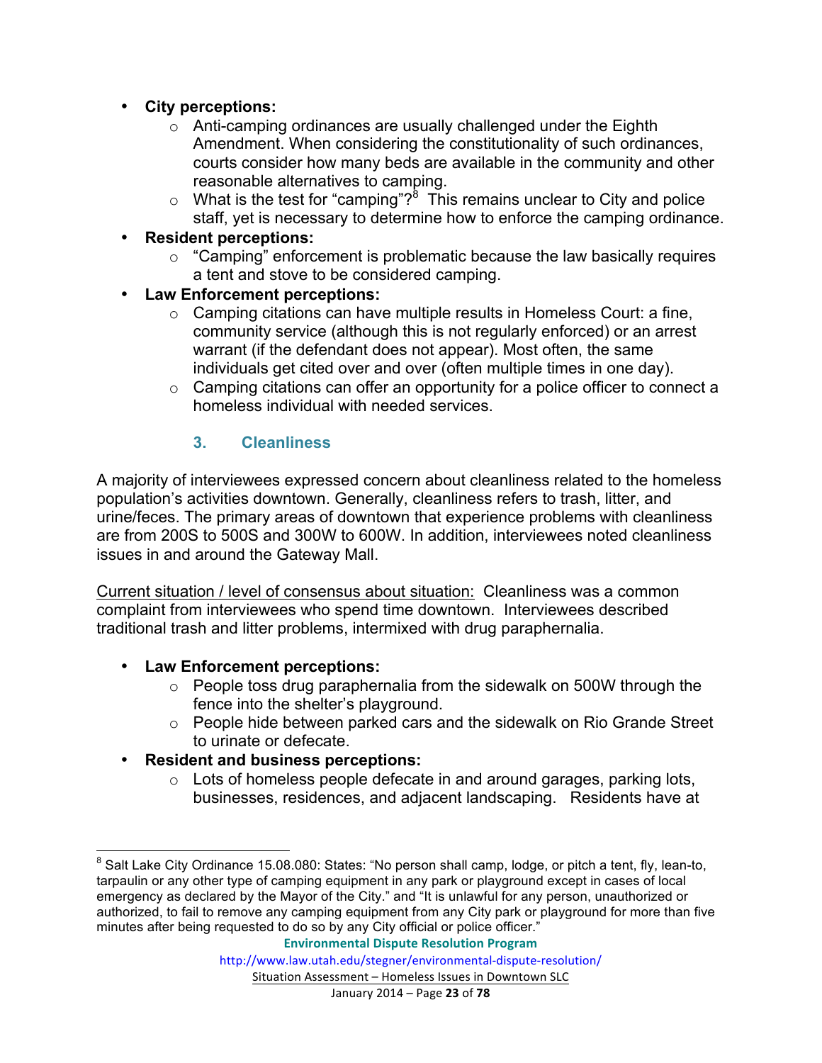- **City perceptions:**
    - Anti-camping ordinances are usually challenged under the Eighth Amendment. When considering the constitutionality of such ordinances, courts consider how many beds are available in the community and other reasonable alternatives to camping.
    - What is the test for "camping"?[8] This remains unclear to City and police staff, yet is necessary to determine how to enforce the camping ordinance.
- **Resident perceptions:**
    - "Camping" enforcement is problematic because the law basically requires a tent and stove to be considered camping.
- **Law Enforcement perceptions:**
    - Camping citations can have multiple results in Homeless Court: a fine, community service (although this is not regularly enforced) or an arrest warrant (if the defendant does not appear). Most often, the same individuals get cited over and over (often multiple times in one day).
    - Camping citations can offer an opportunity for a police officer to connect a homeless individual with needed services.

### 3. Cleanliness

A majority of interviewees expressed concern about cleanliness related to the homeless population's activities downtown. Generally, cleanliness refers to trash, litter, and urine/feces. The primary areas of downtown that experience problems with cleanliness are from 200S to 500S and 300W to 600W. In addition, interviewees noted cleanliness issues in and around the Gateway Mall.

Current situation / level of consensus about situation: Cleanliness was a common complaint from interviewees who spend time downtown. Interviewees described traditional trash and litter problems, intermixed with drug paraphernalia.

- **Law Enforcement perceptions:**
    - People toss drug paraphernalia from the sidewalk on 500W through the fence into the shelter's playground.
    - People hide between parked cars and the sidewalk on Rio Grande Street to urinate or defecate.
- **Resident and business perceptions:**
    - Lots of homeless people defecate in and around garages, parking lots, businesses, residences, and adjacent landscaping. Residents have at

[8] Salt Lake City Ordinance 15.08.080: States: "No person shall camp, lodge, or pitch a tent, fly, lean-to, tarpaulin or any other type of camping equipment in any park or playground except in cases of local emergency as declared by the Mayor of the City." and "It is unlawful for any person, unauthorized or authorized, to fail to remove any camping equipment from any City park or playground for more than five minutes after being requested to do so by any City official or police officer."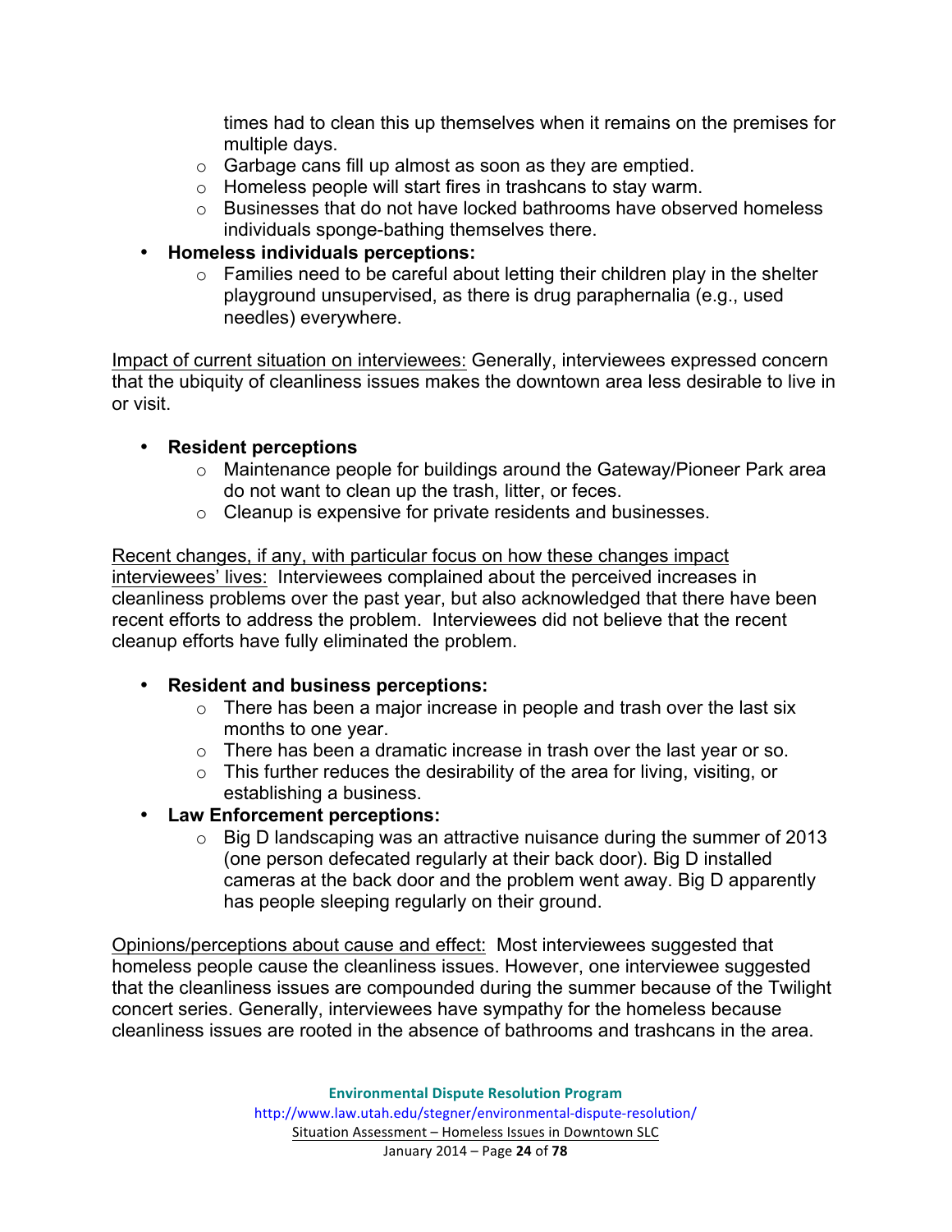times had to clean this up themselves when it remains on the premises for multiple days.
  - Garbage cans fill up almost as soon as they are emptied.
  - Homeless people will start fires in trashcans to stay warm.
  - Businesses that do not have locked bathrooms have observed homeless individuals sponge-bathing themselves there.
- **Homeless individuals perceptions:**
  - Families need to be careful about letting their children play in the shelter playground unsupervised, as there is drug paraphernalia (e.g., used needles) everywhere.

Impact of current situation on interviewees: Generally, interviewees expressed concern that the ubiquity of cleanliness issues makes the downtown area less desirable to live in or visit.

- **Resident perceptions**
  - Maintenance people for buildings around the Gateway/Pioneer Park area do not want to clean up the trash, litter, or feces.
  - Cleanup is expensive for private residents and businesses.

Recent changes, if any, with particular focus on how these changes impact interviewees' lives: Interviewees complained about the perceived increases in cleanliness problems over the past year, but also acknowledged that there have been recent efforts to address the problem. Interviewees did not believe that the recent cleanup efforts have fully eliminated the problem.

- **Resident and business perceptions:**
  - There has been a major increase in people and trash over the last six months to one year.
  - There has been a dramatic increase in trash over the last year or so.
  - This further reduces the desirability of the area for living, visiting, or establishing a business.
- **Law Enforcement perceptions:**
  - Big D landscaping was an attractive nuisance during the summer of 2013 (one person defecated regularly at their back door). Big D installed cameras at the back door and the problem went away. Big D apparently has people sleeping regularly on their ground.

Opinions/perceptions about cause and effect: Most interviewees suggested that homeless people cause the cleanliness issues. However, one interviewee suggested that the cleanliness issues are compounded during the summer because of the Twilight concert series. Generally, interviewees have sympathy for the homeless because cleanliness issues are rooted in the absence of bathrooms and trashcans in the area.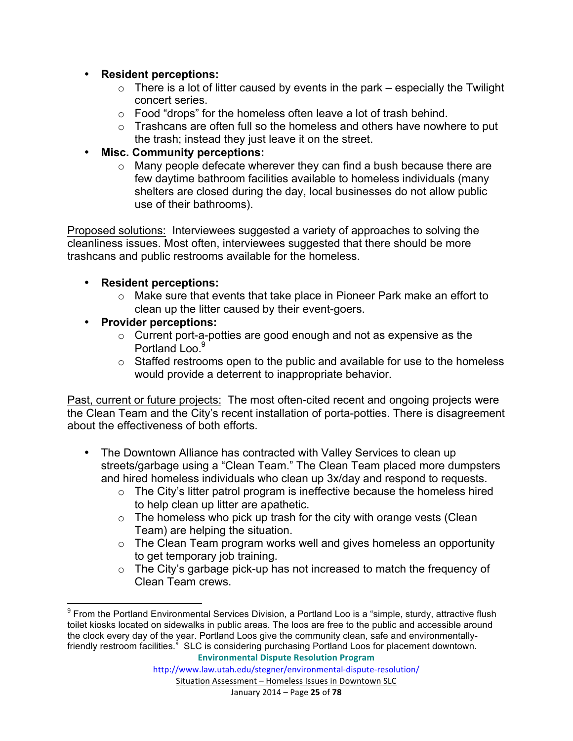- **Resident perceptions:**
    - There is a lot of litter caused by events in the park – especially the Twilight concert series.
    - Food "drops" for the homeless often leave a lot of trash behind.
    - Trashcans are often full so the homeless and others have nowhere to put the trash; instead they just leave it on the street.
- **Misc. Community perceptions:**
    - Many people defecate wherever they can find a bush because there are few daytime bathroom facilities available to homeless individuals (many shelters are closed during the day, local businesses do not allow public use of their bathrooms).

Proposed solutions: Interviewees suggested a variety of approaches to solving the cleanliness issues. Most often, interviewees suggested that there should be more trashcans and public restrooms available for the homeless.

- **Resident perceptions:**
    - Make sure that events that take place in Pioneer Park make an effort to clean up the litter caused by their event-goers.
- **Provider perceptions:**
    - Current port-a-potties are good enough and not as expensive as the Portland Loo.[9]
    - Staffed restrooms open to the public and available for use to the homeless would provide a deterrent to inappropriate behavior.

Past, current or future projects: The most often-cited recent and ongoing projects were the Clean Team and the City's recent installation of porta-potties. There is disagreement about the effectiveness of both efforts.

- The Downtown Alliance has contracted with Valley Services to clean up streets/garbage using a "Clean Team." The Clean Team placed more dumpsters and hired homeless individuals who clean up 3x/day and respond to requests.
    - The City's litter patrol program is ineffective because the homeless hired to help clean up litter are apathetic.
    - The homeless who pick up trash for the city with orange vests (Clean Team) are helping the situation.
    - The Clean Team program works well and gives homeless an opportunity to get temporary job training.
    - The City's garbage pick-up has not increased to match the frequency of Clean Team crews.

[9] From the Portland Environmental Services Division, a Portland Loo is a "simple, sturdy, attractive flush toilet kiosks located on sidewalks in public areas. The loos are free to the public and accessible around the clock every day of the year. Portland Loos give the community clean, safe and environmentally-friendly restroom facilities." SLC is considering purchasing Portland Loos for placement downtown.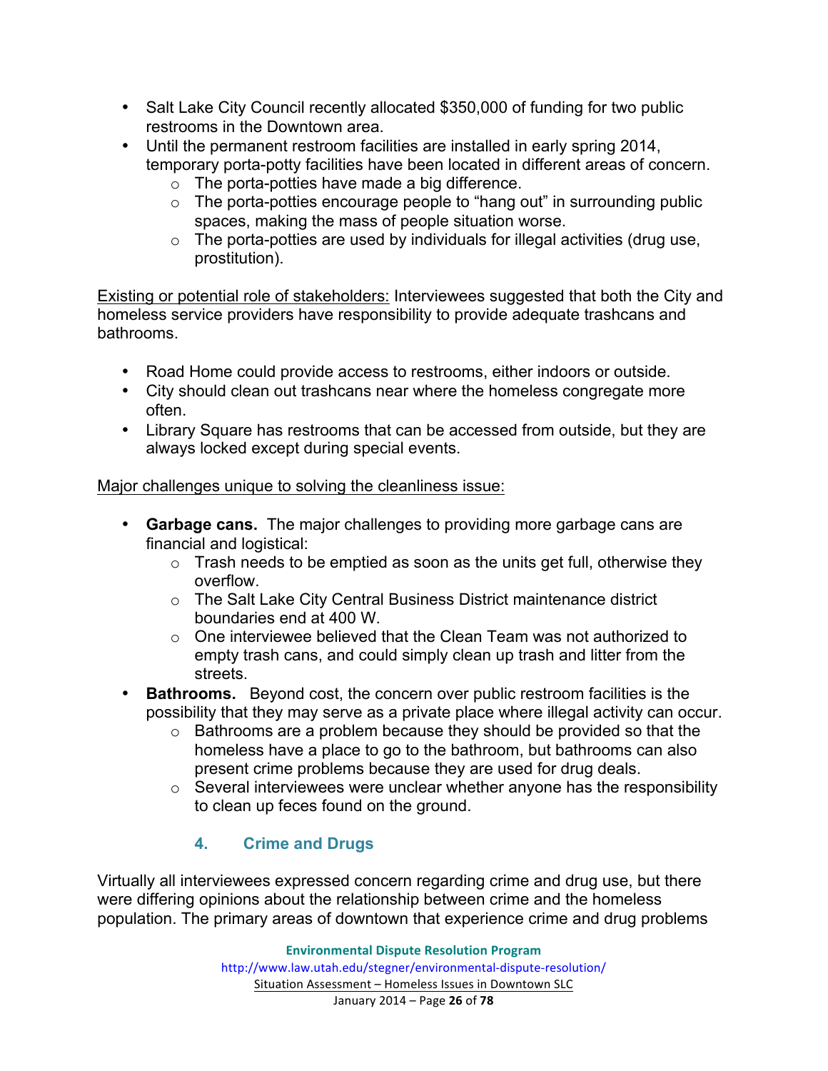- Salt Lake City Council recently allocated $350,000 of funding for two public restrooms in the Downtown area.
- Until the permanent restroom facilities are installed in early spring 2014, temporary porta-potty facilities have been located in different areas of concern.
  - The porta-potties have made a big difference.
  - The porta-potties encourage people to "hang out" in surrounding public spaces, making the mass of people situation worse.
  - The porta-potties are used by individuals for illegal activities (drug use, prostitution).

<u>Existing or potential role of stakeholders:</u> Interviewees suggested that both the City and homeless service providers have responsibility to provide adequate trashcans and bathrooms.

- Road Home could provide access to restrooms, either indoors or outside.
- City should clean out trashcans near where the homeless congregate more often.
- Library Square has restrooms that can be accessed from outside, but they are always locked except during special events.

<u>Major challenges unique to solving the cleanliness issue:</u>

- **Garbage cans.** The major challenges to providing more garbage cans are financial and logistical:
  - Trash needs to be emptied as soon as the units get full, otherwise they overflow.
  - The Salt Lake City Central Business District maintenance district boundaries end at 400 W.
  - One interviewee believed that the Clean Team was not authorized to empty trash cans, and could simply clean up trash and litter from the streets.
- **Bathrooms.** Beyond cost, the concern over public restroom facilities is the possibility that they may serve as a private place where illegal activity can occur.
  - Bathrooms are a problem because they should be provided so that the homeless have a place to go to the bathroom, but bathrooms can also present crime problems because they are used for drug deals.
  - Several interviewees were unclear whether anyone has the responsibility to clean up feces found on the ground.

### 4. Crime and Drugs

Virtually all interviewees expressed concern regarding crime and drug use, but there were differing opinions about the relationship between crime and the homeless population. The primary areas of downtown that experience crime and drug problems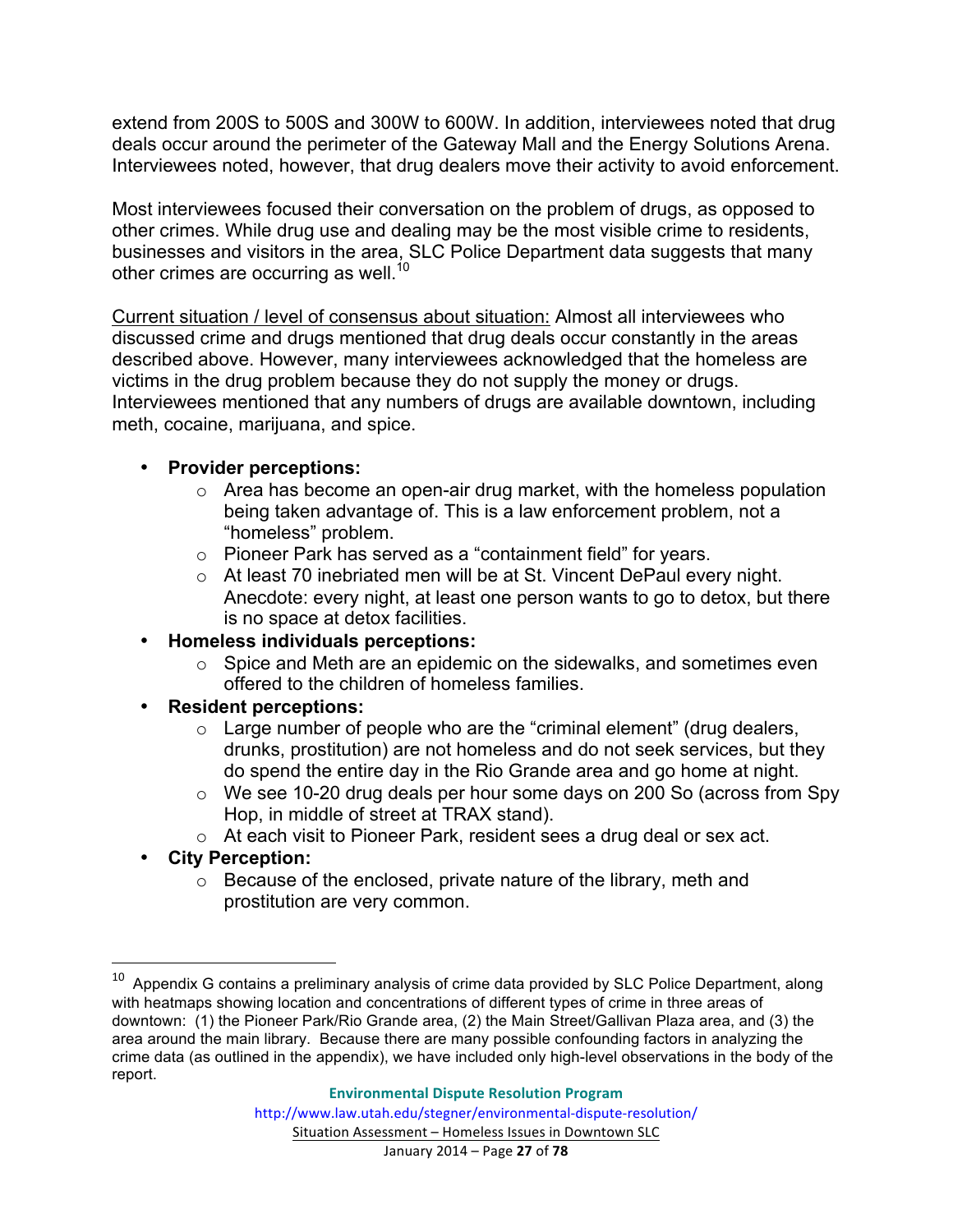extend from 200S to 500S and 300W to 600W. In addition, interviewees noted that drug deals occur around the perimeter of the Gateway Mall and the Energy Solutions Arena. Interviewees noted, however, that drug dealers move their activity to avoid enforcement.

Most interviewees focused their conversation on the problem of drugs, as opposed to other crimes. While drug use and dealing may be the most visible crime to residents, businesses and visitors in the area, SLC Police Department data suggests that many other crimes are occurring as well.[10]

Current situation / level of consensus about situation: Almost all interviewees who discussed crime and drugs mentioned that drug deals occur constantly in the areas described above. However, many interviewees acknowledged that the homeless are victims in the drug problem because they do not supply the money or drugs. Interviewees mentioned that any numbers of drugs are available downtown, including meth, cocaine, marijuana, and spice.

- **Provider perceptions:**
  - Area has become an open-air drug market, with the homeless population being taken advantage of. This is a law enforcement problem, not a "homeless" problem.
  - Pioneer Park has served as a "containment field" for years.
  - At least 70 inebriated men will be at St. Vincent DePaul every night. Anecdote: every night, at least one person wants to go to detox, but there is no space at detox facilities.
- **Homeless individuals perceptions:**
  - Spice and Meth are an epidemic on the sidewalks, and sometimes even offered to the children of homeless families.
- **Resident perceptions:**
  - Large number of people who are the "criminal element" (drug dealers, drunks, prostitution) are not homeless and do not seek services, but they do spend the entire day in the Rio Grande area and go home at night.
  - We see 10-20 drug deals per hour some days on 200 So (across from Spy Hop, in middle of street at TRAX stand).
  - At each visit to Pioneer Park, resident sees a drug deal or sex act.
- **City Perception:**
  - Because of the enclosed, private nature of the library, meth and prostitution are very common.

---

[10] Appendix G contains a preliminary analysis of crime data provided by SLC Police Department, along with heatmaps showing location and concentrations of different types of crime in three areas of downtown: (1) the Pioneer Park/Rio Grande area, (2) the Main Street/Gallivan Plaza area, and (3) the area around the main library. Because there are many possible confounding factors in analyzing the crime data (as outlined in the appendix), we have included only high-level observations in the body of the report.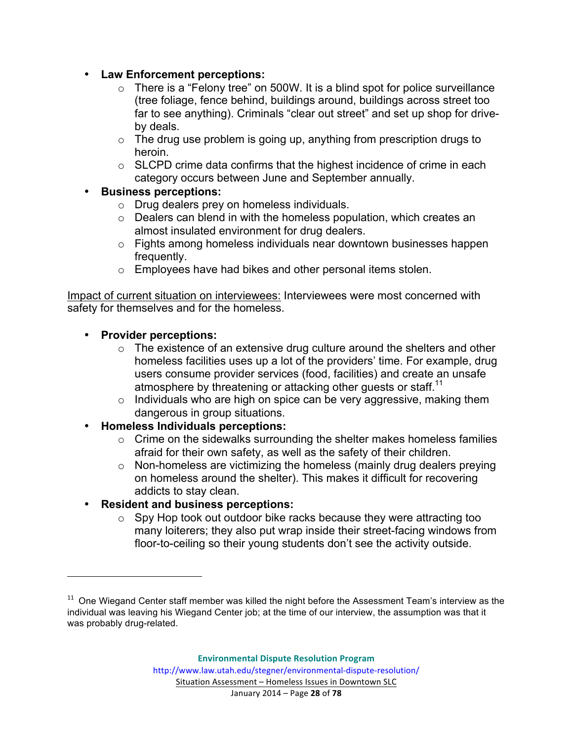- **Law Enforcement perceptions:**
  - There is a "Felony tree" on 500W. It is a blind spot for police surveillance (tree foliage, fence behind, buildings around, buildings across street too far to see anything). Criminals "clear out street" and set up shop for drive-by deals.
  - The drug use problem is going up, anything from prescription drugs to heroin.
  - SLCPD crime data confirms that the highest incidence of crime in each category occurs between June and September annually.
- **Business perceptions:**
  - Drug dealers prey on homeless individuals.
  - Dealers can blend in with the homeless population, which creates an almost insulated environment for drug dealers.
  - Fights among homeless individuals near downtown businesses happen frequently.
  - Employees have had bikes and other personal items stolen.

<u>Impact of current situation on interviewees:</u> Interviewees were most concerned with safety for themselves and for the homeless.

- **Provider perceptions:**
  - The existence of an extensive drug culture around the shelters and other homeless facilities uses up a lot of the providers' time. For example, drug users consume provider services (food, facilities) and create an unsafe atmosphere by threatening or attacking other guests or staff.[11]
  - Individuals who are high on spice can be very aggressive, making them dangerous in group situations.
- **Homeless Individuals perceptions:**
  - Crime on the sidewalks surrounding the shelter makes homeless families afraid for their own safety, as well as the safety of their children.
  - Non-homeless are victimizing the homeless (mainly drug dealers preying on homeless around the shelter). This makes it difficult for recovering addicts to stay clean.
- **Resident and business perceptions:**
  - Spy Hop took out outdoor bike racks because they were attracting too many loiterers; they also put wrap inside their street-facing windows from floor-to-ceiling so their young students don't see the activity outside.

---

[11] One Wiegand Center staff member was killed the night before the Assessment Team's interview as the individual was leaving his Wiegand Center job; at the time of our interview, the assumption was that it was probably drug-related.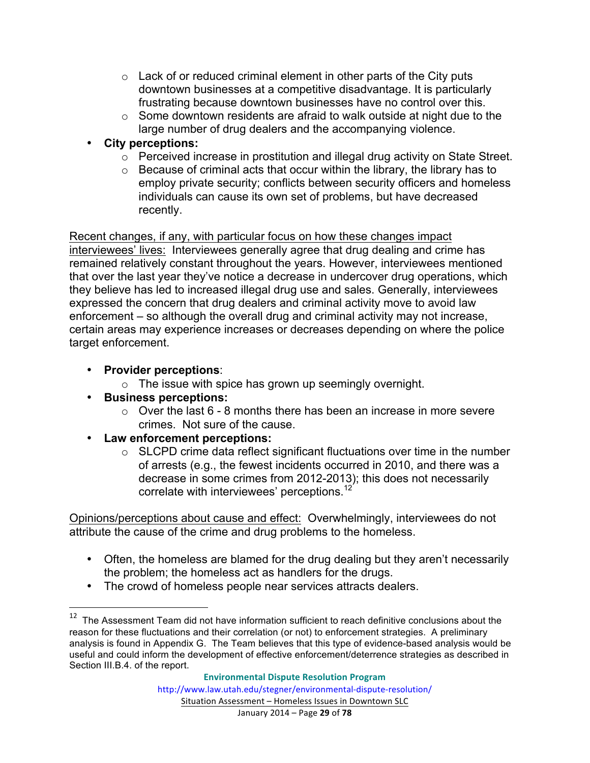- Lack of or reduced criminal element in other parts of the City puts downtown businesses at a competitive disadvantage. It is particularly frustrating because downtown businesses have no control over this.
   - Some downtown residents are afraid to walk outside at night due to the large number of drug dealers and the accompanying violence.
- **City perceptions:**
   - Perceived increase in prostitution and illegal drug activity on State Street.
   - Because of criminal acts that occur within the library, the library has to employ private security; conflicts between security officers and homeless individuals can cause its own set of problems, but have decreased recently.

<u>Recent changes, if any, with particular focus on how these changes impact interviewees' lives:</u> Interviewees generally agree that drug dealing and crime has remained relatively constant throughout the years. However, interviewees mentioned that over the last year they've notice a decrease in undercover drug operations, which they believe has led to increased illegal drug use and sales. Generally, interviewees expressed the concern that drug dealers and criminal activity move to avoid law enforcement – so although the overall drug and criminal activity may not increase, certain areas may experience increases or decreases depending on where the police target enforcement.

- **Provider perceptions**:
   - The issue with spice has grown up seemingly overnight.
- **Business perceptions:**
   - Over the last 6 - 8 months there has been an increase in more severe crimes. Not sure of the cause.
- **Law enforcement perceptions:**
   - SLCPD crime data reflect significant fluctuations over time in the number of arrests (e.g., the fewest incidents occurred in 2010, and there was a decrease in some crimes from 2012-2013); this does not necessarily correlate with interviewees' perceptions.[12]

<u>Opinions/perceptions about cause and effect:</u> Overwhelmingly, interviewees do not attribute the cause of the crime and drug problems to the homeless.

- Often, the homeless are blamed for the drug dealing but they aren't necessarily the problem; the homeless act as handlers for the drugs.
- The crowd of homeless people near services attracts dealers.

[12] The Assessment Team did not have information sufficient to reach definitive conclusions about the reason for these fluctuations and their correlation (or not) to enforcement strategies. A preliminary analysis is found in Appendix G. The Team believes that this type of evidence-based analysis would be useful and could inform the development of effective enforcement/deterrence strategies as described in Section III.B.4. of the report.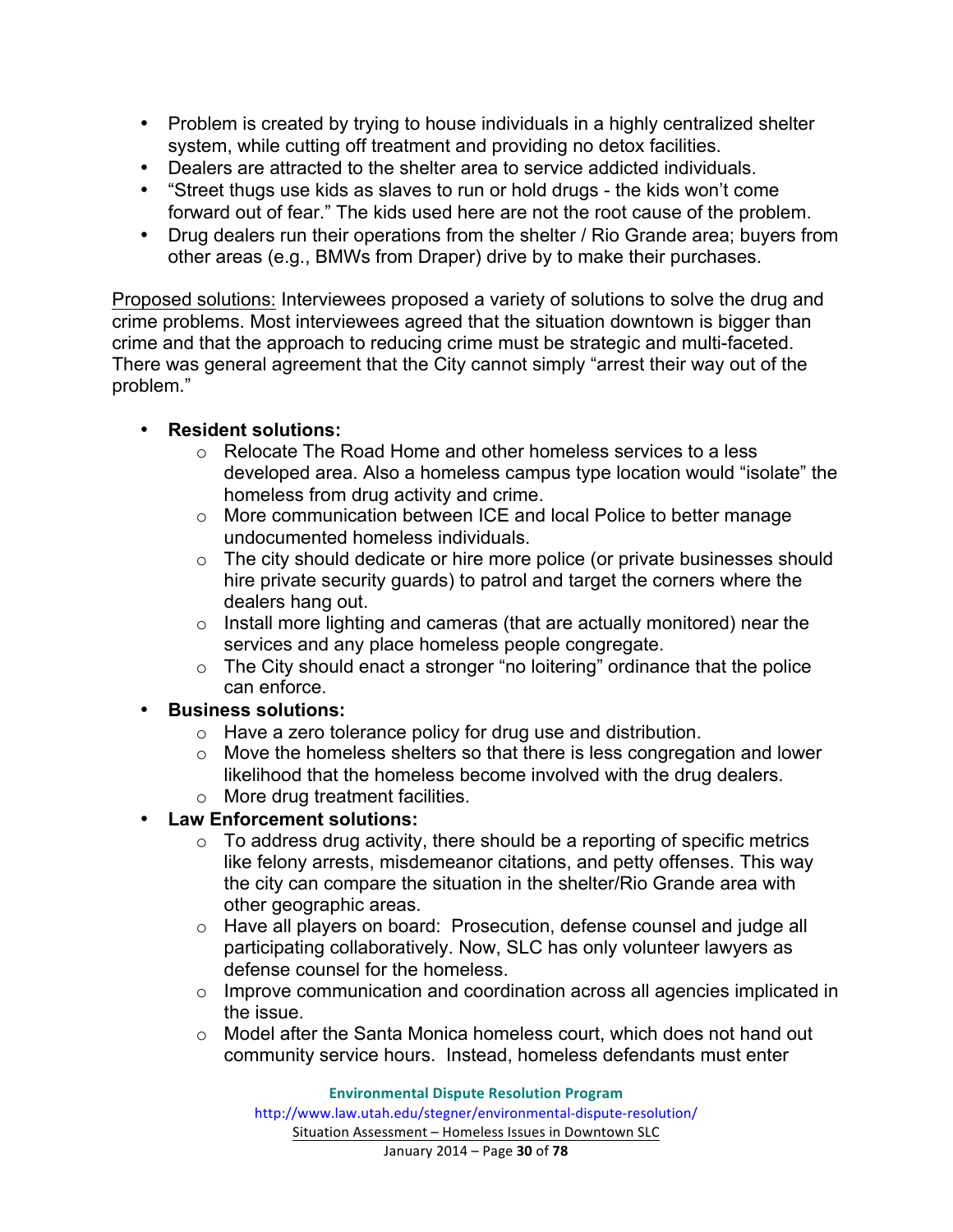- Problem is created by trying to house individuals in a highly centralized shelter system, while cutting off treatment and providing no detox facilities.
- Dealers are attracted to the shelter area to service addicted individuals.
- "Street thugs use kids as slaves to run or hold drugs - the kids won't come forward out of fear." The kids used here are not the root cause of the problem.
- Drug dealers run their operations from the shelter / Rio Grande area; buyers from other areas (e.g., BMWs from Draper) drive by to make their purchases.

Proposed solutions: Interviewees proposed a variety of solutions to solve the drug and crime problems. Most interviewees agreed that the situation downtown is bigger than crime and that the approach to reducing crime must be strategic and multi-faceted. There was general agreement that the City cannot simply "arrest their way out of the problem."

- **Resident solutions:**
  - Relocate The Road Home and other homeless services to a less developed area. Also a homeless campus type location would "isolate" the homeless from drug activity and crime.
  - More communication between ICE and local Police to better manage undocumented homeless individuals.
  - The city should dedicate or hire more police (or private businesses should hire private security guards) to patrol and target the corners where the dealers hang out.
  - Install more lighting and cameras (that are actually monitored) near the services and any place homeless people congregate.
  - The City should enact a stronger "no loitering" ordinance that the police can enforce.
- **Business solutions:**
  - Have a zero tolerance policy for drug use and distribution.
  - Move the homeless shelters so that there is less congregation and lower likelihood that the homeless become involved with the drug dealers.
  - More drug treatment facilities.
- **Law Enforcement solutions:**
  - To address drug activity, there should be a reporting of specific metrics like felony arrests, misdemeanor citations, and petty offenses. This way the city can compare the situation in the shelter/Rio Grande area with other geographic areas.
  - Have all players on board: Prosecution, defense counsel and judge all participating collaboratively. Now, SLC has only volunteer lawyers as defense counsel for the homeless.
  - Improve communication and coordination across all agencies implicated in the issue.
  - Model after the Santa Monica homeless court, which does not hand out community service hours. Instead, homeless defendants must enter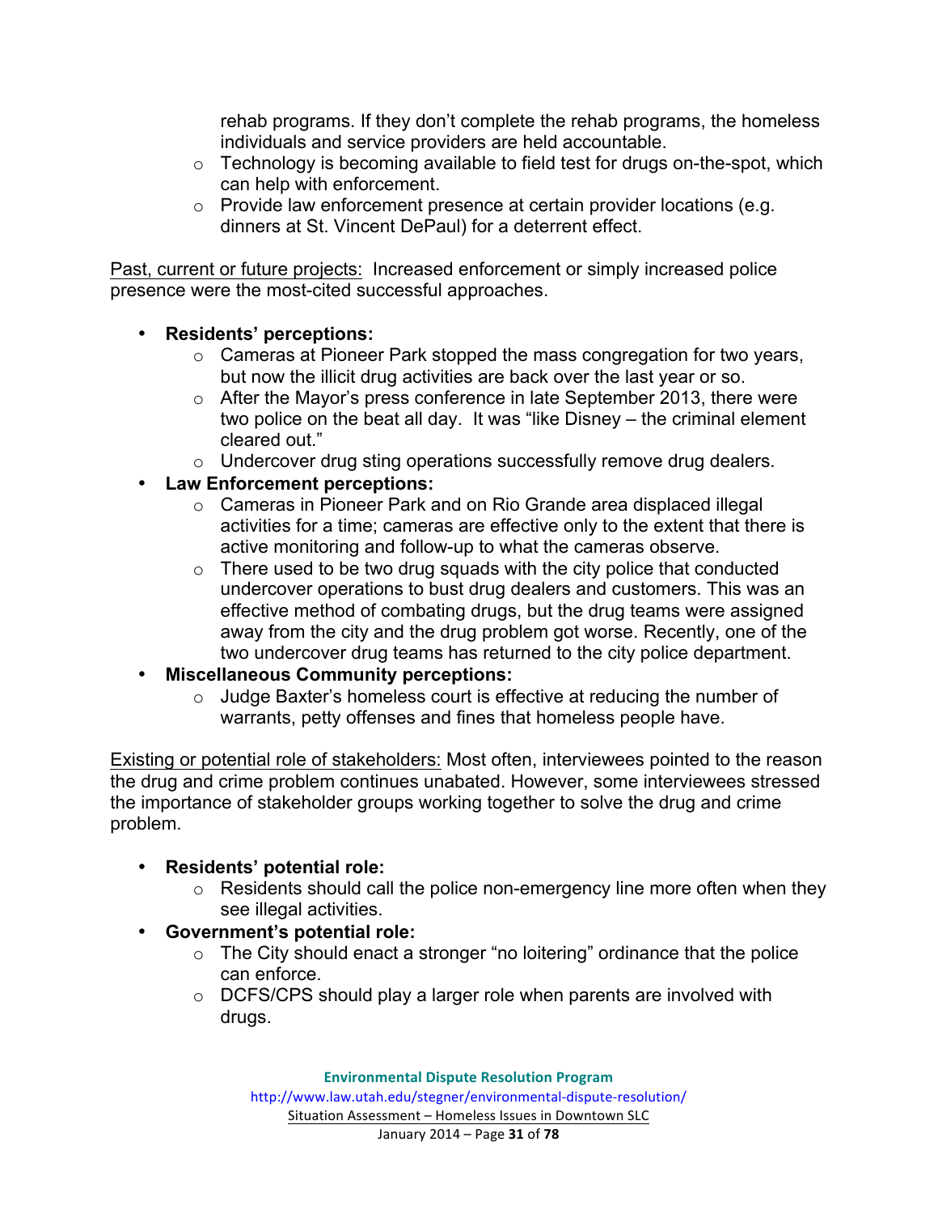rehab programs. If they don't complete the rehab programs, the homeless individuals and service providers are held accountable.
  - Technology is becoming available to field test for drugs on-the-spot, which can help with enforcement.
  - Provide law enforcement presence at certain provider locations (e.g. dinners at St. Vincent DePaul) for a deterrent effect.

<u>Past, current or future projects:</u> Increased enforcement or simply increased police presence were the most-cited successful approaches.

- **Residents' perceptions:**
  - Cameras at Pioneer Park stopped the mass congregation for two years, but now the illicit drug activities are back over the last year or so.
  - After the Mayor's press conference in late September 2013, there were two police on the beat all day. It was "like Disney – the criminal element cleared out."
  - Undercover drug sting operations successfully remove drug dealers.
- **Law Enforcement perceptions:**
  - Cameras in Pioneer Park and on Rio Grande area displaced illegal activities for a time; cameras are effective only to the extent that there is active monitoring and follow-up to what the cameras observe.
  - There used to be two drug squads with the city police that conducted undercover operations to bust drug dealers and customers. This was an effective method of combating drugs, but the drug teams were assigned away from the city and the drug problem got worse. Recently, one of the two undercover drug teams has returned to the city police department.
- **Miscellaneous Community perceptions:**
  - Judge Baxter's homeless court is effective at reducing the number of warrants, petty offenses and fines that homeless people have.

<u>Existing or potential role of stakeholders:</u> Most often, interviewees pointed to the reason the drug and crime problem continues unabated. However, some interviewees stressed the importance of stakeholder groups working together to solve the drug and crime problem.

- **Residents' potential role:**
  - Residents should call the police non-emergency line more often when they see illegal activities.
- **Government's potential role:**
  - The City should enact a stronger "no loitering" ordinance that the police can enforce.
  - DCFS/CPS should play a larger role when parents are involved with drugs.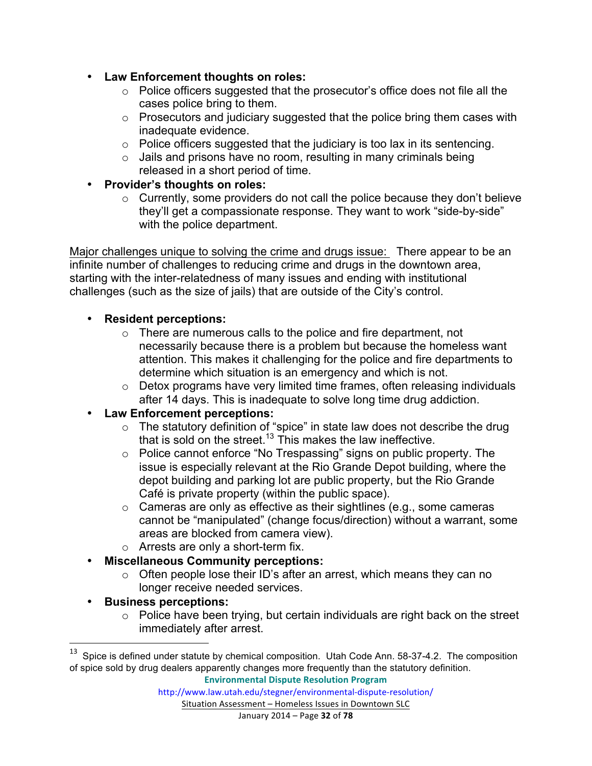- **Law Enforcement thoughts on roles:**
  - Police officers suggested that the prosecutor's office does not file all the cases police bring to them.
  - Prosecutors and judiciary suggested that the police bring them cases with inadequate evidence.
  - Police officers suggested that the judiciary is too lax in its sentencing.
  - Jails and prisons have no room, resulting in many criminals being released in a short period of time.
- **Provider's thoughts on roles:**
  - Currently, some providers do not call the police because they don't believe they'll get a compassionate response. They want to work "side-by-side" with the police department.

<u>Major challenges unique to solving the crime and drugs issue:</u> There appear to be an infinite number of challenges to reducing crime and drugs in the downtown area, starting with the inter-relatedness of many issues and ending with institutional challenges (such as the size of jails) that are outside of the City's control.

- **Resident perceptions:**
  - There are numerous calls to the police and fire department, not necessarily because there is a problem but because the homeless want attention. This makes it challenging for the police and fire departments to determine which situation is an emergency and which is not.
  - Detox programs have very limited time frames, often releasing individuals after 14 days. This is inadequate to solve long time drug addiction.
- **Law Enforcement perceptions:**
  - The statutory definition of "spice" in state law does not describe the drug that is sold on the street.[13] This makes the law ineffective.
  - Police cannot enforce "No Trespassing" signs on public property. The issue is especially relevant at the Rio Grande Depot building, where the depot building and parking lot are public property, but the Rio Grande Café is private property (within the public space).
  - Cameras are only as effective as their sightlines (e.g., some cameras cannot be "manipulated" (change focus/direction) without a warrant, some areas are blocked from camera view).
  - Arrests are only a short-term fix.
- **Miscellaneous Community perceptions:**
  - Often people lose their ID's after an arrest, which means they can no longer receive needed services.
- **Business perceptions:**
  - Police have been trying, but certain individuals are right back on the street immediately after arrest.

[13] Spice is defined under statute by chemical composition. Utah Code Ann. 58-37-4.2. The composition of spice sold by drug dealers apparently changes more frequently than the statutory definition.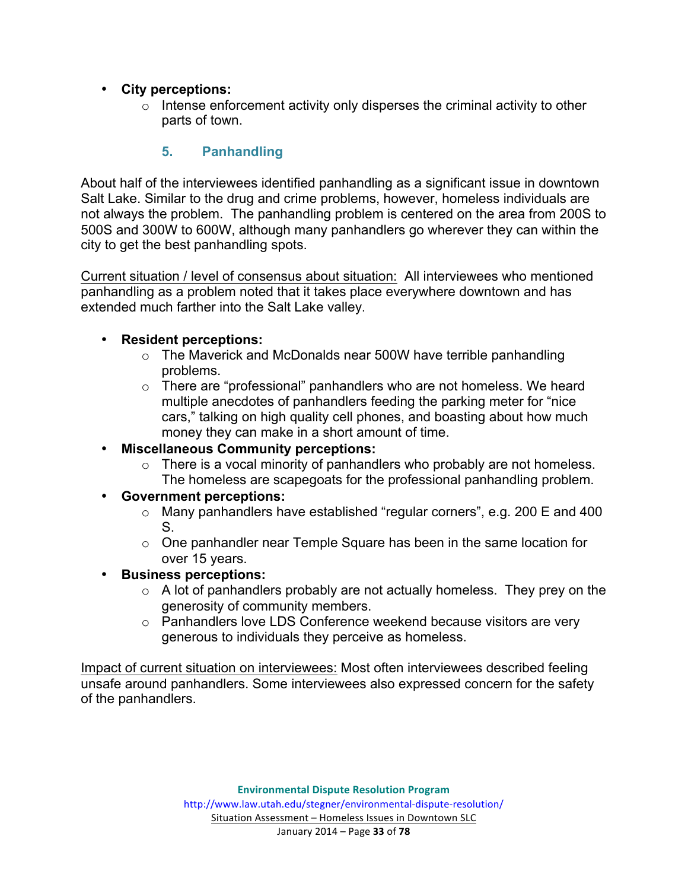- **City perceptions:**
  - Intense enforcement activity only disperses the criminal activity to other parts of town.

### 5. Panhandling

About half of the interviewees identified panhandling as a significant issue in downtown Salt Lake. Similar to the drug and crime problems, however, homeless individuals are not always the problem. The panhandling problem is centered on the area from 200S to 500S and 300W to 600W, although many panhandlers go wherever they can within the city to get the best panhandling spots.

Current situation / level of consensus about situation: All interviewees who mentioned panhandling as a problem noted that it takes place everywhere downtown and has extended much farther into the Salt Lake valley.

- **Resident perceptions:**
  - The Maverick and McDonalds near 500W have terrible panhandling problems.
  - There are "professional" panhandlers who are not homeless. We heard multiple anecdotes of panhandlers feeding the parking meter for "nice cars," talking on high quality cell phones, and boasting about how much money they can make in a short amount of time.
- **Miscellaneous Community perceptions:**
  - There is a vocal minority of panhandlers who probably are not homeless. The homeless are scapegoats for the professional panhandling problem.
- **Government perceptions:**
  - Many panhandlers have established "regular corners", e.g. 200 E and 400 S.
  - One panhandler near Temple Square has been in the same location for over 15 years.
- **Business perceptions:**
  - A lot of panhandlers probably are not actually homeless. They prey on the generosity of community members.
  - Panhandlers love LDS Conference weekend because visitors are very generous to individuals they perceive as homeless.

Impact of current situation on interviewees: Most often interviewees described feeling unsafe around panhandlers. Some interviewees also expressed concern for the safety of the panhandlers.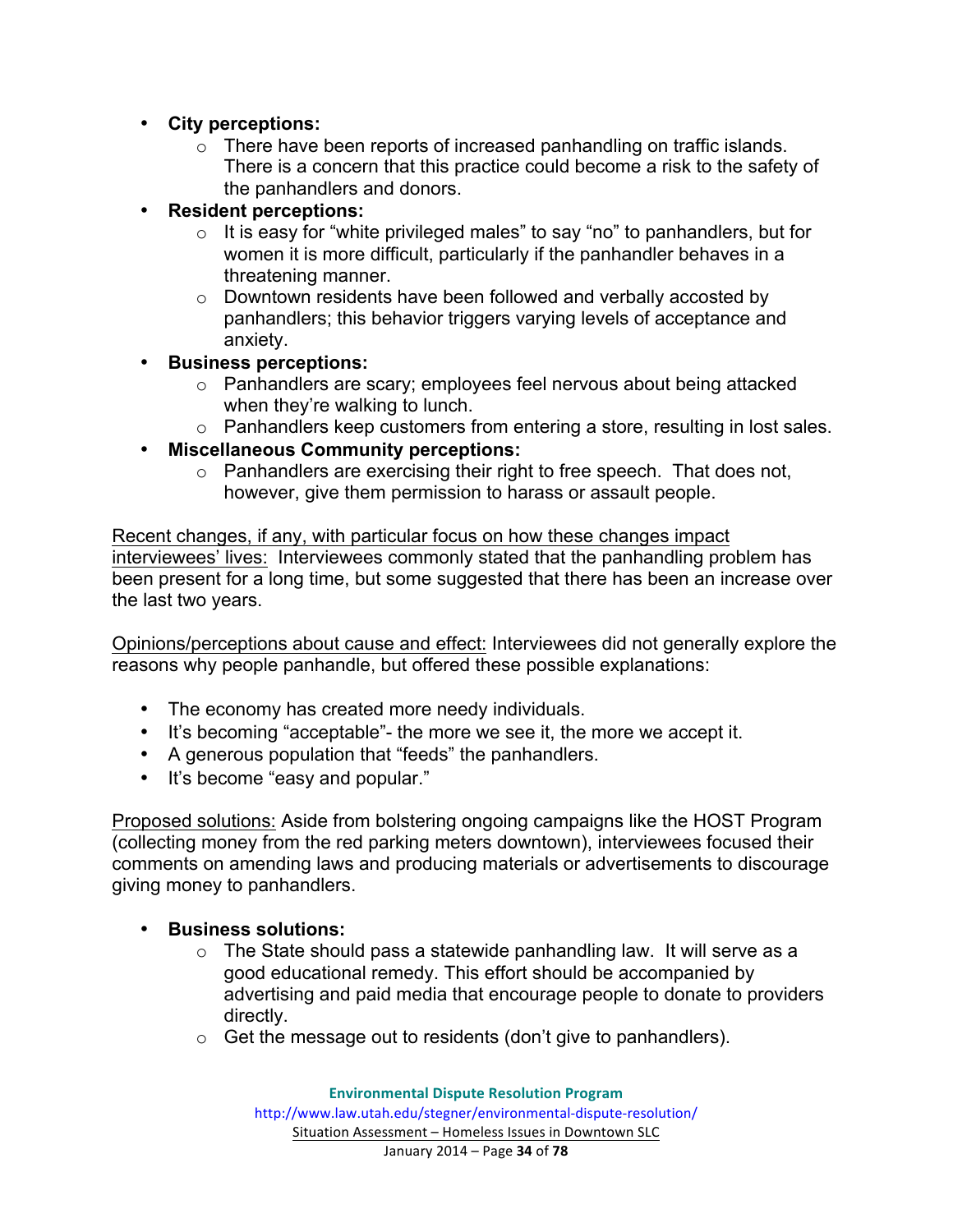- **City perceptions:**
  - There have been reports of increased panhandling on traffic islands. There is a concern that this practice could become a risk to the safety of the panhandlers and donors.
- **Resident perceptions:**
  - It is easy for "white privileged males" to say "no" to panhandlers, but for women it is more difficult, particularly if the panhandler behaves in a threatening manner.
  - Downtown residents have been followed and verbally accosted by panhandlers; this behavior triggers varying levels of acceptance and anxiety.
- **Business perceptions:**
  - Panhandlers are scary; employees feel nervous about being attacked when they're walking to lunch.
  - Panhandlers keep customers from entering a store, resulting in lost sales.
- **Miscellaneous Community perceptions:**
  - Panhandlers are exercising their right to free speech. That does not, however, give them permission to harass or assault people.

<u>Recent changes, if any, with particular focus on how these changes impact interviewees' lives:</u> Interviewees commonly stated that the panhandling problem has been present for a long time, but some suggested that there has been an increase over the last two years.

<u>Opinions/perceptions about cause and effect:</u> Interviewees did not generally explore the reasons why people panhandle, but offered these possible explanations:

- The economy has created more needy individuals.
- It's becoming "acceptable"- the more we see it, the more we accept it.
- A generous population that "feeds" the panhandlers.
- It's become "easy and popular."

<u>Proposed solutions:</u> Aside from bolstering ongoing campaigns like the HOST Program (collecting money from the red parking meters downtown), interviewees focused their comments on amending laws and producing materials or advertisements to discourage giving money to panhandlers.

- **Business solutions:**
  - The State should pass a statewide panhandling law. It will serve as a good educational remedy. This effort should be accompanied by advertising and paid media that encourage people to donate to providers directly.
  - Get the message out to residents (don't give to panhandlers).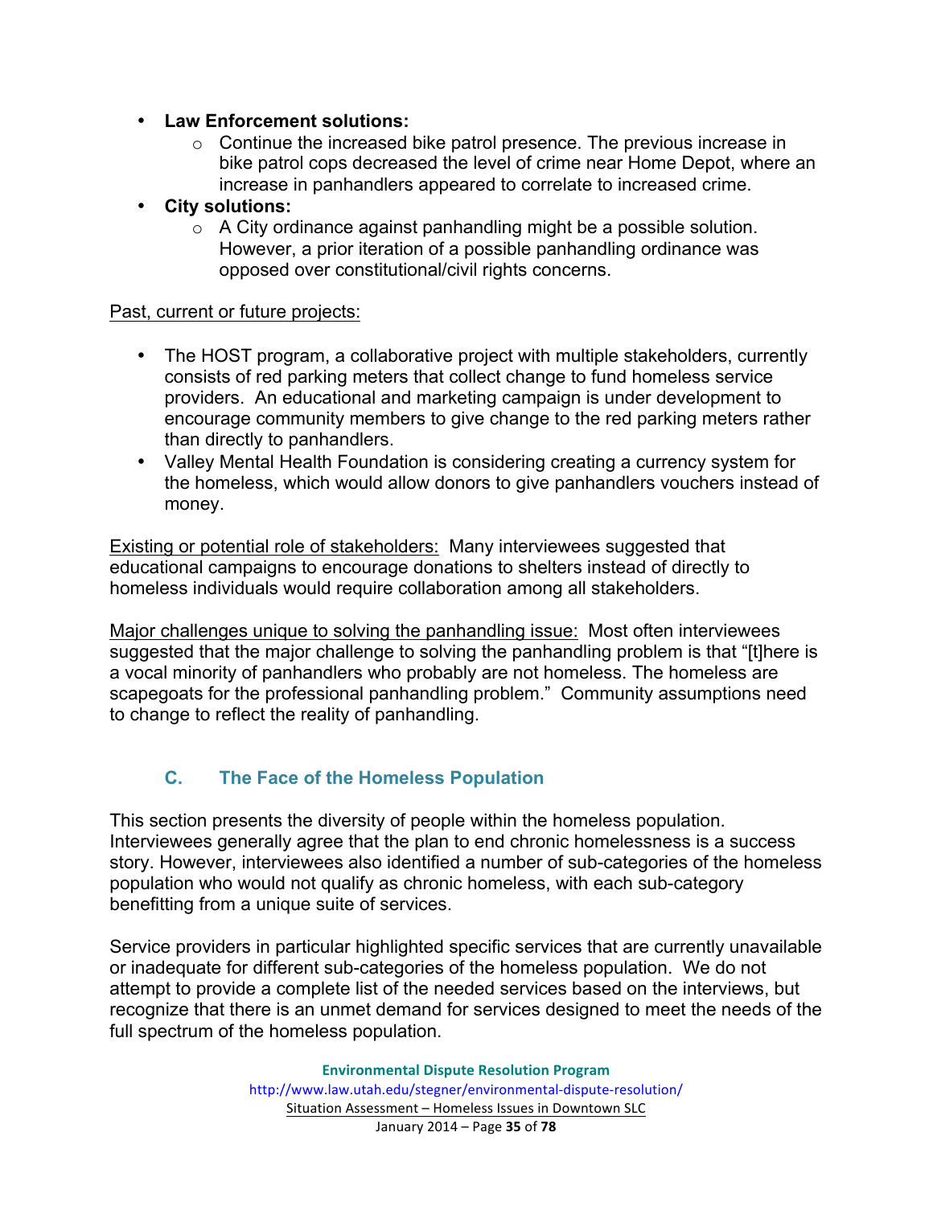- **Law Enforcement solutions:**
  - Continue the increased bike patrol presence. The previous increase in bike patrol cops decreased the level of crime near Home Depot, where an increase in panhandlers appeared to correlate to increased crime.
- **City solutions:**
  - A City ordinance against panhandling might be a possible solution. However, a prior iteration of a possible panhandling ordinance was opposed over constitutional/civil rights concerns.

<u>Past, current or future projects:</u>

- The HOST program, a collaborative project with multiple stakeholders, currently consists of red parking meters that collect change to fund homeless service providers. An educational and marketing campaign is under development to encourage community members to give change to the red parking meters rather than directly to panhandlers.
- Valley Mental Health Foundation is considering creating a currency system for the homeless, which would allow donors to give panhandlers vouchers instead of money.

<u>Existing or potential role of stakeholders:</u> Many interviewees suggested that educational campaigns to encourage donations to shelters instead of directly to homeless individuals would require collaboration among all stakeholders.

<u>Major challenges unique to solving the panhandling issue:</u> Most often interviewees suggested that the major challenge to solving the panhandling problem is that "[t]here is a vocal minority of panhandlers who probably are not homeless. The homeless are scapegoats for the professional panhandling problem." Community assumptions need to change to reflect the reality of panhandling.

### C. The Face of the Homeless Population

This section presents the diversity of people within the homeless population. Interviewees generally agree that the plan to end chronic homelessness is a success story. However, interviewees also identified a number of sub-categories of the homeless population who would not qualify as chronic homeless, with each sub-category benefitting from a unique suite of services.

Service providers in particular highlighted specific services that are currently unavailable or inadequate for different sub-categories of the homeless population. We do not attempt to provide a complete list of the needed services based on the interviews, but recognize that there is an unmet demand for services designed to meet the needs of the full spectrum of the homeless population.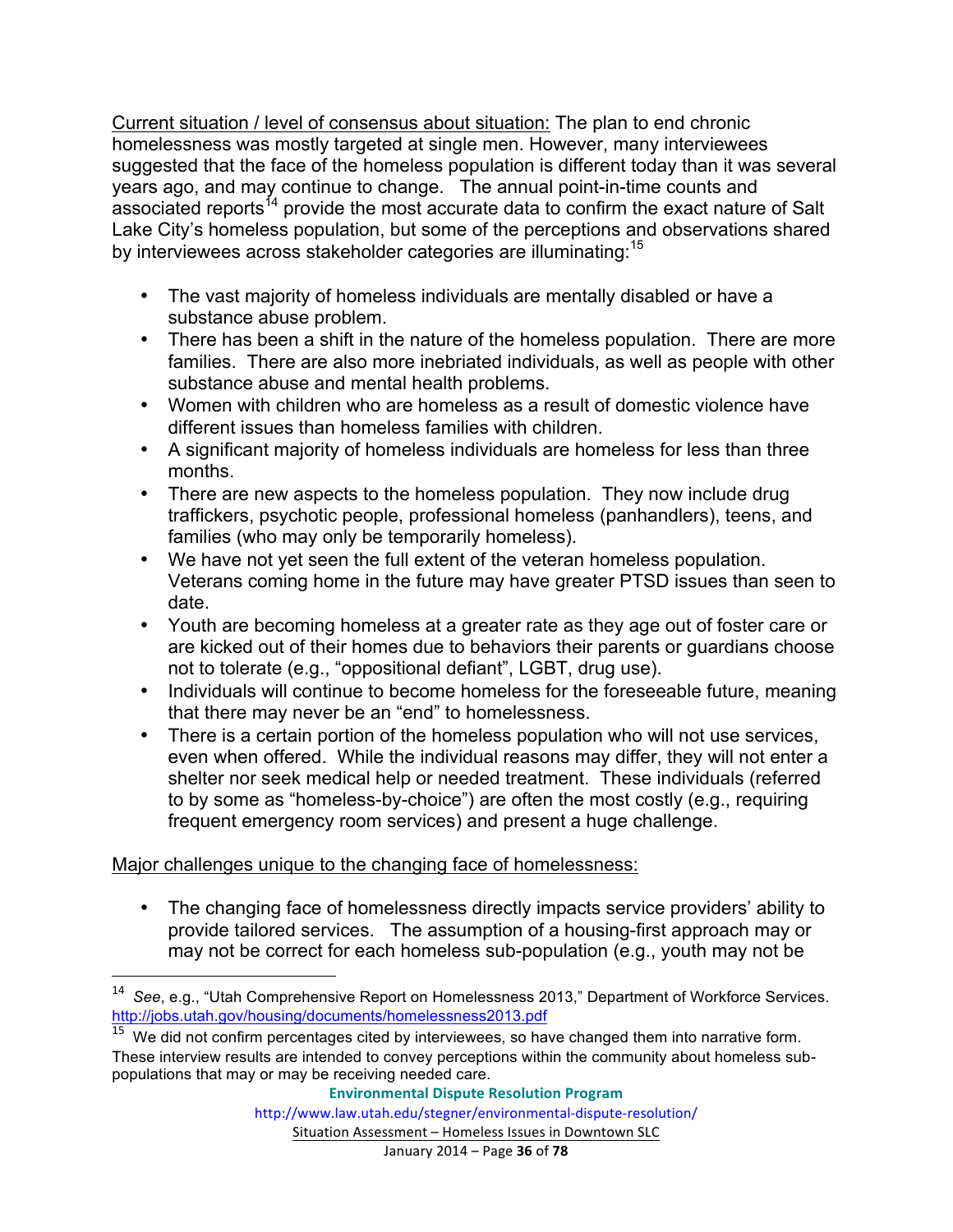Current situation / level of consensus about situation: The plan to end chronic homelessness was mostly targeted at single men. However, many interviewees suggested that the face of the homeless population is different today than it was several years ago, and may continue to change. The annual point-in-time counts and associated reports[14] provide the most accurate data to confirm the exact nature of Salt Lake City's homeless population, but some of the perceptions and observations shared by interviewees across stakeholder categories are illuminating:[15]

- The vast majority of homeless individuals are mentally disabled or have a substance abuse problem.
- There has been a shift in the nature of the homeless population. There are more families. There are also more inebriated individuals, as well as people with other substance abuse and mental health problems.
- Women with children who are homeless as a result of domestic violence have different issues than homeless families with children.
- A significant majority of homeless individuals are homeless for less than three months.
- There are new aspects to the homeless population. They now include drug traffickers, psychotic people, professional homeless (panhandlers), teens, and families (who may only be temporarily homeless).
- We have not yet seen the full extent of the veteran homeless population. Veterans coming home in the future may have greater PTSD issues than seen to date.
- Youth are becoming homeless at a greater rate as they age out of foster care or are kicked out of their homes due to behaviors their parents or guardians choose not to tolerate (e.g., "oppositional defiant", LGBT, drug use).
- Individuals will continue to become homeless for the foreseeable future, meaning that there may never be an "end" to homelessness.
- There is a certain portion of the homeless population who will not use services, even when offered. While the individual reasons may differ, they will not enter a shelter nor seek medical help or needed treatment. These individuals (referred to by some as "homeless-by-choice") are often the most costly (e.g., requiring frequent emergency room services) and present a huge challenge.

Major challenges unique to the changing face of homelessness:

- The changing face of homelessness directly impacts service providers' ability to provide tailored services. The assumption of a housing-first approach may or may not be correct for each homeless sub-population (e.g., youth may not be

---

[14] *See*, e.g., "Utah Comprehensive Report on Homelessness 2013," Department of Workforce Services. http://jobs.utah.gov/housing/documents/homelessness2013.pdf

[15] We did not confirm percentages cited by interviewees, so have changed them into narrative form. These interview results are intended to convey perceptions within the community about homeless sub-populations that may or may be receiving needed care.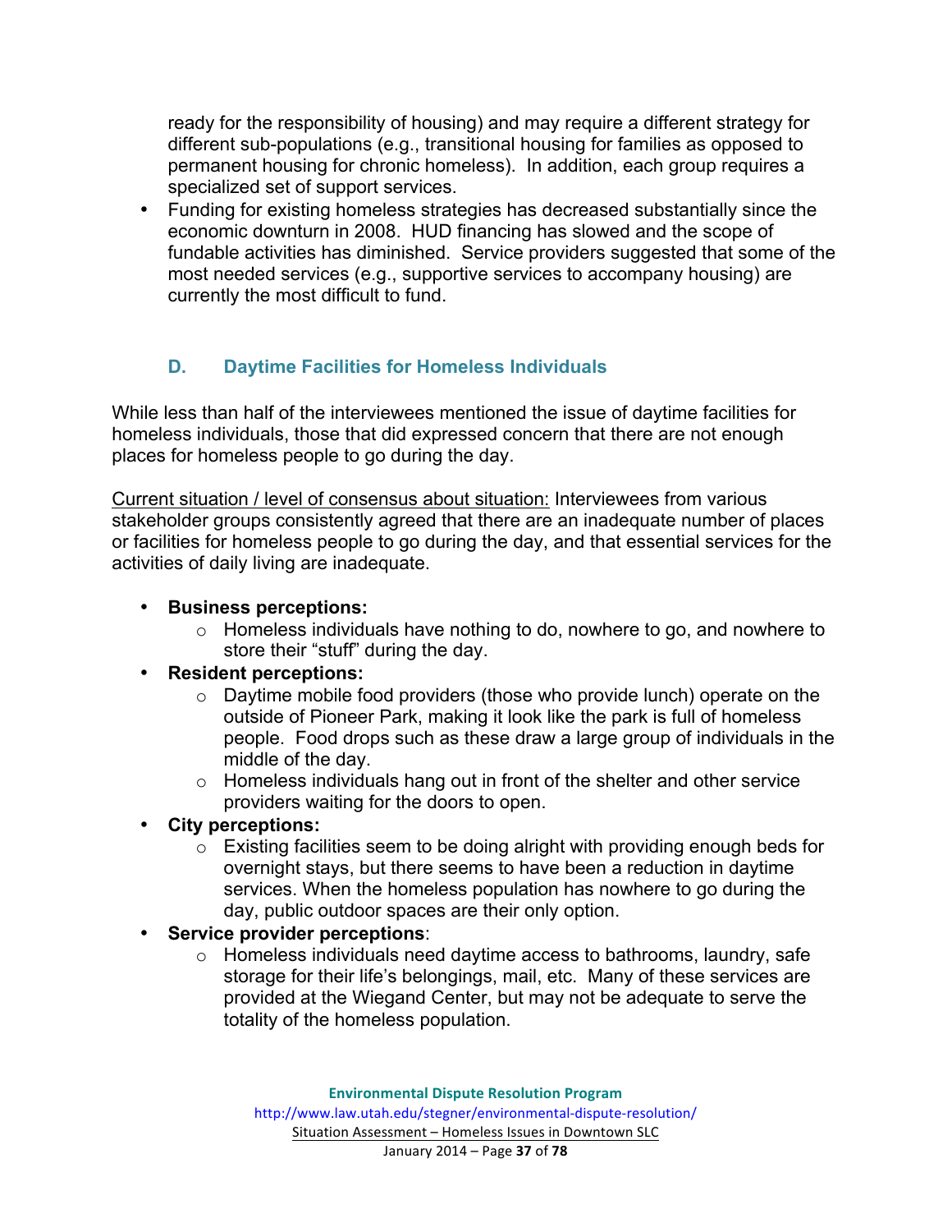ready for the responsibility of housing) and may require a different strategy for different sub-populations (e.g., transitional housing for families as opposed to permanent housing for chronic homeless). In addition, each group requires a specialized set of support services.

- Funding for existing homeless strategies has decreased substantially since the economic downturn in 2008. HUD financing has slowed and the scope of fundable activities has diminished. Service providers suggested that some of the most needed services (e.g., supportive services to accompany housing) are currently the most difficult to fund.

### D. Daytime Facilities for Homeless Individuals

While less than half of the interviewees mentioned the issue of daytime facilities for homeless individuals, those that did expressed concern that there are not enough places for homeless people to go during the day.

<u>Current situation / level of consensus about situation:</u> Interviewees from various stakeholder groups consistently agreed that there are an inadequate number of places or facilities for homeless people to go during the day, and that essential services for the activities of daily living are inadequate.

- **Business perceptions:**
  - Homeless individuals have nothing to do, nowhere to go, and nowhere to store their "stuff" during the day.
- **Resident perceptions:**
  - Daytime mobile food providers (those who provide lunch) operate on the outside of Pioneer Park, making it look like the park is full of homeless people. Food drops such as these draw a large group of individuals in the middle of the day.
  - Homeless individuals hang out in front of the shelter and other service providers waiting for the doors to open.
- **City perceptions:**
  - Existing facilities seem to be doing alright with providing enough beds for overnight stays, but there seems to have been a reduction in daytime services. When the homeless population has nowhere to go during the day, public outdoor spaces are their only option.
- **Service provider perceptions**:
  - Homeless individuals need daytime access to bathrooms, laundry, safe storage for their life's belongings, mail, etc. Many of these services are provided at the Wiegand Center, but may not be adequate to serve the totality of the homeless population.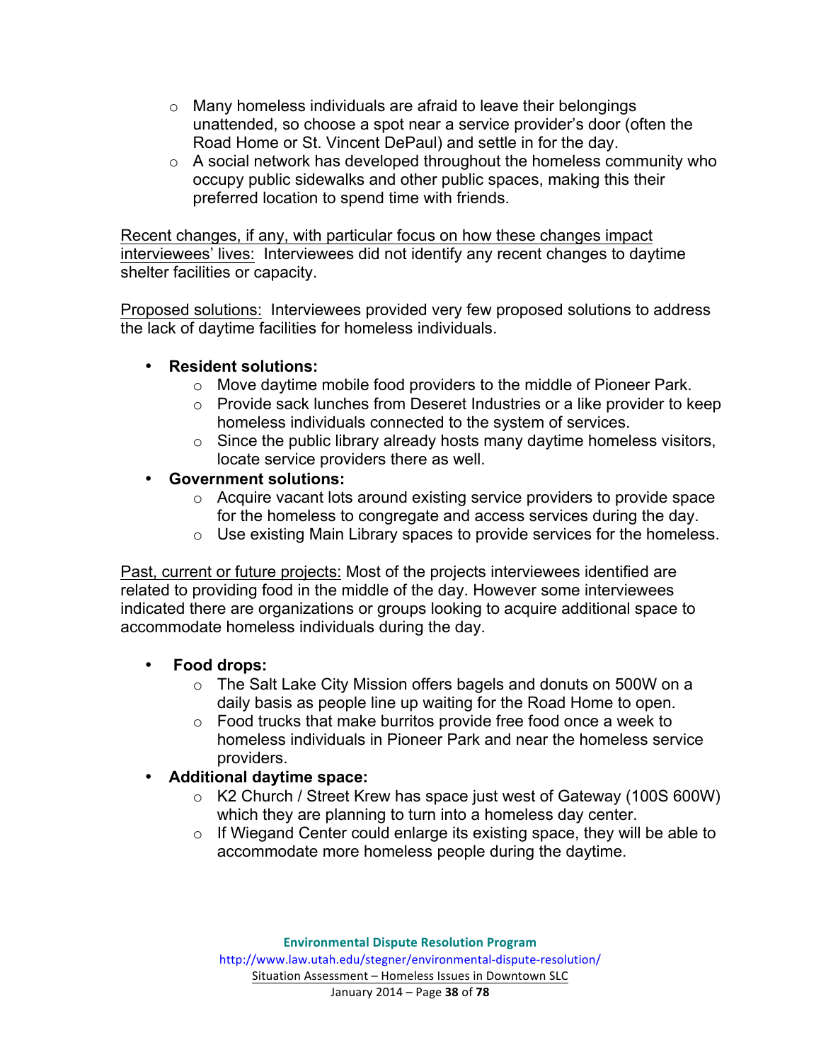- Many homeless individuals are afraid to leave their belongings unattended, so choose a spot near a service provider's door (often the Road Home or St. Vincent DePaul) and settle in for the day.
  - A social network has developed throughout the homeless community who occupy public sidewalks and other public spaces, making this their preferred location to spend time with friends.

<u>Recent changes, if any, with particular focus on how these changes impact interviewees' lives:</u> Interviewees did not identify any recent changes to daytime shelter facilities or capacity.

<u>Proposed solutions:</u> Interviewees provided very few proposed solutions to address the lack of daytime facilities for homeless individuals.

- **Resident solutions:**
  - Move daytime mobile food providers to the middle of Pioneer Park.
  - Provide sack lunches from Deseret Industries or a like provider to keep homeless individuals connected to the system of services.
  - Since the public library already hosts many daytime homeless visitors, locate service providers there as well.
- **Government solutions:**
  - Acquire vacant lots around existing service providers to provide space for the homeless to congregate and access services during the day.
  - Use existing Main Library spaces to provide services for the homeless.

<u>Past, current or future projects:</u> Most of the projects interviewees identified are related to providing food in the middle of the day. However some interviewees indicated there are organizations or groups looking to acquire additional space to accommodate homeless individuals during the day.

- **Food drops:**
  - The Salt Lake City Mission offers bagels and donuts on 500W on a daily basis as people line up waiting for the Road Home to open.
  - Food trucks that make burritos provide free food once a week to homeless individuals in Pioneer Park and near the homeless service providers.
- **Additional daytime space:**
  - K2 Church / Street Krew has space just west of Gateway (100S 600W) which they are planning to turn into a homeless day center.
  - If Wiegand Center could enlarge its existing space, they will be able to accommodate more homeless people during the daytime.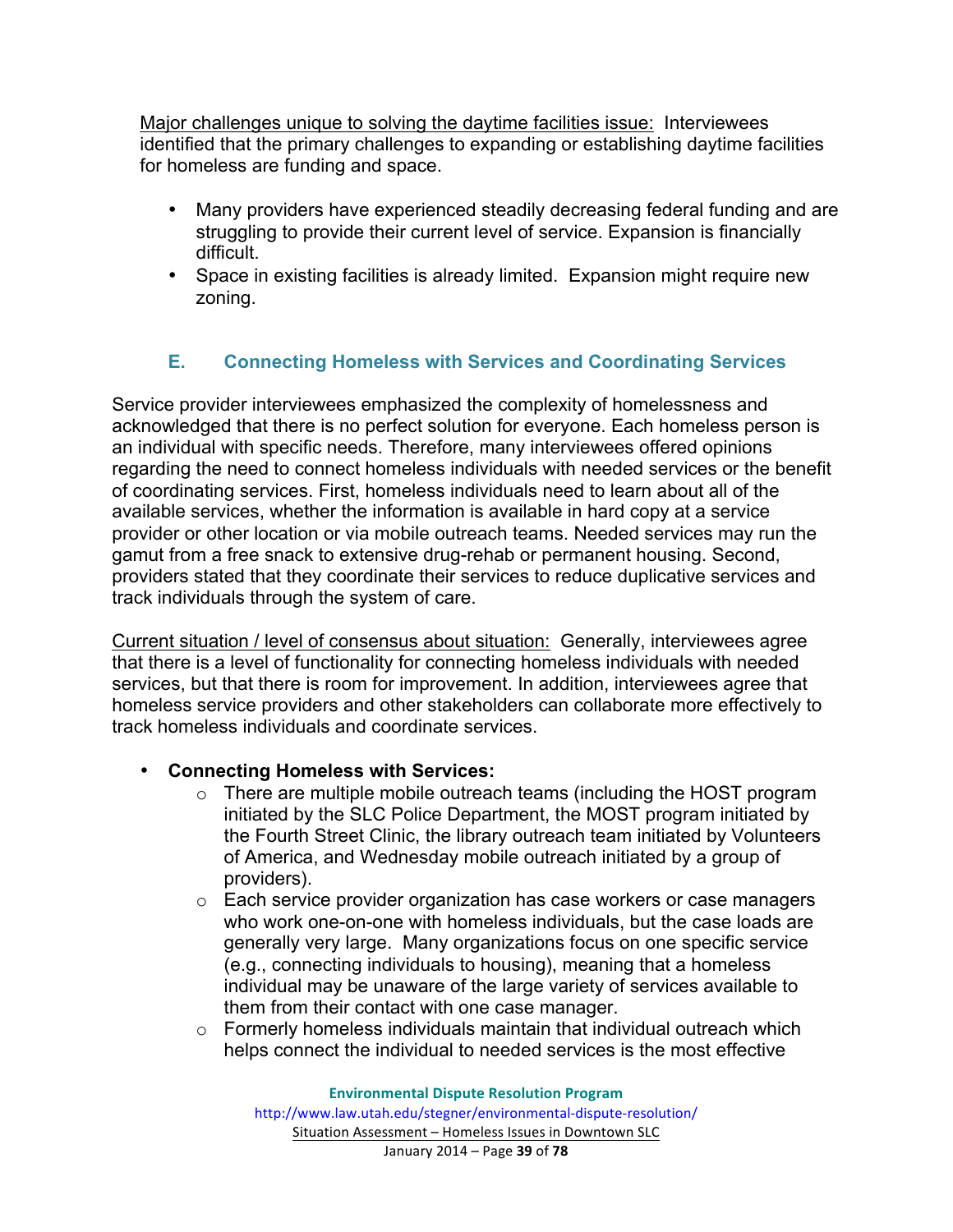Major challenges unique to solving the daytime facilities issue: Interviewees identified that the primary challenges to expanding or establishing daytime facilities for homeless are funding and space.

- Many providers have experienced steadily decreasing federal funding and are struggling to provide their current level of service. Expansion is financially difficult.
- Space in existing facilities is already limited. Expansion might require new zoning.

### E. Connecting Homeless with Services and Coordinating Services

Service provider interviewees emphasized the complexity of homelessness and acknowledged that there is no perfect solution for everyone. Each homeless person is an individual with specific needs. Therefore, many interviewees offered opinions regarding the need to connect homeless individuals with needed services or the benefit of coordinating services. First, homeless individuals need to learn about all of the available services, whether the information is available in hard copy at a service provider or other location or via mobile outreach teams. Needed services may run the gamut from a free snack to extensive drug-rehab or permanent housing. Second, providers stated that they coordinate their services to reduce duplicative services and track individuals through the system of care.

Current situation / level of consensus about situation: Generally, interviewees agree that there is a level of functionality for connecting homeless individuals with needed services, but that there is room for improvement. In addition, interviewees agree that homeless service providers and other stakeholders can collaborate more effectively to track homeless individuals and coordinate services.

- **Connecting Homeless with Services:**
  - There are multiple mobile outreach teams (including the HOST program initiated by the SLC Police Department, the MOST program initiated by the Fourth Street Clinic, the library outreach team initiated by Volunteers of America, and Wednesday mobile outreach initiated by a group of providers).
  - Each service provider organization has case workers or case managers who work one-on-one with homeless individuals, but the case loads are generally very large. Many organizations focus on one specific service (e.g., connecting individuals to housing), meaning that a homeless individual may be unaware of the large variety of services available to them from their contact with one case manager.
  - Formerly homeless individuals maintain that individual outreach which helps connect the individual to needed services is the most effective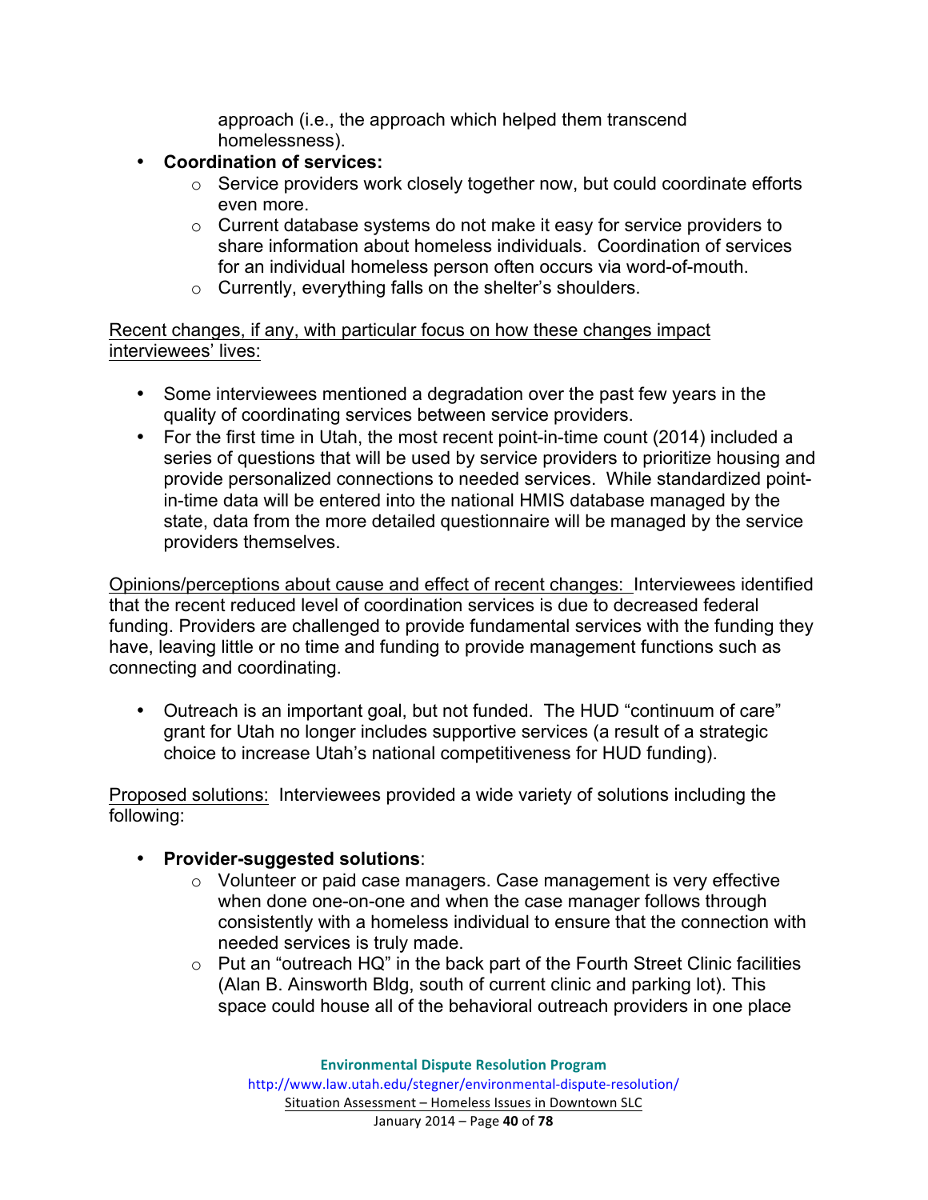approach (i.e., the approach which helped them transcend homelessness).

- **Coordination of services:**
    - Service providers work closely together now, but could coordinate efforts even more.
    - Current database systems do not make it easy for service providers to share information about homeless individuals. Coordination of services for an individual homeless person often occurs via word-of-mouth.
    - Currently, everything falls on the shelter's shoulders.

<u>Recent changes, if any, with particular focus on how these changes impact interviewees' lives:</u>

- Some interviewees mentioned a degradation over the past few years in the quality of coordinating services between service providers.
- For the first time in Utah, the most recent point-in-time count (2014) included a series of questions that will be used by service providers to prioritize housing and provide personalized connections to needed services. While standardized point-in-time data will be entered into the national HMIS database managed by the state, data from the more detailed questionnaire will be managed by the service providers themselves.

<u>Opinions/perceptions about cause and effect of recent changes:</u> Interviewees identified that the recent reduced level of coordination services is due to decreased federal funding. Providers are challenged to provide fundamental services with the funding they have, leaving little or no time and funding to provide management functions such as connecting and coordinating.

- Outreach is an important goal, but not funded. The HUD "continuum of care" grant for Utah no longer includes supportive services (a result of a strategic choice to increase Utah's national competitiveness for HUD funding).

<u>Proposed solutions:</u> Interviewees provided a wide variety of solutions including the following:

- **Provider-suggested solutions**:
    - Volunteer or paid case managers. Case management is very effective when done one-on-one and when the case manager follows through consistently with a homeless individual to ensure that the connection with needed services is truly made.
    - Put an "outreach HQ" in the back part of the Fourth Street Clinic facilities (Alan B. Ainsworth Bldg, south of current clinic and parking lot). This space could house all of the behavioral outreach providers in one place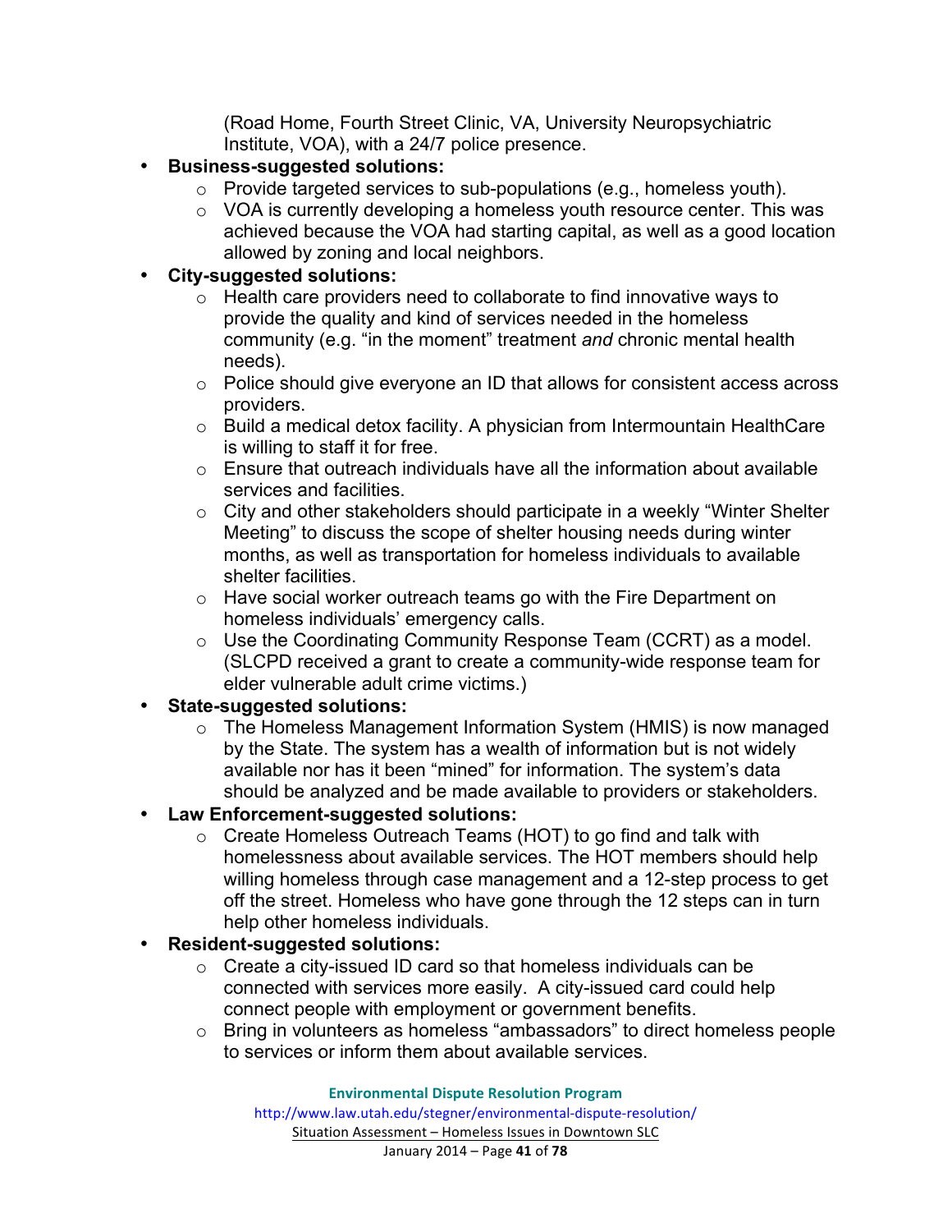(Road Home, Fourth Street Clinic, VA, University Neuropsychiatric Institute, VOA), with a 24/7 police presence.

- **Business-suggested solutions:**
  - Provide targeted services to sub-populations (e.g., homeless youth).
  - VOA is currently developing a homeless youth resource center. This was achieved because the VOA had starting capital, as well as a good location allowed by zoning and local neighbors.
- **City-suggested solutions:**
  - Health care providers need to collaborate to find innovative ways to provide the quality and kind of services needed in the homeless community (e.g. "in the moment" treatment *and* chronic mental health needs).
  - Police should give everyone an ID that allows for consistent access across providers.
  - Build a medical detox facility. A physician from Intermountain HealthCare is willing to staff it for free.
  - Ensure that outreach individuals have all the information about available services and facilities.
  - City and other stakeholders should participate in a weekly "Winter Shelter Meeting" to discuss the scope of shelter housing needs during winter months, as well as transportation for homeless individuals to available shelter facilities.
  - Have social worker outreach teams go with the Fire Department on homeless individuals' emergency calls.
  - Use the Coordinating Community Response Team (CCRT) as a model. (SLCPD received a grant to create a community-wide response team for elder vulnerable adult crime victims.)
- **State-suggested solutions:**
  - The Homeless Management Information System (HMIS) is now managed by the State. The system has a wealth of information but is not widely available nor has it been "mined" for information. The system's data should be analyzed and be made available to providers or stakeholders.
- **Law Enforcement-suggested solutions:**
  - Create Homeless Outreach Teams (HOT) to go find and talk with homelessness about available services. The HOT members should help willing homeless through case management and a 12-step process to get off the street. Homeless who have gone through the 12 steps can in turn help other homeless individuals.
- **Resident-suggested solutions:**
  - Create a city-issued ID card so that homeless individuals can be connected with services more easily. A city-issued card could help connect people with employment or government benefits.
  - Bring in volunteers as homeless "ambassadors" to direct homeless people to services or inform them about available services.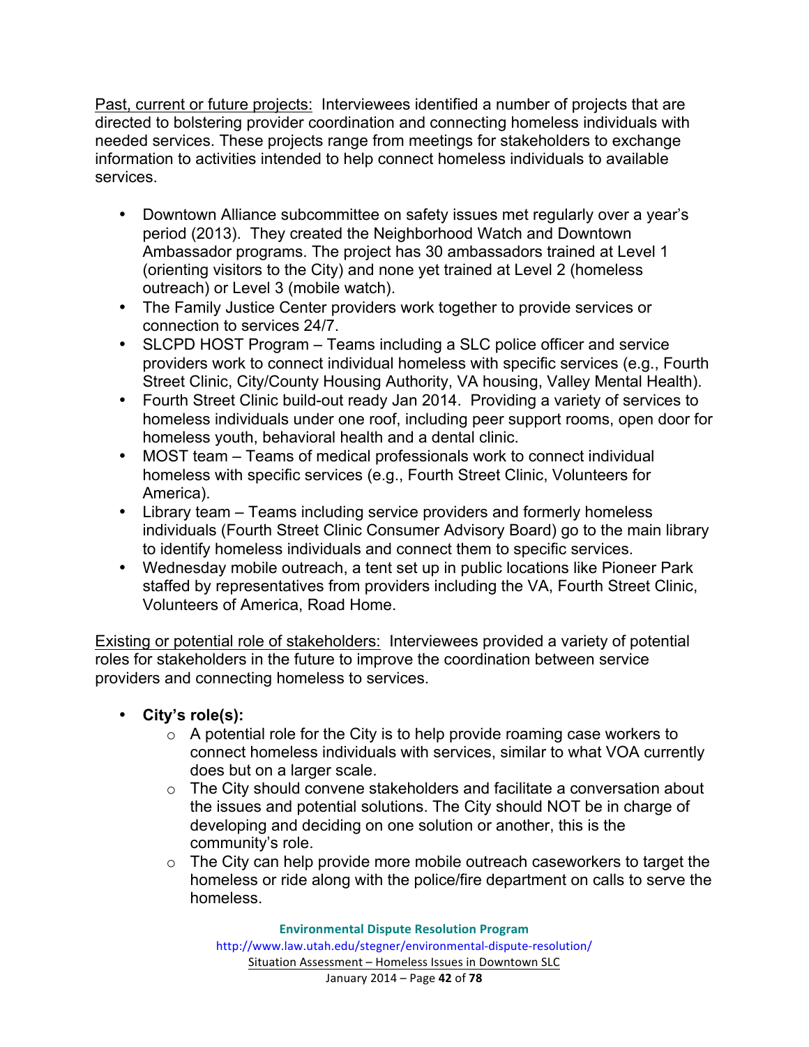<u>Past, current or future projects:</u> Interviewees identified a number of projects that are directed to bolstering provider coordination and connecting homeless individuals with needed services. These projects range from meetings for stakeholders to exchange information to activities intended to help connect homeless individuals to available services.

- Downtown Alliance subcommittee on safety issues met regularly over a year's period (2013). They created the Neighborhood Watch and Downtown Ambassador programs. The project has 30 ambassadors trained at Level 1 (orienting visitors to the City) and none yet trained at Level 2 (homeless outreach) or Level 3 (mobile watch).
- The Family Justice Center providers work together to provide services or connection to services 24/7.
- SLCPD HOST Program – Teams including a SLC police officer and service providers work to connect individual homeless with specific services (e.g., Fourth Street Clinic, City/County Housing Authority, VA housing, Valley Mental Health).
- Fourth Street Clinic build-out ready Jan 2014. Providing a variety of services to homeless individuals under one roof, including peer support rooms, open door for homeless youth, behavioral health and a dental clinic.
- MOST team – Teams of medical professionals work to connect individual homeless with specific services (e.g., Fourth Street Clinic, Volunteers for America).
- Library team – Teams including service providers and formerly homeless individuals (Fourth Street Clinic Consumer Advisory Board) go to the main library to identify homeless individuals and connect them to specific services.
- Wednesday mobile outreach, a tent set up in public locations like Pioneer Park staffed by representatives from providers including the VA, Fourth Street Clinic, Volunteers of America, Road Home.

<u>Existing or potential role of stakeholders:</u> Interviewees provided a variety of potential roles for stakeholders in the future to improve the coordination between service providers and connecting homeless to services.

- **City's role(s):**
  - A potential role for the City is to help provide roaming case workers to connect homeless individuals with services, similar to what VOA currently does but on a larger scale.
  - The City should convene stakeholders and facilitate a conversation about the issues and potential solutions. The City should NOT be in charge of developing and deciding on one solution or another, this is the community's role.
  - The City can help provide more mobile outreach caseworkers to target the homeless or ride along with the police/fire department on calls to serve the homeless.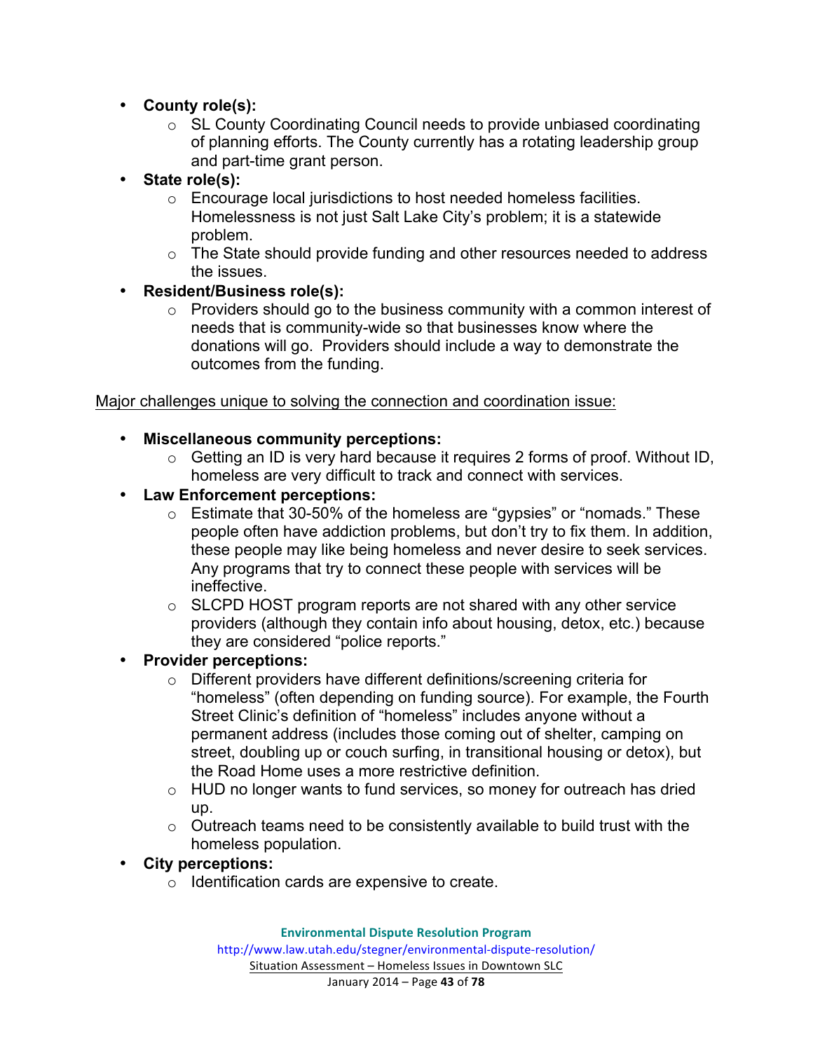- **County role(s):**
  - SL County Coordinating Council needs to provide unbiased coordinating of planning efforts. The County currently has a rotating leadership group and part-time grant person.
- **State role(s):**
  - Encourage local jurisdictions to host needed homeless facilities. Homelessness is not just Salt Lake City's problem; it is a statewide problem.
  - The State should provide funding and other resources needed to address the issues.
- **Resident/Business role(s):**
  - Providers should go to the business community with a common interest of needs that is community-wide so that businesses know where the donations will go. Providers should include a way to demonstrate the outcomes from the funding.

Major challenges unique to solving the connection and coordination issue:

- **Miscellaneous community perceptions:**
  - Getting an ID is very hard because it requires 2 forms of proof. Without ID, homeless are very difficult to track and connect with services.
- **Law Enforcement perceptions:**
  - Estimate that 30-50% of the homeless are "gypsies" or "nomads." These people often have addiction problems, but don't try to fix them. In addition, these people may like being homeless and never desire to seek services. Any programs that try to connect these people with services will be ineffective.
  - SLCPD HOST program reports are not shared with any other service providers (although they contain info about housing, detox, etc.) because they are considered "police reports."
- **Provider perceptions:**
  - Different providers have different definitions/screening criteria for "homeless" (often depending on funding source). For example, the Fourth Street Clinic's definition of "homeless" includes anyone without a permanent address (includes those coming out of shelter, camping on street, doubling up or couch surfing, in transitional housing or detox), but the Road Home uses a more restrictive definition.
  - HUD no longer wants to fund services, so money for outreach has dried up.
  - Outreach teams need to be consistently available to build trust with the homeless population.
- **City perceptions:**
  - Identification cards are expensive to create.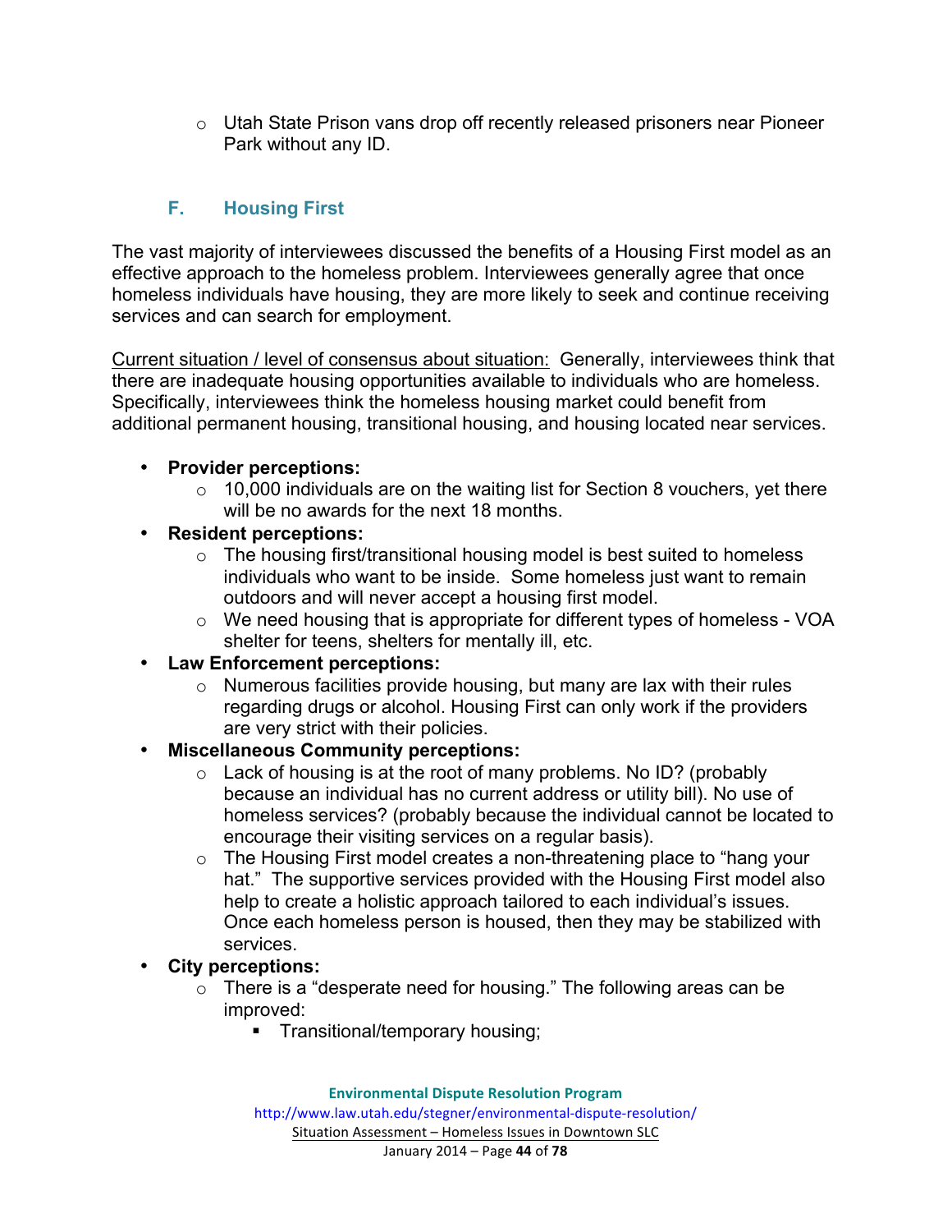- Utah State Prison vans drop off recently released prisoners near Pioneer Park without any ID.

### F. Housing First

The vast majority of interviewees discussed the benefits of a Housing First model as an effective approach to the homeless problem. Interviewees generally agree that once homeless individuals have housing, they are more likely to seek and continue receiving services and can search for employment.

Current situation / level of consensus about situation: Generally, interviewees think that there are inadequate housing opportunities available to individuals who are homeless. Specifically, interviewees think the homeless housing market could benefit from additional permanent housing, transitional housing, and housing located near services.

- **Provider perceptions:**
  - 10,000 individuals are on the waiting list for Section 8 vouchers, yet there will be no awards for the next 18 months.
- **Resident perceptions:**
  - The housing first/transitional housing model is best suited to homeless individuals who want to be inside. Some homeless just want to remain outdoors and will never accept a housing first model.
  - We need housing that is appropriate for different types of homeless - VOA shelter for teens, shelters for mentally ill, etc.
- **Law Enforcement perceptions:**
  - Numerous facilities provide housing, but many are lax with their rules regarding drugs or alcohol. Housing First can only work if the providers are very strict with their policies.
- **Miscellaneous Community perceptions:**
  - Lack of housing is at the root of many problems. No ID? (probably because an individual has no current address or utility bill). No use of homeless services? (probably because the individual cannot be located to encourage their visiting services on a regular basis).
  - The Housing First model creates a non-threatening place to "hang your hat." The supportive services provided with the Housing First model also help to create a holistic approach tailored to each individual's issues. Once each homeless person is housed, then they may be stabilized with services.
- **City perceptions:**
  - There is a "desperate need for housing." The following areas can be improved:
    - Transitional/temporary housing;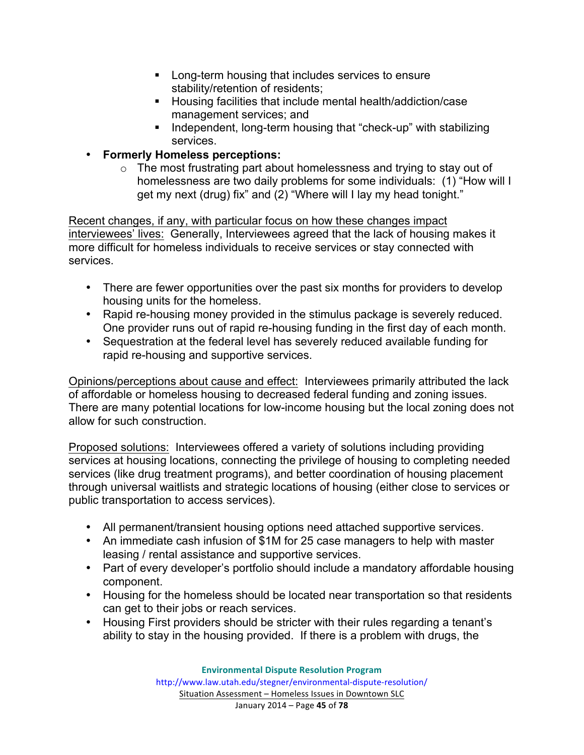- Long-term housing that includes services to ensure stability/retention of residents;
    - Housing facilities that include mental health/addiction/case management services; and
    - Independent, long-term housing that "check-up" with stabilizing services.

- **Formerly Homeless perceptions:**
    - The most frustrating part about homelessness and trying to stay out of homelessness are two daily problems for some individuals: (1) "How will I get my next (drug) fix" and (2) "Where will I lay my head tonight."

<u>Recent changes, if any, with particular focus on how these changes impact interviewees' lives:</u> Generally, Interviewees agreed that the lack of housing makes it more difficult for homeless individuals to receive services or stay connected with services.

- There are fewer opportunities over the past six months for providers to develop housing units for the homeless.
- Rapid re-housing money provided in the stimulus package is severely reduced. One provider runs out of rapid re-housing funding in the first day of each month.
- Sequestration at the federal level has severely reduced available funding for rapid re-housing and supportive services.

<u>Opinions/perceptions about cause and effect:</u> Interviewees primarily attributed the lack of affordable or homeless housing to decreased federal funding and zoning issues. There are many potential locations for low-income housing but the local zoning does not allow for such construction.

<u>Proposed solutions:</u> Interviewees offered a variety of solutions including providing services at housing locations, connecting the privilege of housing to completing needed services (like drug treatment programs), and better coordination of housing placement through universal waitlists and strategic locations of housing (either close to services or public transportation to access services).

- All permanent/transient housing options need attached supportive services.
- An immediate cash infusion of $1M for 25 case managers to help with master leasing / rental assistance and supportive services.
- Part of every developer's portfolio should include a mandatory affordable housing component.
- Housing for the homeless should be located near transportation so that residents can get to their jobs or reach services.
- Housing First providers should be stricter with their rules regarding a tenant's ability to stay in the housing provided. If there is a problem with drugs, the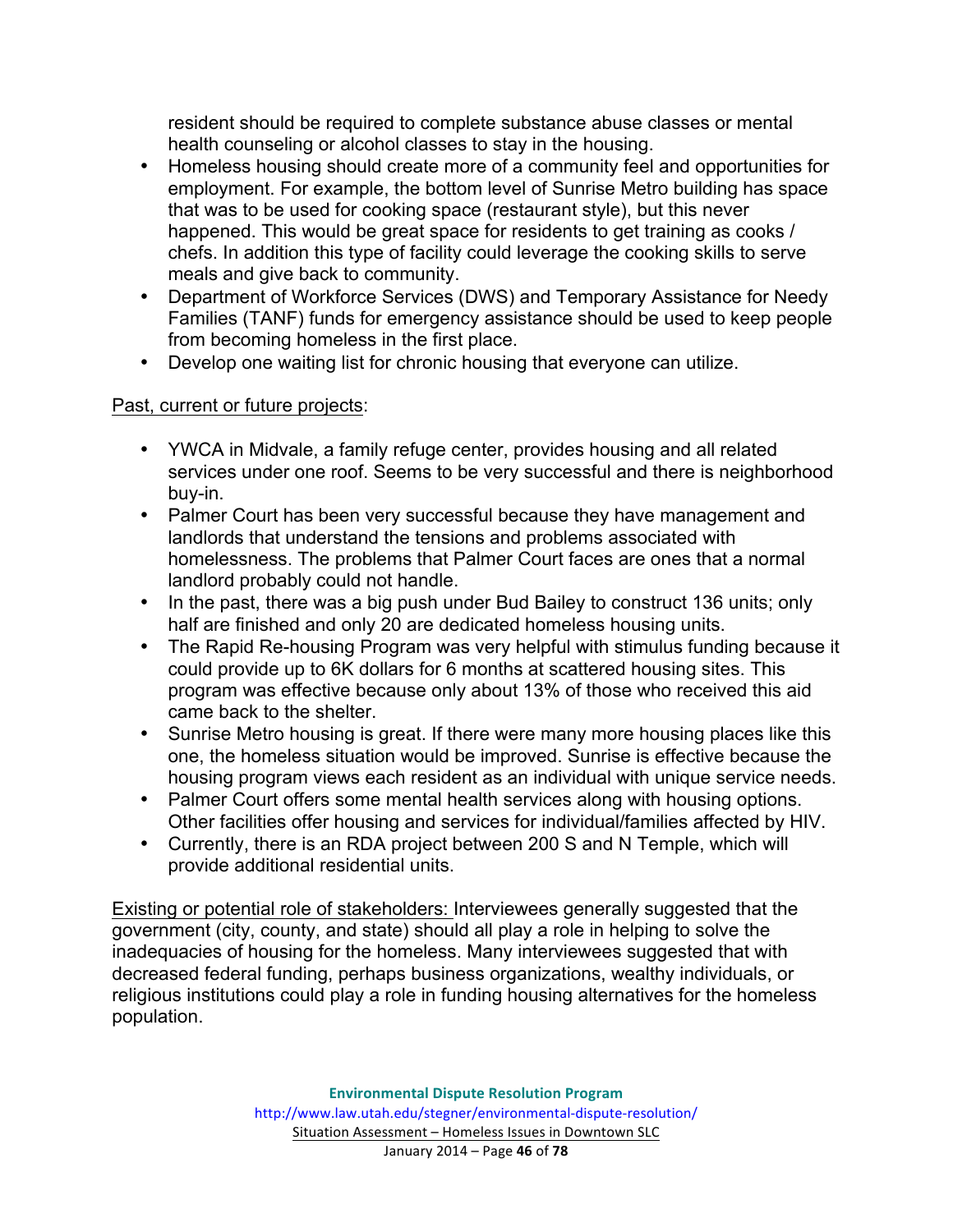resident should be required to complete substance abuse classes or mental health counseling or alcohol classes to stay in the housing.

- Homeless housing should create more of a community feel and opportunities for employment. For example, the bottom level of Sunrise Metro building has space that was to be used for cooking space (restaurant style), but this never happened. This would be great space for residents to get training as cooks / chefs. In addition this type of facility could leverage the cooking skills to serve meals and give back to community.
- Department of Workforce Services (DWS) and Temporary Assistance for Needy Families (TANF) funds for emergency assistance should be used to keep people from becoming homeless in the first place.
- Develop one waiting list for chronic housing that everyone can utilize.

Past, current or future projects:

- YWCA in Midvale, a family refuge center, provides housing and all related services under one roof. Seems to be very successful and there is neighborhood buy-in.
- Palmer Court has been very successful because they have management and landlords that understand the tensions and problems associated with homelessness. The problems that Palmer Court faces are ones that a normal landlord probably could not handle.
- In the past, there was a big push under Bud Bailey to construct 136 units; only half are finished and only 20 are dedicated homeless housing units.
- The Rapid Re-housing Program was very helpful with stimulus funding because it could provide up to 6K dollars for 6 months at scattered housing sites. This program was effective because only about 13% of those who received this aid came back to the shelter.
- Sunrise Metro housing is great. If there were many more housing places like this one, the homeless situation would be improved. Sunrise is effective because the housing program views each resident as an individual with unique service needs.
- Palmer Court offers some mental health services along with housing options. Other facilities offer housing and services for individual/families affected by HIV.
- Currently, there is an RDA project between 200 S and N Temple, which will provide additional residential units.

Existing or potential role of stakeholders: Interviewees generally suggested that the government (city, county, and state) should all play a role in helping to solve the inadequacies of housing for the homeless. Many interviewees suggested that with decreased federal funding, perhaps business organizations, wealthy individuals, or religious institutions could play a role in funding housing alternatives for the homeless population.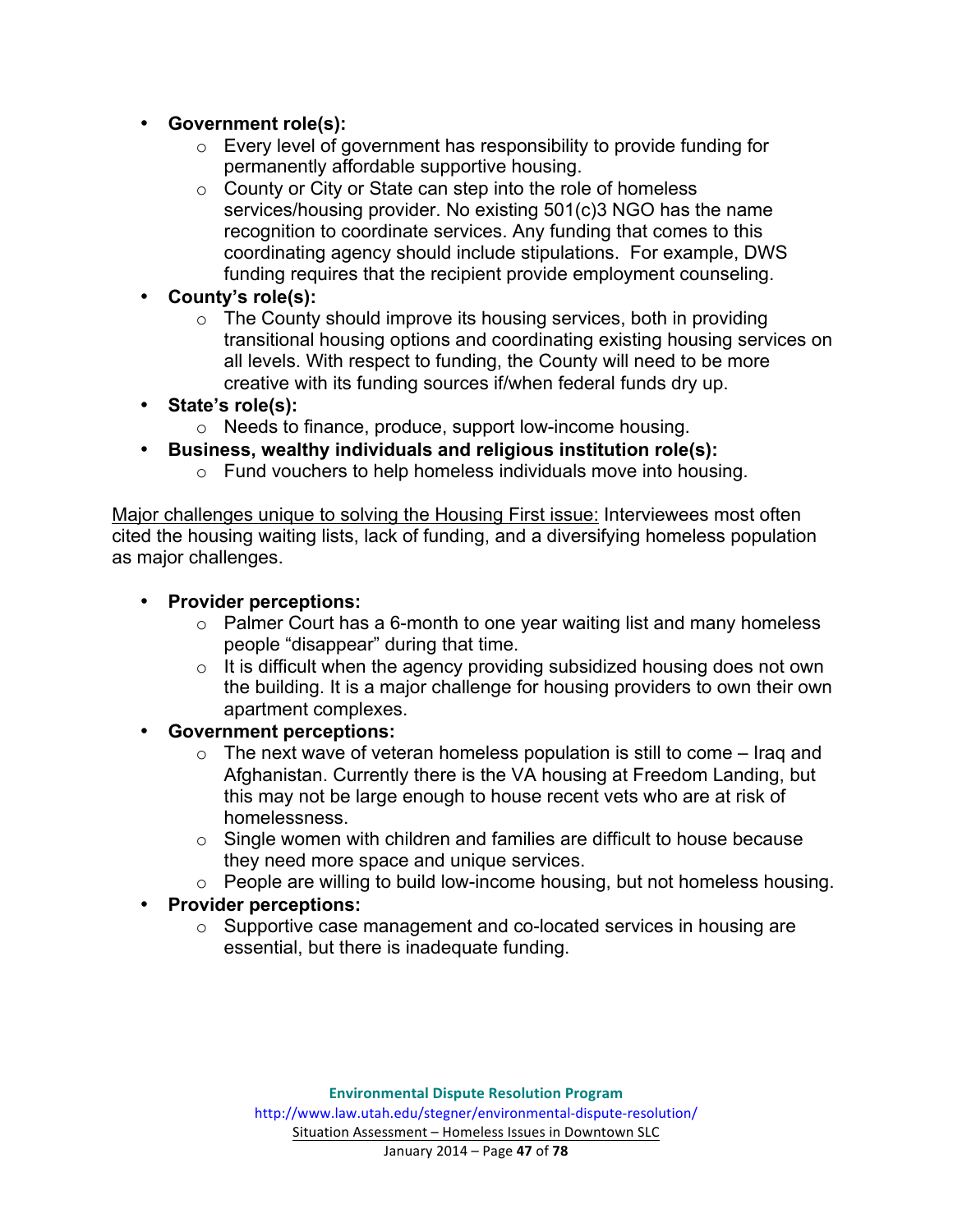- **Government role(s):**
  - Every level of government has responsibility to provide funding for permanently affordable supportive housing.
  - County or City or State can step into the role of homeless services/housing provider. No existing 501(c)3 NGO has the name recognition to coordinate services. Any funding that comes to this coordinating agency should include stipulations. For example, DWS funding requires that the recipient provide employment counseling.
- **County's role(s):**
  - The County should improve its housing services, both in providing transitional housing options and coordinating existing housing services on all levels. With respect to funding, the County will need to be more creative with its funding sources if/when federal funds dry up.
- **State's role(s):**
  - Needs to finance, produce, support low-income housing.
- **Business, wealthy individuals and religious institution role(s):**
  - Fund vouchers to help homeless individuals move into housing.

<u>Major challenges unique to solving the Housing First issue:</u> Interviewees most often cited the housing waiting lists, lack of funding, and a diversifying homeless population as major challenges.

- **Provider perceptions:**
  - Palmer Court has a 6-month to one year waiting list and many homeless people "disappear" during that time.
  - It is difficult when the agency providing subsidized housing does not own the building. It is a major challenge for housing providers to own their own apartment complexes.
- **Government perceptions:**
  - The next wave of veteran homeless population is still to come – Iraq and Afghanistan. Currently there is the VA housing at Freedom Landing, but this may not be large enough to house recent vets who are at risk of homelessness.
  - Single women with children and families are difficult to house because they need more space and unique services.
  - People are willing to build low-income housing, but not homeless housing.
- **Provider perceptions:**
  - Supportive case management and co-located services in housing are essential, but there is inadequate funding.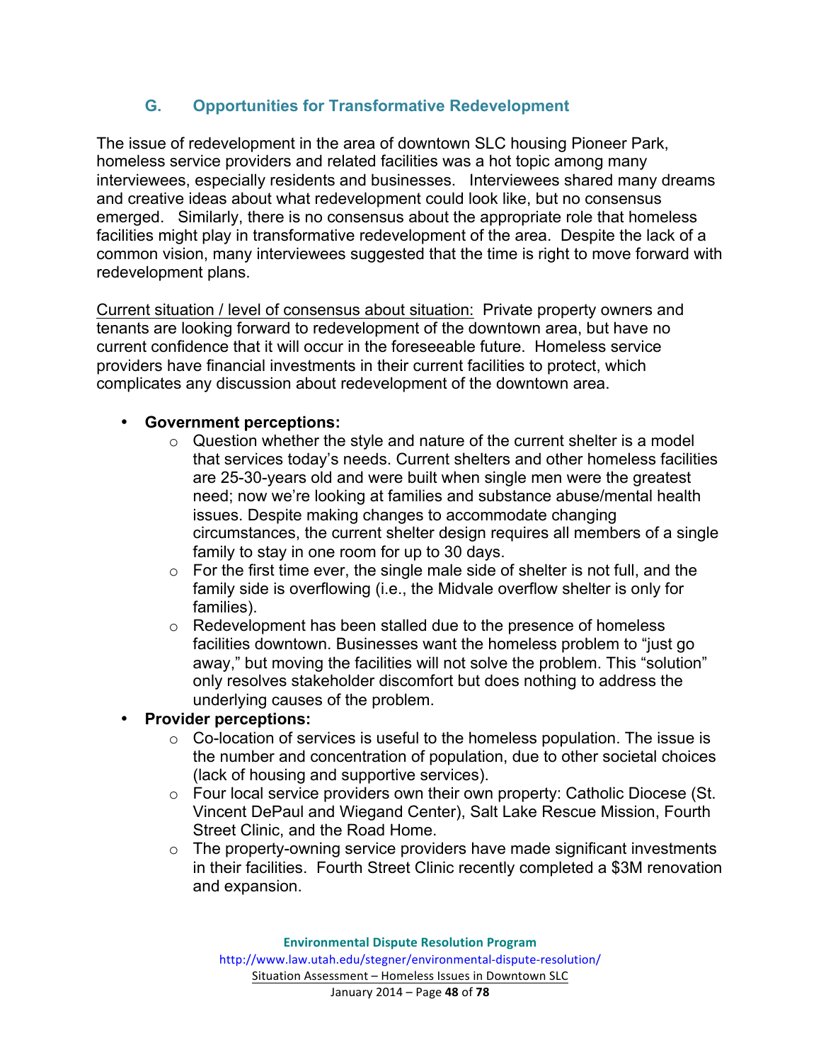## G. Opportunities for Transformative Redevelopment

The issue of redevelopment in the area of downtown SLC housing Pioneer Park, homeless service providers and related facilities was a hot topic among many interviewees, especially residents and businesses. Interviewees shared many dreams and creative ideas about what redevelopment could look like, but no consensus emerged. Similarly, there is no consensus about the appropriate role that homeless facilities might play in transformative redevelopment of the area. Despite the lack of a common vision, many interviewees suggested that the time is right to move forward with redevelopment plans.

Current situation / level of consensus about situation: Private property owners and tenants are looking forward to redevelopment of the downtown area, but have no current confidence that it will occur in the foreseeable future. Homeless service providers have financial investments in their current facilities to protect, which complicates any discussion about redevelopment of the downtown area.

- **Government perceptions:**
  - Question whether the style and nature of the current shelter is a model that services today's needs. Current shelters and other homeless facilities are 25-30-years old and were built when single men were the greatest need; now we're looking at families and substance abuse/mental health issues. Despite making changes to accommodate changing circumstances, the current shelter design requires all members of a single family to stay in one room for up to 30 days.
  - For the first time ever, the single male side of shelter is not full, and the family side is overflowing (i.e., the Midvale overflow shelter is only for families).
  - Redevelopment has been stalled due to the presence of homeless facilities downtown. Businesses want the homeless problem to "just go away," but moving the facilities will not solve the problem. This "solution" only resolves stakeholder discomfort but does nothing to address the underlying causes of the problem.
- **Provider perceptions:**
  - Co-location of services is useful to the homeless population. The issue is the number and concentration of population, due to other societal choices (lack of housing and supportive services).
  - Four local service providers own their own property: Catholic Diocese (St. Vincent DePaul and Wiegand Center), Salt Lake Rescue Mission, Fourth Street Clinic, and the Road Home.
  - The property-owning service providers have made significant investments in their facilities. Fourth Street Clinic recently completed a $3M renovation and expansion.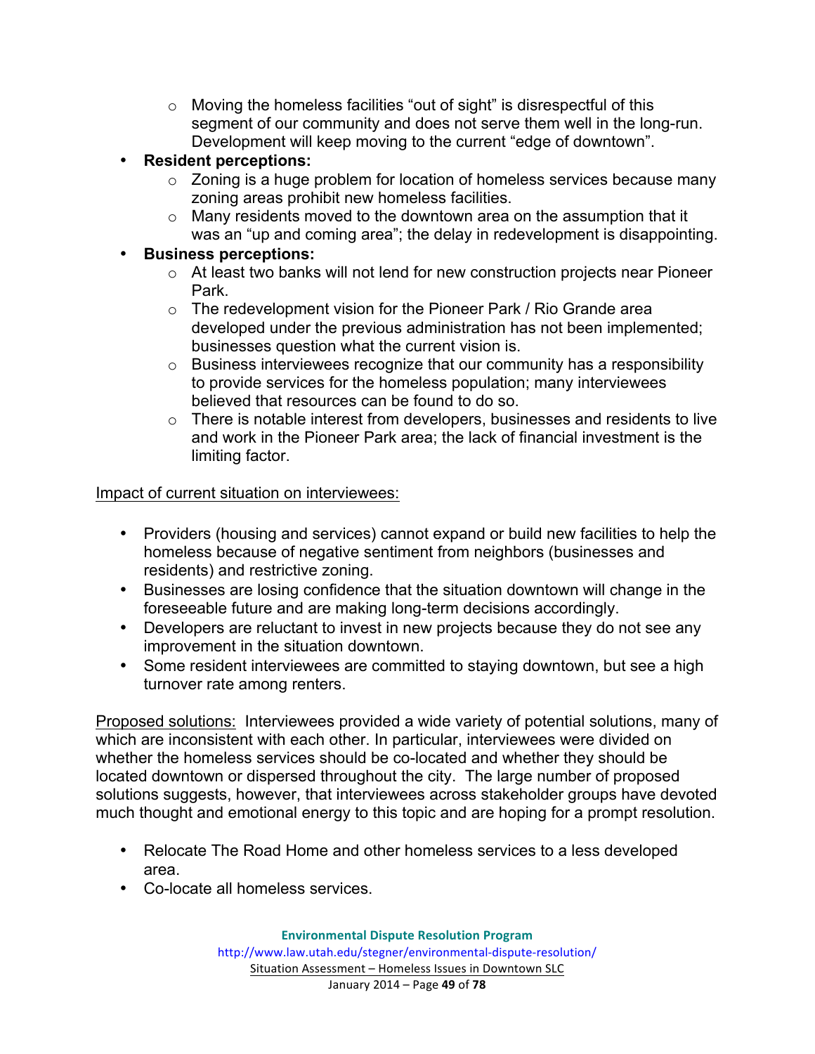- Moving the homeless facilities "out of sight" is disrespectful of this segment of our community and does not serve them well in the long-run. Development will keep moving to the current "edge of downtown".
- **Resident perceptions:**
    - Zoning is a huge problem for location of homeless services because many zoning areas prohibit new homeless facilities.
    - Many residents moved to the downtown area on the assumption that it was an "up and coming area"; the delay in redevelopment is disappointing.
- **Business perceptions:**
    - At least two banks will not lend for new construction projects near Pioneer Park.
    - The redevelopment vision for the Pioneer Park / Rio Grande area developed under the previous administration has not been implemented; businesses question what the current vision is.
    - Business interviewees recognize that our community has a responsibility to provide services for the homeless population; many interviewees believed that resources can be found to do so.
    - There is notable interest from developers, businesses and residents to live and work in the Pioneer Park area; the lack of financial investment is the limiting factor.

<u>Impact of current situation on interviewees:</u>

- Providers (housing and services) cannot expand or build new facilities to help the homeless because of negative sentiment from neighbors (businesses and residents) and restrictive zoning.
- Businesses are losing confidence that the situation downtown will change in the foreseeable future and are making long-term decisions accordingly.
- Developers are reluctant to invest in new projects because they do not see any improvement in the situation downtown.
- Some resident interviewees are committed to staying downtown, but see a high turnover rate among renters.

<u>Proposed solutions:</u> Interviewees provided a wide variety of potential solutions, many of which are inconsistent with each other. In particular, interviewees were divided on whether the homeless services should be co-located and whether they should be located downtown or dispersed throughout the city. The large number of proposed solutions suggests, however, that interviewees across stakeholder groups have devoted much thought and emotional energy to this topic and are hoping for a prompt resolution.

- Relocate The Road Home and other homeless services to a less developed area.
- Co-locate all homeless services.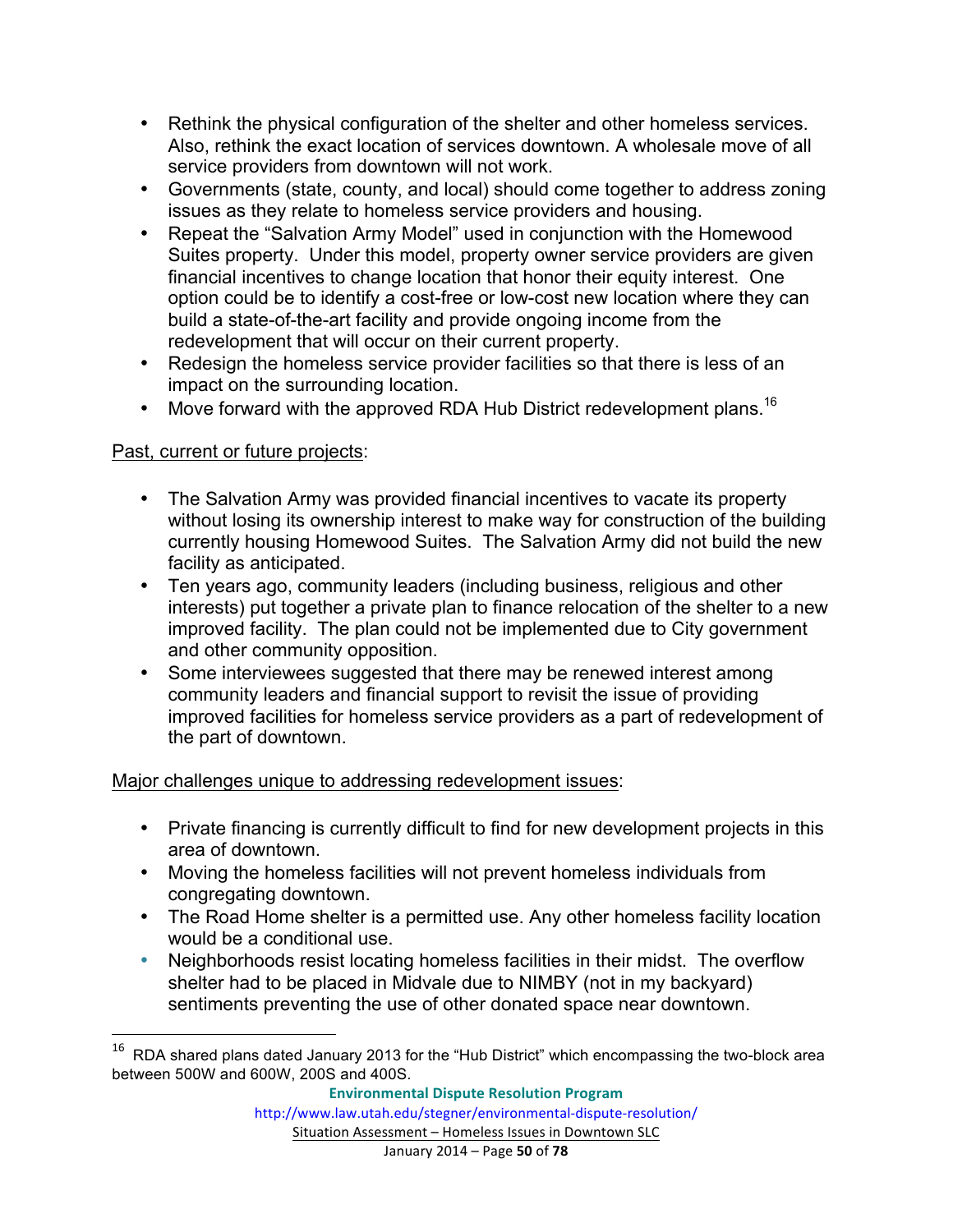- Rethink the physical configuration of the shelter and other homeless services. Also, rethink the exact location of services downtown. A wholesale move of all service providers from downtown will not work.
- Governments (state, county, and local) should come together to address zoning issues as they relate to homeless service providers and housing.
- Repeat the "Salvation Army Model" used in conjunction with the Homewood Suites property. Under this model, property owner service providers are given financial incentives to change location that honor their equity interest. One option could be to identify a cost-free or low-cost new location where they can build a state-of-the-art facility and provide ongoing income from the redevelopment that will occur on their current property.
- Redesign the homeless service provider facilities so that there is less of an impact on the surrounding location.
- Move forward with the approved RDA Hub District redevelopment plans.[16]

<u>Past, current or future projects</u>:

- The Salvation Army was provided financial incentives to vacate its property without losing its ownership interest to make way for construction of the building currently housing Homewood Suites. The Salvation Army did not build the new facility as anticipated.
- Ten years ago, community leaders (including business, religious and other interests) put together a private plan to finance relocation of the shelter to a new improved facility. The plan could not be implemented due to City government and other community opposition.
- Some interviewees suggested that there may be renewed interest among community leaders and financial support to revisit the issue of providing improved facilities for homeless service providers as a part of redevelopment of the part of downtown.

<u>Major challenges unique to addressing redevelopment issues</u>:

- Private financing is currently difficult to find for new development projects in this area of downtown.
- Moving the homeless facilities will not prevent homeless individuals from congregating downtown.
- The Road Home shelter is a permitted use. Any other homeless facility location would be a conditional use.
- Neighborhoods resist locating homeless facilities in their midst. The overflow shelter had to be placed in Midvale due to NIMBY (not in my backyard) sentiments preventing the use of other donated space near downtown.

[16] RDA shared plans dated January 2013 for the "Hub District" which encompassing the two-block area between 500W and 600W, 200S and 400S.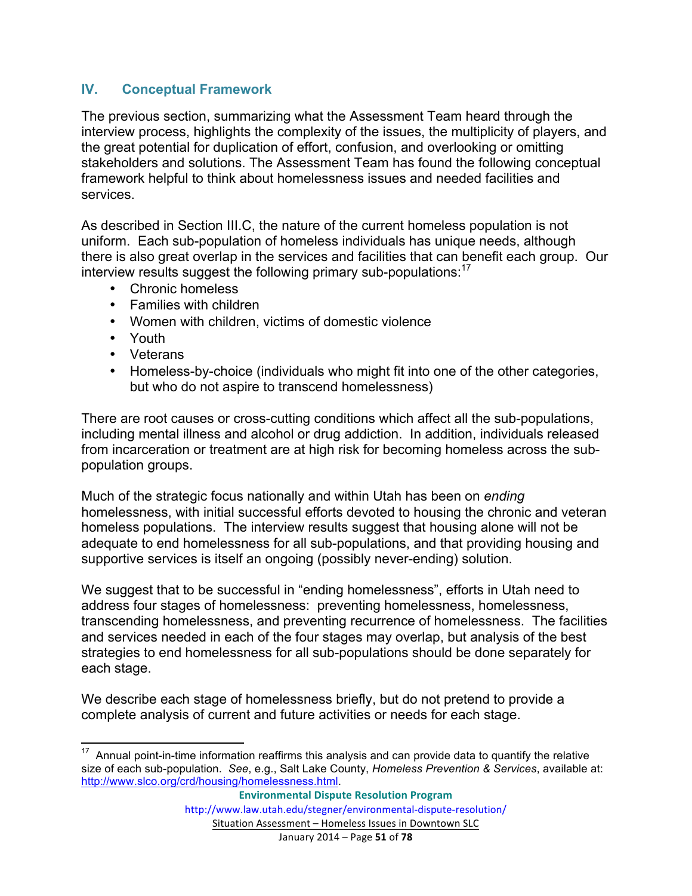## IV. Conceptual Framework

The previous section, summarizing what the Assessment Team heard through the interview process, highlights the complexity of the issues, the multiplicity of players, and the great potential for duplication of effort, confusion, and overlooking or omitting stakeholders and solutions. The Assessment Team has found the following conceptual framework helpful to think about homelessness issues and needed facilities and services.

As described in Section III.C, the nature of the current homeless population is not uniform. Each sub-population of homeless individuals has unique needs, although there is also great overlap in the services and facilities that can benefit each group. Our interview results suggest the following primary sub-populations:[17]

- Chronic homeless
- Families with children
- Women with children, victims of domestic violence
- Youth
- Veterans
- Homeless-by-choice (individuals who might fit into one of the other categories, but who do not aspire to transcend homelessness)

There are root causes or cross-cutting conditions which affect all the sub-populations, including mental illness and alcohol or drug addiction. In addition, individuals released from incarceration or treatment are at high risk for becoming homeless across the sub-population groups.

Much of the strategic focus nationally and within Utah has been on *ending* homelessness, with initial successful efforts devoted to housing the chronic and veteran homeless populations. The interview results suggest that housing alone will not be adequate to end homelessness for all sub-populations, and that providing housing and supportive services is itself an ongoing (possibly never-ending) solution.

We suggest that to be successful in "ending homelessness", efforts in Utah need to address four stages of homelessness: preventing homelessness, homelessness, transcending homelessness, and preventing recurrence of homelessness. The facilities and services needed in each of the four stages may overlap, but analysis of the best strategies to end homelessness for all sub-populations should be done separately for each stage.

We describe each stage of homelessness briefly, but do not pretend to provide a complete analysis of current and future activities or needs for each stage.

---

[17] Annual point-in-time information reaffirms this analysis and can provide data to quantify the relative size of each sub-population. *See*, e.g., Salt Lake County, *Homeless Prevention & Services*, available at: http://www.slco.org/crd/housing/homelessness.html.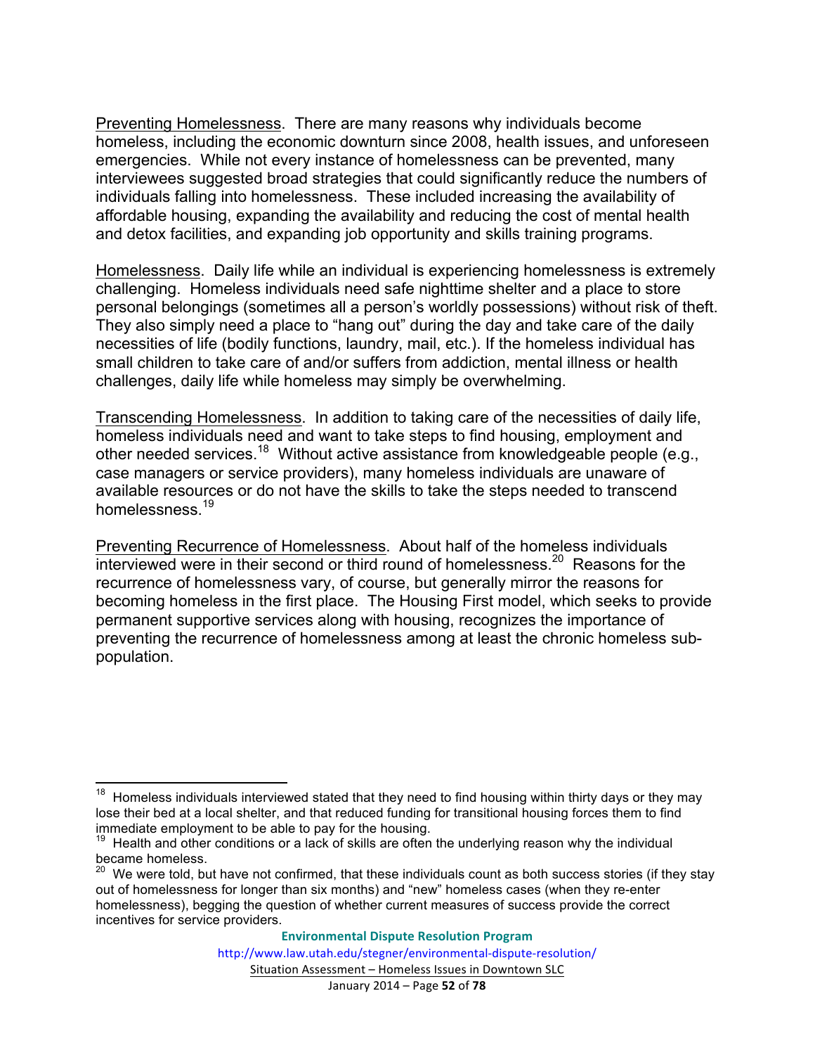Preventing Homelessness. There are many reasons why individuals become homeless, including the economic downturn since 2008, health issues, and unforeseen emergencies. While not every instance of homelessness can be prevented, many interviewees suggested broad strategies that could significantly reduce the numbers of individuals falling into homelessness. These included increasing the availability of affordable housing, expanding the availability and reducing the cost of mental health and detox facilities, and expanding job opportunity and skills training programs.

Homelessness. Daily life while an individual is experiencing homelessness is extremely challenging. Homeless individuals need safe nighttime shelter and a place to store personal belongings (sometimes all a person's worldly possessions) without risk of theft. They also simply need a place to "hang out" during the day and take care of the daily necessities of life (bodily functions, laundry, mail, etc.). If the homeless individual has small children to take care of and/or suffers from addiction, mental illness or health challenges, daily life while homeless may simply be overwhelming.

Transcending Homelessness. In addition to taking care of the necessities of daily life, homeless individuals need and want to take steps to find housing, employment and other needed services.[18] Without active assistance from knowledgeable people (e.g., case managers or service providers), many homeless individuals are unaware of available resources or do not have the skills to take the steps needed to transcend homelessness.[19]

Preventing Recurrence of Homelessness. About half of the homeless individuals interviewed were in their second or third round of homelessness.[20] Reasons for the recurrence of homelessness vary, of course, but generally mirror the reasons for becoming homeless in the first place. The Housing First model, which seeks to provide permanent supportive services along with housing, recognizes the importance of preventing the recurrence of homelessness among at least the chronic homeless sub-population.

---

[18] Homeless individuals interviewed stated that they need to find housing within thirty days or they may lose their bed at a local shelter, and that reduced funding for transitional housing forces them to find immediate employment to be able to pay for the housing.

[19] Health and other conditions or a lack of skills are often the underlying reason why the individual became homeless.

[20] We were told, but have not confirmed, that these individuals count as both success stories (if they stay out of homelessness for longer than six months) and "new" homeless cases (when they re-enter homelessness), begging the question of whether current measures of success provide the correct incentives for service providers.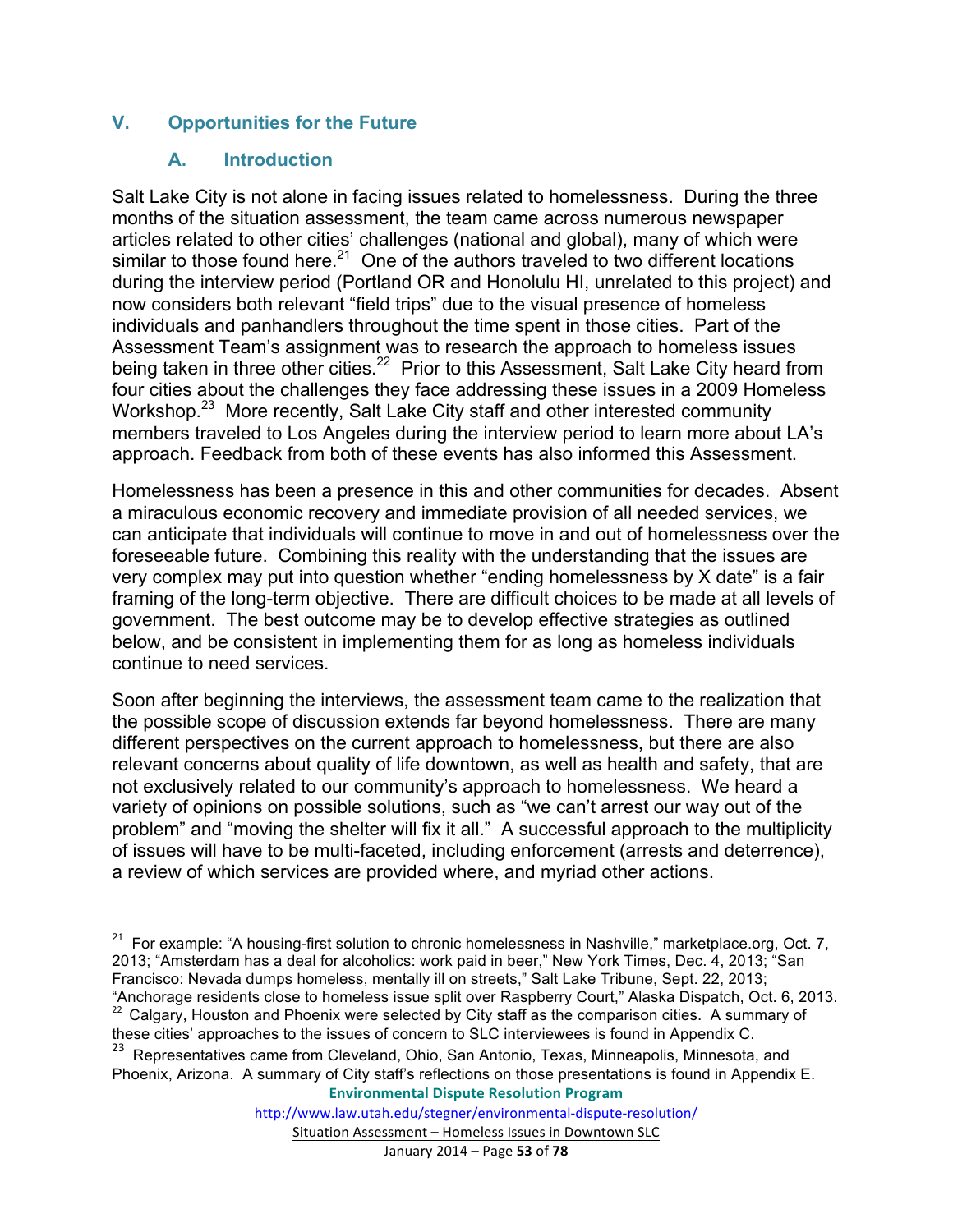## V. Opportunities for the Future

### A. Introduction

Salt Lake City is not alone in facing issues related to homelessness. During the three months of the situation assessment, the team came across numerous newspaper articles related to other cities' challenges (national and global), many of which were similar to those found here.[21] One of the authors traveled to two different locations during the interview period (Portland OR and Honolulu HI, unrelated to this project) and now considers both relevant "field trips" due to the visual presence of homeless individuals and panhandlers throughout the time spent in those cities. Part of the Assessment Team's assignment was to research the approach to homeless issues being taken in three other cities.[22] Prior to this Assessment, Salt Lake City heard from four cities about the challenges they face addressing these issues in a 2009 Homeless Workshop.[23] More recently, Salt Lake City staff and other interested community members traveled to Los Angeles during the interview period to learn more about LA's approach. Feedback from both of these events has also informed this Assessment.

Homelessness has been a presence in this and other communities for decades. Absent a miraculous economic recovery and immediate provision of all needed services, we can anticipate that individuals will continue to move in and out of homelessness over the foreseeable future. Combining this reality with the understanding that the issues are very complex may put into question whether "ending homelessness by X date" is a fair framing of the long-term objective. There are difficult choices to be made at all levels of government. The best outcome may be to develop effective strategies as outlined below, and be consistent in implementing them for as long as homeless individuals continue to need services.

Soon after beginning the interviews, the assessment team came to the realization that the possible scope of discussion extends far beyond homelessness. There are many different perspectives on the current approach to homelessness, but there are also relevant concerns about quality of life downtown, as well as health and safety, that are not exclusively related to our community's approach to homelessness. We heard a variety of opinions on possible solutions, such as "we can't arrest our way out of the problem" and "moving the shelter will fix it all." A successful approach to the multiplicity of issues will have to be multi-faceted, including enforcement (arrests and deterrence), a review of which services are provided where, and myriad other actions.

---

[21] For example: "A housing-first solution to chronic homelessness in Nashville," marketplace.org, Oct. 7, 2013; "Amsterdam has a deal for alcoholics: work paid in beer," New York Times, Dec. 4, 2013; "San Francisco: Nevada dumps homeless, mentally ill on streets," Salt Lake Tribune, Sept. 22, 2013; "Anchorage residents close to homeless issue split over Raspberry Court," Alaska Dispatch, Oct. 6, 2013.

[22] Calgary, Houston and Phoenix were selected by City staff as the comparison cities. A summary of these cities' approaches to the issues of concern to SLC interviewees is found in Appendix C.

[23] Representatives came from Cleveland, Ohio, San Antonio, Texas, Minneapolis, Minnesota, and Phoenix, Arizona. A summary of City staff's reflections on those presentations is found in Appendix E.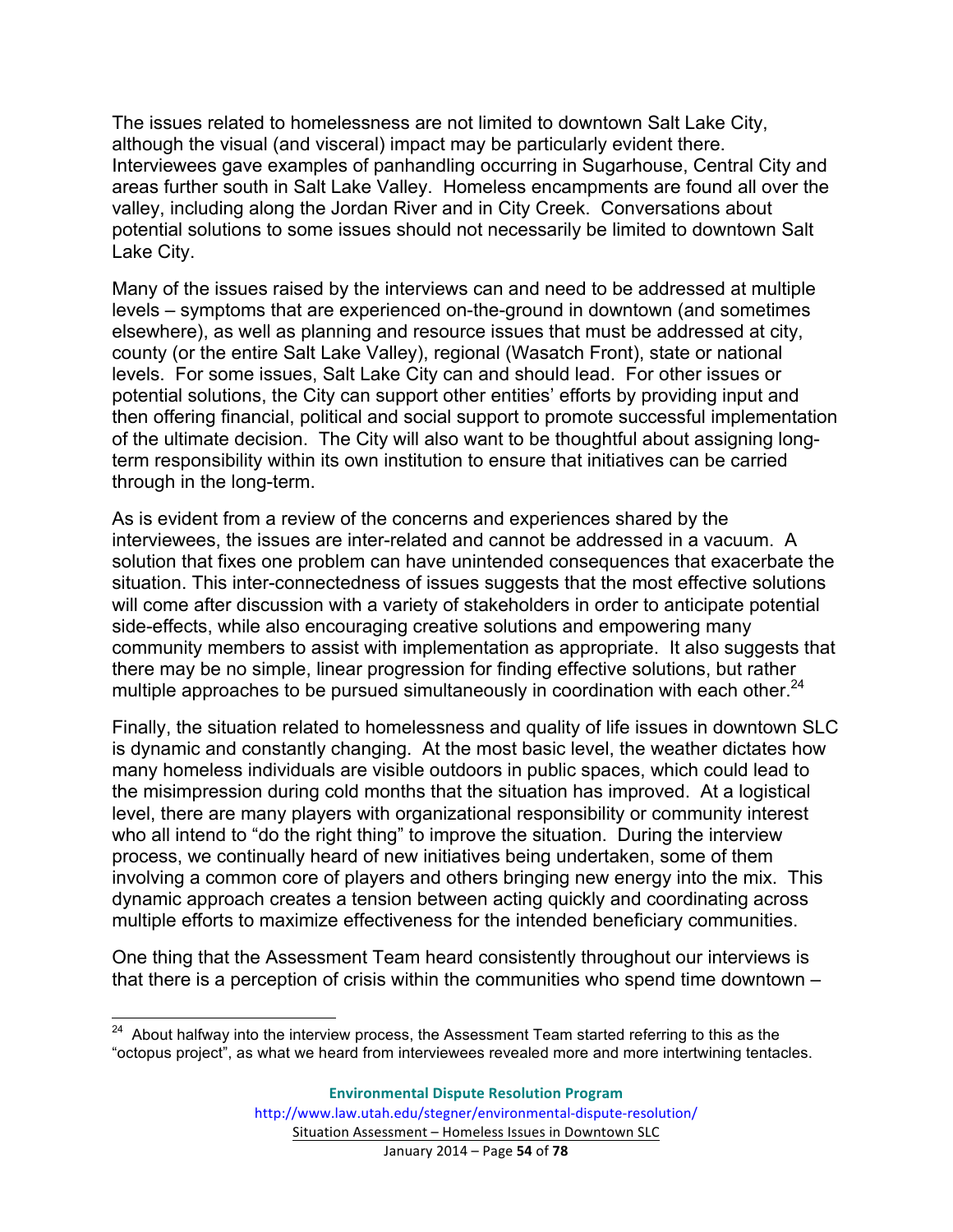The issues related to homelessness are not limited to downtown Salt Lake City, although the visual (and visceral) impact may be particularly evident there. Interviewees gave examples of panhandling occurring in Sugarhouse, Central City and areas further south in Salt Lake Valley. Homeless encampments are found all over the valley, including along the Jordan River and in City Creek. Conversations about potential solutions to some issues should not necessarily be limited to downtown Salt Lake City.

Many of the issues raised by the interviews can and need to be addressed at multiple levels – symptoms that are experienced on-the-ground in downtown (and sometimes elsewhere), as well as planning and resource issues that must be addressed at city, county (or the entire Salt Lake Valley), regional (Wasatch Front), state or national levels. For some issues, Salt Lake City can and should lead. For other issues or potential solutions, the City can support other entities' efforts by providing input and then offering financial, political and social support to promote successful implementation of the ultimate decision. The City will also want to be thoughtful about assigning long-term responsibility within its own institution to ensure that initiatives can be carried through in the long-term.

As is evident from a review of the concerns and experiences shared by the interviewees, the issues are inter-related and cannot be addressed in a vacuum. A solution that fixes one problem can have unintended consequences that exacerbate the situation. This inter-connectedness of issues suggests that the most effective solutions will come after discussion with a variety of stakeholders in order to anticipate potential side-effects, while also encouraging creative solutions and empowering many community members to assist with implementation as appropriate. It also suggests that there may be no simple, linear progression for finding effective solutions, but rather multiple approaches to be pursued simultaneously in coordination with each other.[24]

Finally, the situation related to homelessness and quality of life issues in downtown SLC is dynamic and constantly changing. At the most basic level, the weather dictates how many homeless individuals are visible outdoors in public spaces, which could lead to the misimpression during cold months that the situation has improved. At a logistical level, there are many players with organizational responsibility or community interest who all intend to "do the right thing" to improve the situation. During the interview process, we continually heard of new initiatives being undertaken, some of them involving a common core of players and others bringing new energy into the mix. This dynamic approach creates a tension between acting quickly and coordinating across multiple efforts to maximize effectiveness for the intended beneficiary communities.

One thing that the Assessment Team heard consistently throughout our interviews is that there is a perception of crisis within the communities who spend time downtown –

[24] About halfway into the interview process, the Assessment Team started referring to this as the "octopus project", as what we heard from interviewees revealed more and more intertwining tentacles.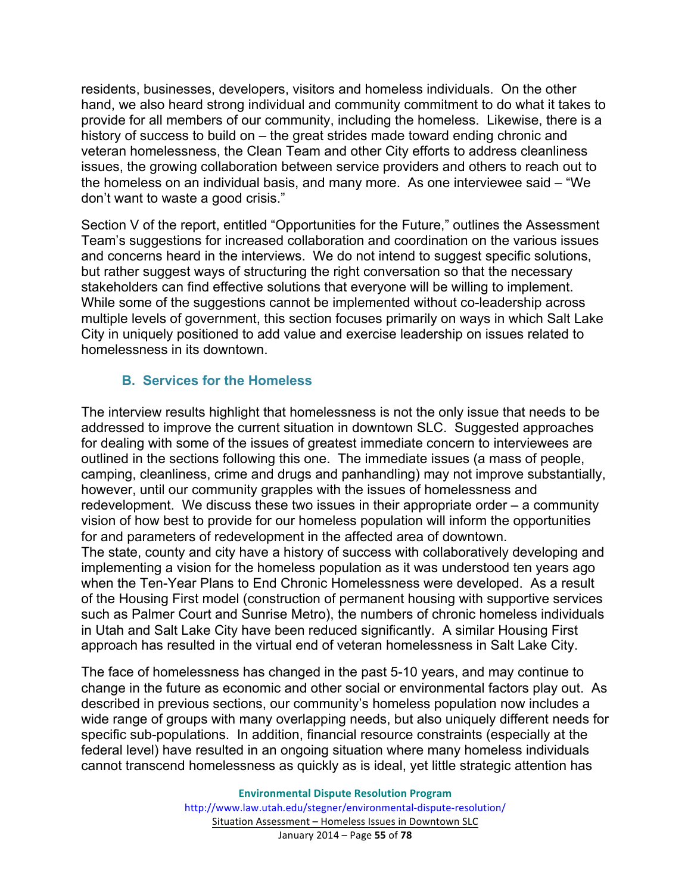residents, businesses, developers, visitors and homeless individuals. On the other hand, we also heard strong individual and community commitment to do what it takes to provide for all members of our community, including the homeless. Likewise, there is a history of success to build on – the great strides made toward ending chronic and veteran homelessness, the Clean Team and other City efforts to address cleanliness issues, the growing collaboration between service providers and others to reach out to the homeless on an individual basis, and many more. As one interviewee said – "We don't want to waste a good crisis."

Section V of the report, entitled "Opportunities for the Future," outlines the Assessment Team's suggestions for increased collaboration and coordination on the various issues and concerns heard in the interviews. We do not intend to suggest specific solutions, but rather suggest ways of structuring the right conversation so that the necessary stakeholders can find effective solutions that everyone will be willing to implement. While some of the suggestions cannot be implemented without co-leadership across multiple levels of government, this section focuses primarily on ways in which Salt Lake City in uniquely positioned to add value and exercise leadership on issues related to homelessness in its downtown.

### B. Services for the Homeless

The interview results highlight that homelessness is not the only issue that needs to be addressed to improve the current situation in downtown SLC. Suggested approaches for dealing with some of the issues of greatest immediate concern to interviewees are outlined in the sections following this one. The immediate issues (a mass of people, camping, cleanliness, crime and drugs and panhandling) may not improve substantially, however, until our community grapples with the issues of homelessness and redevelopment. We discuss these two issues in their appropriate order – a community vision of how best to provide for our homeless population will inform the opportunities for and parameters of redevelopment in the affected area of downtown.

The state, county and city have a history of success with collaboratively developing and implementing a vision for the homeless population as it was understood ten years ago when the Ten-Year Plans to End Chronic Homelessness were developed. As a result of the Housing First model (construction of permanent housing with supportive services such as Palmer Court and Sunrise Metro), the numbers of chronic homeless individuals in Utah and Salt Lake City have been reduced significantly. A similar Housing First approach has resulted in the virtual end of veteran homelessness in Salt Lake City.

The face of homelessness has changed in the past 5-10 years, and may continue to change in the future as economic and other social or environmental factors play out. As described in previous sections, our community's homeless population now includes a wide range of groups with many overlapping needs, but also uniquely different needs for specific sub-populations. In addition, financial resource constraints (especially at the federal level) have resulted in an ongoing situation where many homeless individuals cannot transcend homelessness as quickly as is ideal, yet little strategic attention has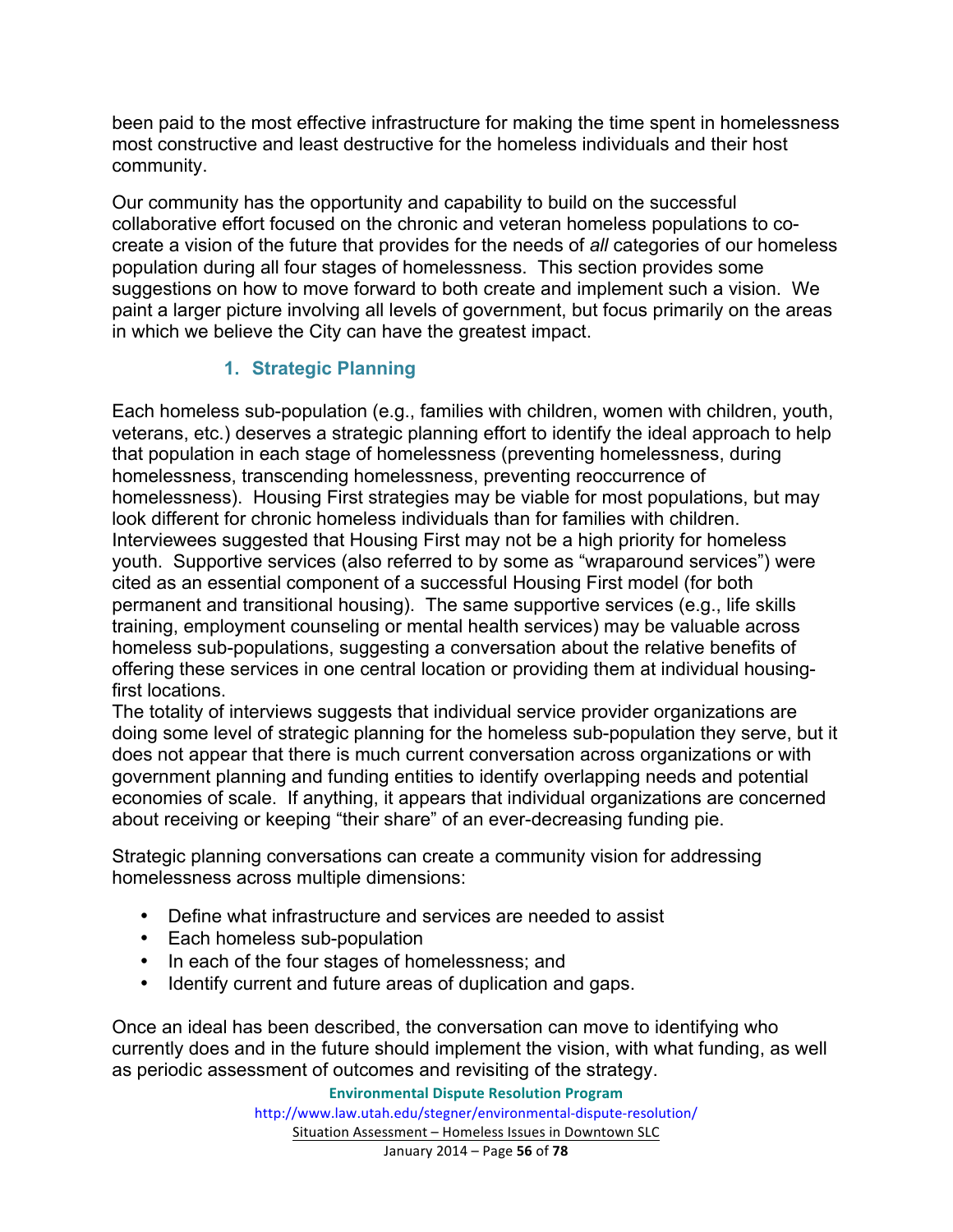been paid to the most effective infrastructure for making the time spent in homelessness most constructive and least destructive for the homeless individuals and their host community.

Our community has the opportunity and capability to build on the successful collaborative effort focused on the chronic and veteran homeless populations to co-create a vision of the future that provides for the needs of *all* categories of our homeless population during all four stages of homelessness. This section provides some suggestions on how to move forward to both create and implement such a vision. We paint a larger picture involving all levels of government, but focus primarily on the areas in which we believe the City can have the greatest impact.

### 1. Strategic Planning

Each homeless sub-population (e.g., families with children, women with children, youth, veterans, etc.) deserves a strategic planning effort to identify the ideal approach to help that population in each stage of homelessness (preventing homelessness, during homelessness, transcending homelessness, preventing reoccurrence of homelessness). Housing First strategies may be viable for most populations, but may look different for chronic homeless individuals than for families with children. Interviewees suggested that Housing First may not be a high priority for homeless youth. Supportive services (also referred to by some as "wraparound services") were cited as an essential component of a successful Housing First model (for both permanent and transitional housing). The same supportive services (e.g., life skills training, employment counseling or mental health services) may be valuable across homeless sub-populations, suggesting a conversation about the relative benefits of offering these services in one central location or providing them at individual housing-first locations.

The totality of interviews suggests that individual service provider organizations are doing some level of strategic planning for the homeless sub-population they serve, but it does not appear that there is much current conversation across organizations or with government planning and funding entities to identify overlapping needs and potential economies of scale. If anything, it appears that individual organizations are concerned about receiving or keeping "their share" of an ever-decreasing funding pie.

Strategic planning conversations can create a community vision for addressing homelessness across multiple dimensions:

- Define what infrastructure and services are needed to assist
- Each homeless sub-population
- In each of the four stages of homelessness; and
- Identify current and future areas of duplication and gaps.

Once an ideal has been described, the conversation can move to identifying who currently does and in the future should implement the vision, with what funding, as well as periodic assessment of outcomes and revisiting of the strategy.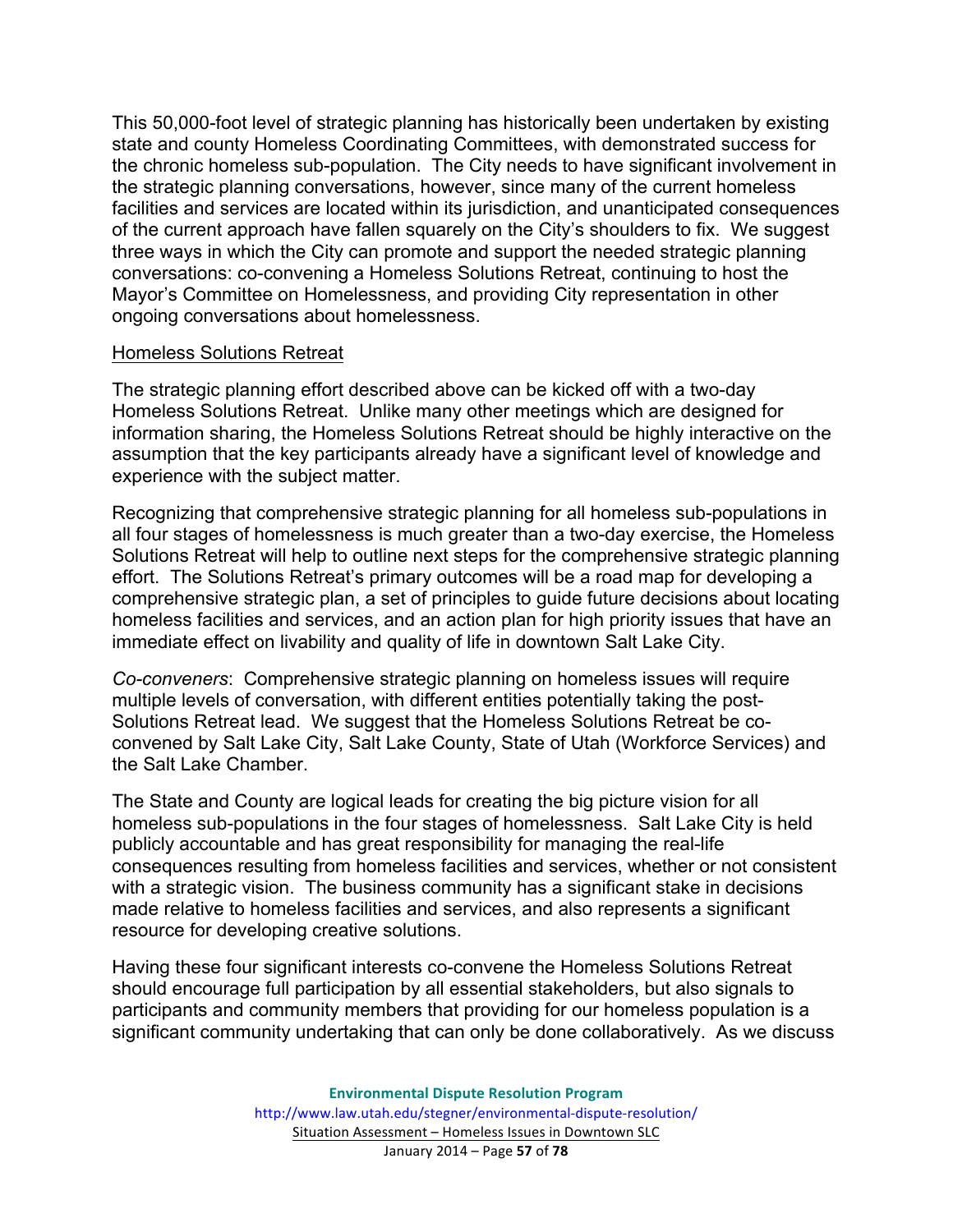This 50,000-foot level of strategic planning has historically been undertaken by existing state and county Homeless Coordinating Committees, with demonstrated success for the chronic homeless sub-population. The City needs to have significant involvement in the strategic planning conversations, however, since many of the current homeless facilities and services are located within its jurisdiction, and unanticipated consequences of the current approach have fallen squarely on the City's shoulders to fix. We suggest three ways in which the City can promote and support the needed strategic planning conversations: co-convening a Homeless Solutions Retreat, continuing to host the Mayor's Committee on Homelessness, and providing City representation in other ongoing conversations about homelessness.

<u>Homeless Solutions Retreat</u>

The strategic planning effort described above can be kicked off with a two-day Homeless Solutions Retreat. Unlike many other meetings which are designed for information sharing, the Homeless Solutions Retreat should be highly interactive on the assumption that the key participants already have a significant level of knowledge and experience with the subject matter.

Recognizing that comprehensive strategic planning for all homeless sub-populations in all four stages of homelessness is much greater than a two-day exercise, the Homeless Solutions Retreat will help to outline next steps for the comprehensive strategic planning effort. The Solutions Retreat's primary outcomes will be a road map for developing a comprehensive strategic plan, a set of principles to guide future decisions about locating homeless facilities and services, and an action plan for high priority issues that have an immediate effect on livability and quality of life in downtown Salt Lake City.

*Co-conveners*: Comprehensive strategic planning on homeless issues will require multiple levels of conversation, with different entities potentially taking the post-Solutions Retreat lead. We suggest that the Homeless Solutions Retreat be co-convened by Salt Lake City, Salt Lake County, State of Utah (Workforce Services) and the Salt Lake Chamber.

The State and County are logical leads for creating the big picture vision for all homeless sub-populations in the four stages of homelessness. Salt Lake City is held publicly accountable and has great responsibility for managing the real-life consequences resulting from homeless facilities and services, whether or not consistent with a strategic vision. The business community has a significant stake in decisions made relative to homeless facilities and services, and also represents a significant resource for developing creative solutions.

Having these four significant interests co-convene the Homeless Solutions Retreat should encourage full participation by all essential stakeholders, but also signals to participants and community members that providing for our homeless population is a significant community undertaking that can only be done collaboratively. As we discuss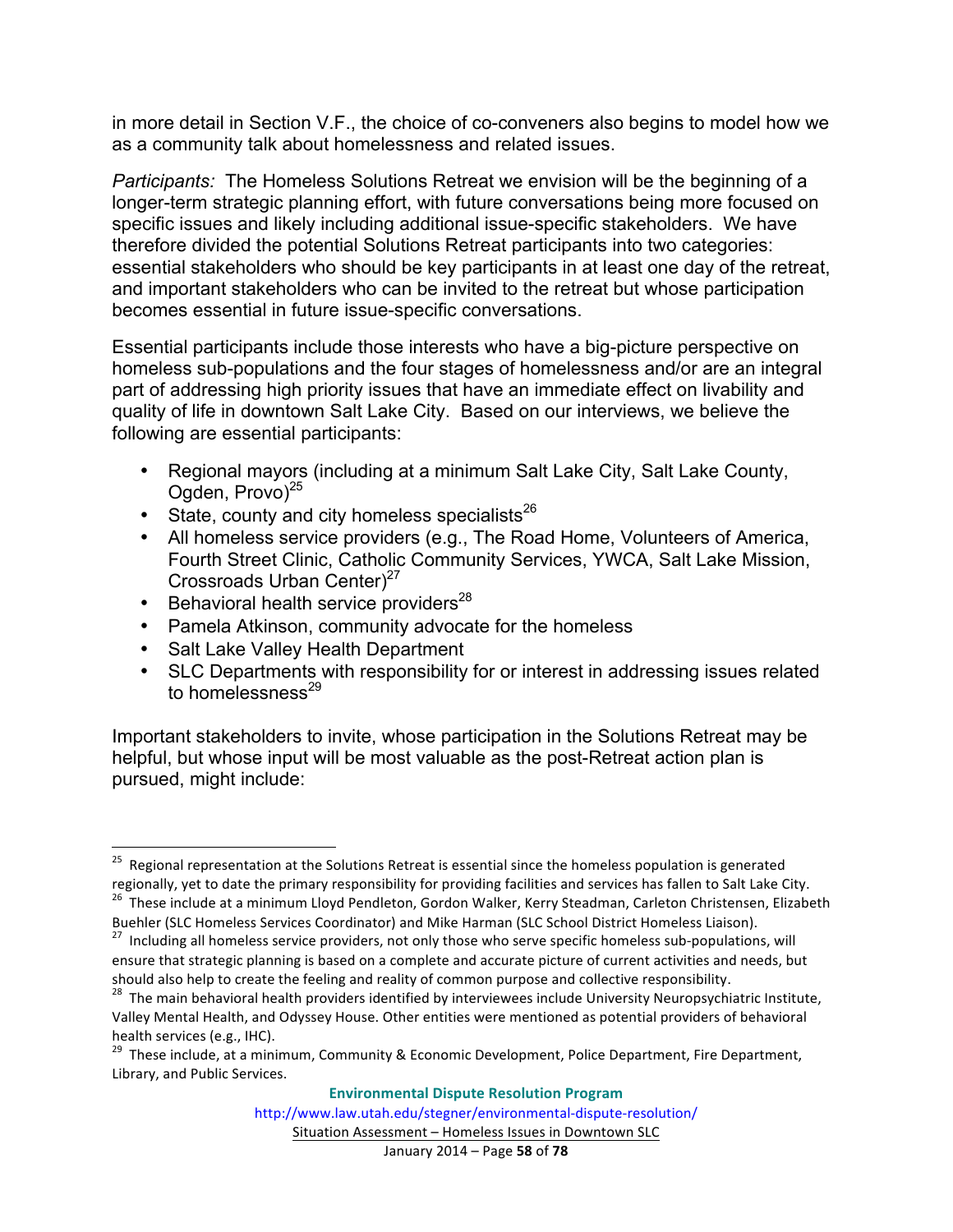in more detail in Section V.F., the choice of co-conveners also begins to model how we as a community talk about homelessness and related issues.

*Participants:* The Homeless Solutions Retreat we envision will be the beginning of a longer-term strategic planning effort, with future conversations being more focused on specific issues and likely including additional issue-specific stakeholders. We have therefore divided the potential Solutions Retreat participants into two categories: essential stakeholders who should be key participants in at least one day of the retreat, and important stakeholders who can be invited to the retreat but whose participation becomes essential in future issue-specific conversations.

Essential participants include those interests who have a big-picture perspective on homeless sub-populations and the four stages of homelessness and/or are an integral part of addressing high priority issues that have an immediate effect on livability and quality of life in downtown Salt Lake City. Based on our interviews, we believe the following are essential participants:

- Regional mayors (including at a minimum Salt Lake City, Salt Lake County, Ogden, Provo)[25]
- State, county and city homeless specialists[26]
- All homeless service providers (e.g., The Road Home, Volunteers of America, Fourth Street Clinic, Catholic Community Services, YWCA, Salt Lake Mission, Crossroads Urban Center)[27]
- Behavioral health service providers[28]
- Pamela Atkinson, community advocate for the homeless
- Salt Lake Valley Health Department
- SLC Departments with responsibility for or interest in addressing issues related to homelessness[29]

Important stakeholders to invite, whose participation in the Solutions Retreat may be helpful, but whose input will be most valuable as the post-Retreat action plan is pursued, might include:

---

[25] Regional representation at the Solutions Retreat is essential since the homeless population is generated regionally, yet to date the primary responsibility for providing facilities and services has fallen to Salt Lake City.

[26] These include at a minimum Lloyd Pendleton, Gordon Walker, Kerry Steadman, Carleton Christensen, Elizabeth Buehler (SLC Homeless Services Coordinator) and Mike Harman (SLC School District Homeless Liaison).

[27] Including all homeless service providers, not only those who serve specific homeless sub-populations, will ensure that strategic planning is based on a complete and accurate picture of current activities and needs, but should also help to create the feeling and reality of common purpose and collective responsibility.

[28] The main behavioral health providers identified by interviewees include University Neuropsychiatric Institute, Valley Mental Health, and Odyssey House. Other entities were mentioned as potential providers of behavioral health services (e.g., IHC).

[29] These include, at a minimum, Community & Economic Development, Police Department, Fire Department, Library, and Public Services.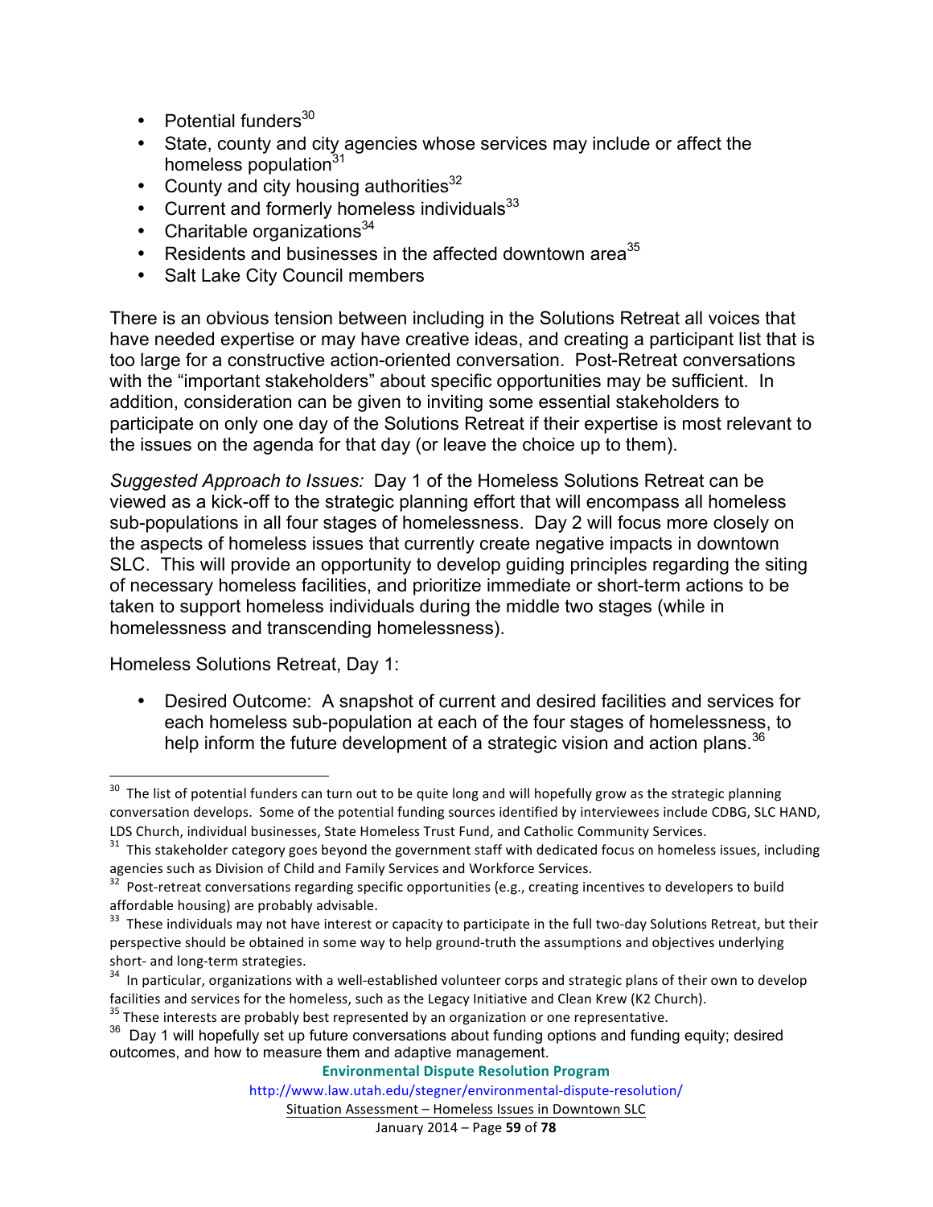- Potential funders[30]
- State, county and city agencies whose services may include or affect the homeless population[31]
- County and city housing authorities[32]
- Current and formerly homeless individuals[33]
- Charitable organizations[34]
- Residents and businesses in the affected downtown area[35]
- Salt Lake City Council members

There is an obvious tension between including in the Solutions Retreat all voices that have needed expertise or may have creative ideas, and creating a participant list that is too large for a constructive action-oriented conversation. Post-Retreat conversations with the "important stakeholders" about specific opportunities may be sufficient. In addition, consideration can be given to inviting some essential stakeholders to participate on only one day of the Solutions Retreat if their expertise is most relevant to the issues on the agenda for that day (or leave the choice up to them).

*Suggested Approach to Issues:* Day 1 of the Homeless Solutions Retreat can be viewed as a kick-off to the strategic planning effort that will encompass all homeless sub-populations in all four stages of homelessness. Day 2 will focus more closely on the aspects of homeless issues that currently create negative impacts in downtown SLC. This will provide an opportunity to develop guiding principles regarding the siting of necessary homeless facilities, and prioritize immediate or short-term actions to be taken to support homeless individuals during the middle two stages (while in homelessness and transcending homelessness).

Homeless Solutions Retreat, Day 1:

- Desired Outcome: A snapshot of current and desired facilities and services for each homeless sub-population at each of the four stages of homelessness, to help inform the future development of a strategic vision and action plans.[36]

---

[30] The list of potential funders can turn out to be quite long and will hopefully grow as the strategic planning conversation develops. Some of the potential funding sources identified by interviewees include CDBG, SLC HAND, LDS Church, individual businesses, State Homeless Trust Fund, and Catholic Community Services.

[31] This stakeholder category goes beyond the government staff with dedicated focus on homeless issues, including agencies such as Division of Child and Family Services and Workforce Services.

[32] Post-retreat conversations regarding specific opportunities (e.g., creating incentives to developers to build affordable housing) are probably advisable.

[33] These individuals may not have interest or capacity to participate in the full two-day Solutions Retreat, but their perspective should be obtained in some way to help ground-truth the assumptions and objectives underlying short- and long-term strategies.

[34] In particular, organizations with a well-established volunteer corps and strategic plans of their own to develop facilities and services for the homeless, such as the Legacy Initiative and Clean Krew (K2 Church).

[35] These interests are probably best represented by an organization or one representative.

[36] Day 1 will hopefully set up future conversations about funding options and funding equity; desired outcomes, and how to measure them and adaptive management.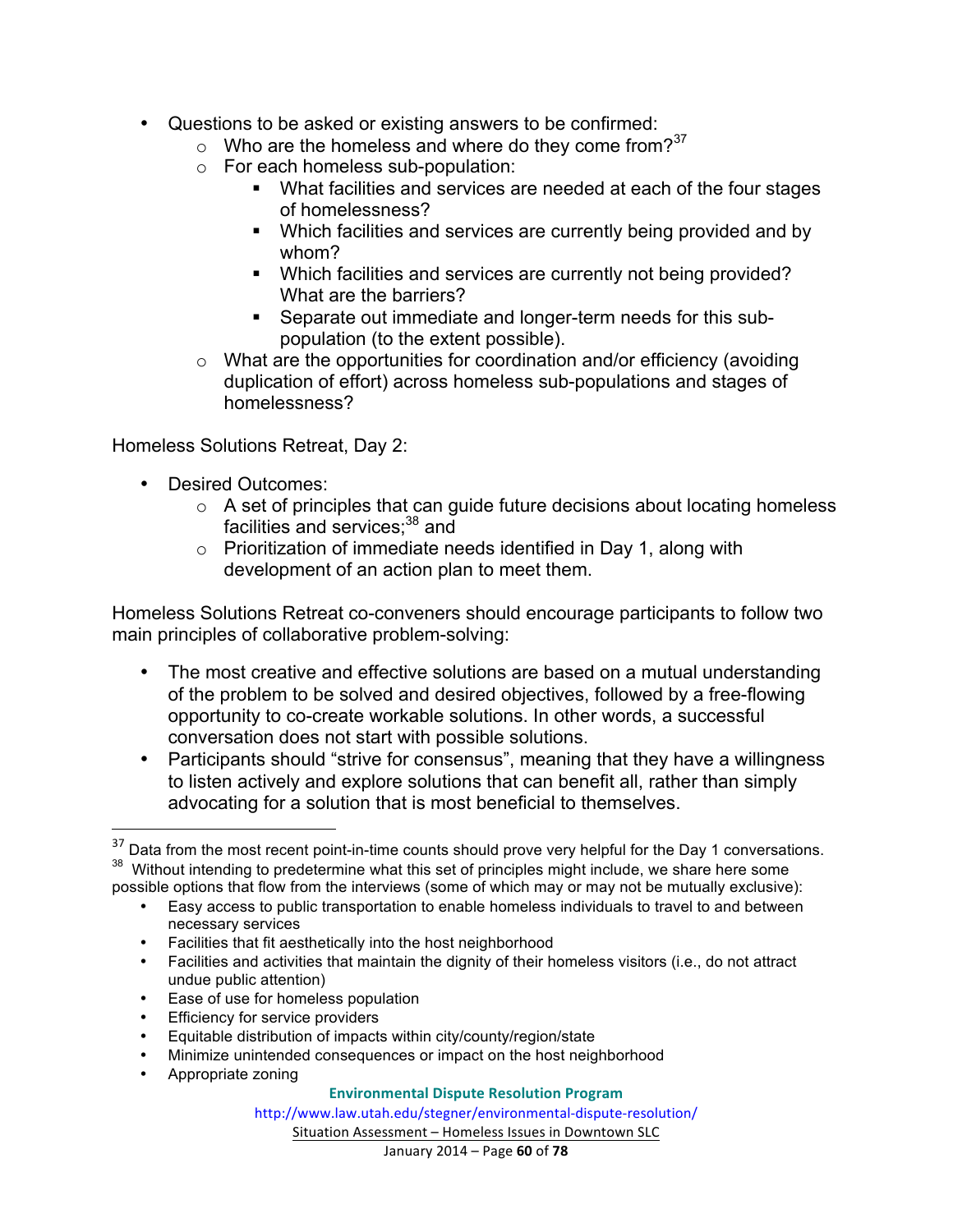- Questions to be asked or existing answers to be confirmed:
  - Who are the homeless and where do they come from?[37]
  - For each homeless sub-population:
    - What facilities and services are needed at each of the four stages of homelessness?
    - Which facilities and services are currently being provided and by whom?
    - Which facilities and services are currently not being provided? What are the barriers?
    - Separate out immediate and longer-term needs for this sub-population (to the extent possible).
  - What are the opportunities for coordination and/or efficiency (avoiding duplication of effort) across homeless sub-populations and stages of homelessness?

Homeless Solutions Retreat, Day 2:

- Desired Outcomes:
  - A set of principles that can guide future decisions about locating homeless facilities and services;[38] and
  - Prioritization of immediate needs identified in Day 1, along with development of an action plan to meet them.

Homeless Solutions Retreat co-conveners should encourage participants to follow two main principles of collaborative problem-solving:

- The most creative and effective solutions are based on a mutual understanding of the problem to be solved and desired objectives, followed by a free-flowing opportunity to co-create workable solutions. In other words, a successful conversation does not start with possible solutions.
- Participants should "strive for consensus", meaning that they have a willingness to listen actively and explore solutions that can benefit all, rather than simply advocating for a solution that is most beneficial to themselves.

---

[37] Data from the most recent point-in-time counts should prove very helpful for the Day 1 conversations.

[38] Without intending to predetermine what this set of principles might include, we share here some possible options that flow from the interviews (some of which may or may not be mutually exclusive):

- Easy access to public transportation to enable homeless individuals to travel to and between necessary services
- Facilities that fit aesthetically into the host neighborhood
- Facilities and activities that maintain the dignity of their homeless visitors (i.e., do not attract undue public attention)
- Ease of use for homeless population
- Efficiency for service providers
- Equitable distribution of impacts within city/county/region/state
- Minimize unintended consequences or impact on the host neighborhood
- Appropriate zoning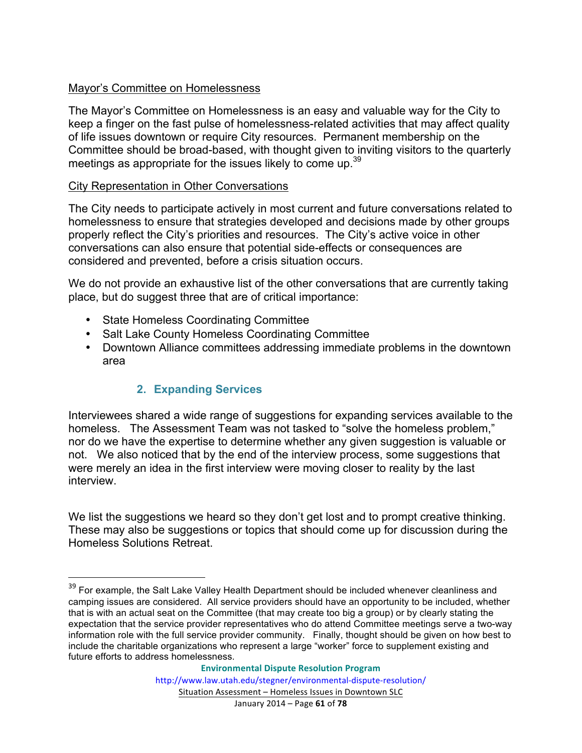Mayor's Committee on Homelessness

The Mayor's Committee on Homelessness is an easy and valuable way for the City to keep a finger on the fast pulse of homelessness-related activities that may affect quality of life issues downtown or require City resources. Permanent membership on the Committee should be broad-based, with thought given to inviting visitors to the quarterly meetings as appropriate for the issues likely to come up.[39]

City Representation in Other Conversations

The City needs to participate actively in most current and future conversations related to homelessness to ensure that strategies developed and decisions made by other groups properly reflect the City's priorities and resources. The City's active voice in other conversations can also ensure that potential side-effects or consequences are considered and prevented, before a crisis situation occurs.

We do not provide an exhaustive list of the other conversations that are currently taking place, but do suggest three that are of critical importance:

- State Homeless Coordinating Committee
- Salt Lake County Homeless Coordinating Committee
- Downtown Alliance committees addressing immediate problems in the downtown area

### 2. Expanding Services

Interviewees shared a wide range of suggestions for expanding services available to the homeless. The Assessment Team was not tasked to "solve the homeless problem," nor do we have the expertise to determine whether any given suggestion is valuable or not. We also noticed that by the end of the interview process, some suggestions that were merely an idea in the first interview were moving closer to reality by the last interview.

We list the suggestions we heard so they don't get lost and to prompt creative thinking. These may also be suggestions or topics that should come up for discussion during the Homeless Solutions Retreat.

---

[39] For example, the Salt Lake Valley Health Department should be included whenever cleanliness and camping issues are considered. All service providers should have an opportunity to be included, whether that is with an actual seat on the Committee (that may create too big a group) or by clearly stating the expectation that the service provider representatives who do attend Committee meetings serve a two-way information role with the full service provider community. Finally, thought should be given on how best to include the charitable organizations who represent a large "worker" force to supplement existing and future efforts to address homelessness.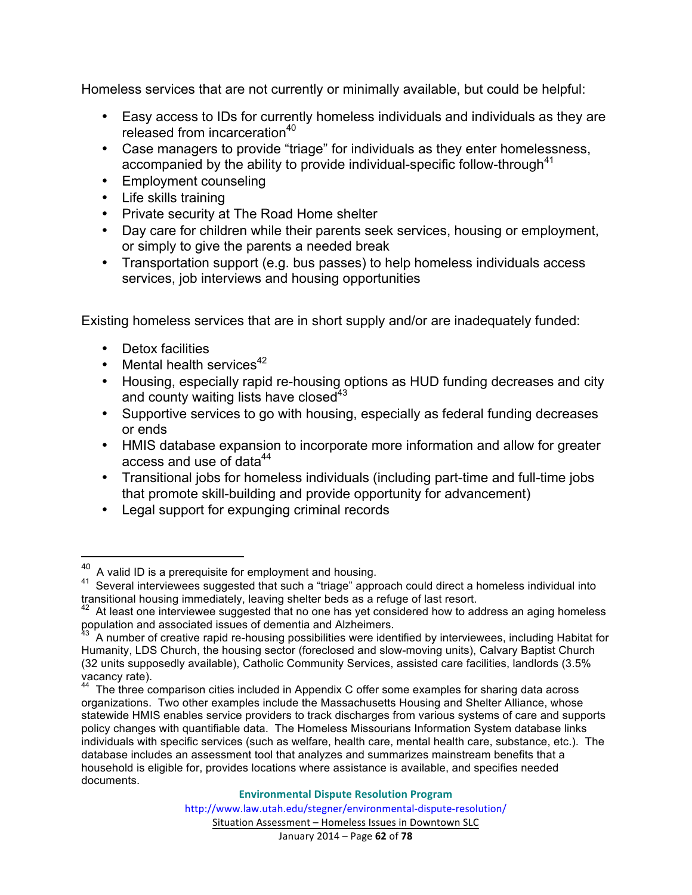Homeless services that are not currently or minimally available, but could be helpful:

- Easy access to IDs for currently homeless individuals and individuals as they are released from incarceration[40]
- Case managers to provide "triage" for individuals as they enter homelessness, accompanied by the ability to provide individual-specific follow-through[41]
- Employment counseling
- Life skills training
- Private security at The Road Home shelter
- Day care for children while their parents seek services, housing or employment, or simply to give the parents a needed break
- Transportation support (e.g. bus passes) to help homeless individuals access services, job interviews and housing opportunities

Existing homeless services that are in short supply and/or are inadequately funded:

- Detox facilities
- Mental health services[42]
- Housing, especially rapid re-housing options as HUD funding decreases and city and county waiting lists have closed[43]
- Supportive services to go with housing, especially as federal funding decreases or ends
- HMIS database expansion to incorporate more information and allow for greater access and use of data[44]
- Transitional jobs for homeless individuals (including part-time and full-time jobs that promote skill-building and provide opportunity for advancement)
- Legal support for expunging criminal records

---

[40] A valid ID is a prerequisite for employment and housing.

[41] Several interviewees suggested that such a "triage" approach could direct a homeless individual into transitional housing immediately, leaving shelter beds as a refuge of last resort.

[42] At least one interviewee suggested that no one has yet considered how to address an aging homeless population and associated issues of dementia and Alzheimers.

[43] A number of creative rapid re-housing possibilities were identified by interviewees, including Habitat for Humanity, LDS Church, the housing sector (foreclosed and slow-moving units), Calvary Baptist Church (32 units supposedly available), Catholic Community Services, assisted care facilities, landlords (3.5% vacancy rate).

[44] The three comparison cities included in Appendix C offer some examples for sharing data across organizations. Two other examples include the Massachusetts Housing and Shelter Alliance, whose statewide HMIS enables service providers to track discharges from various systems of care and supports policy changes with quantifiable data. The Homeless Missourians Information System database links individuals with specific services (such as welfare, health care, mental health care, substance, etc.). The database includes an assessment tool that analyzes and summarizes mainstream benefits that a household is eligible for, provides locations where assistance is available, and specifies needed documents.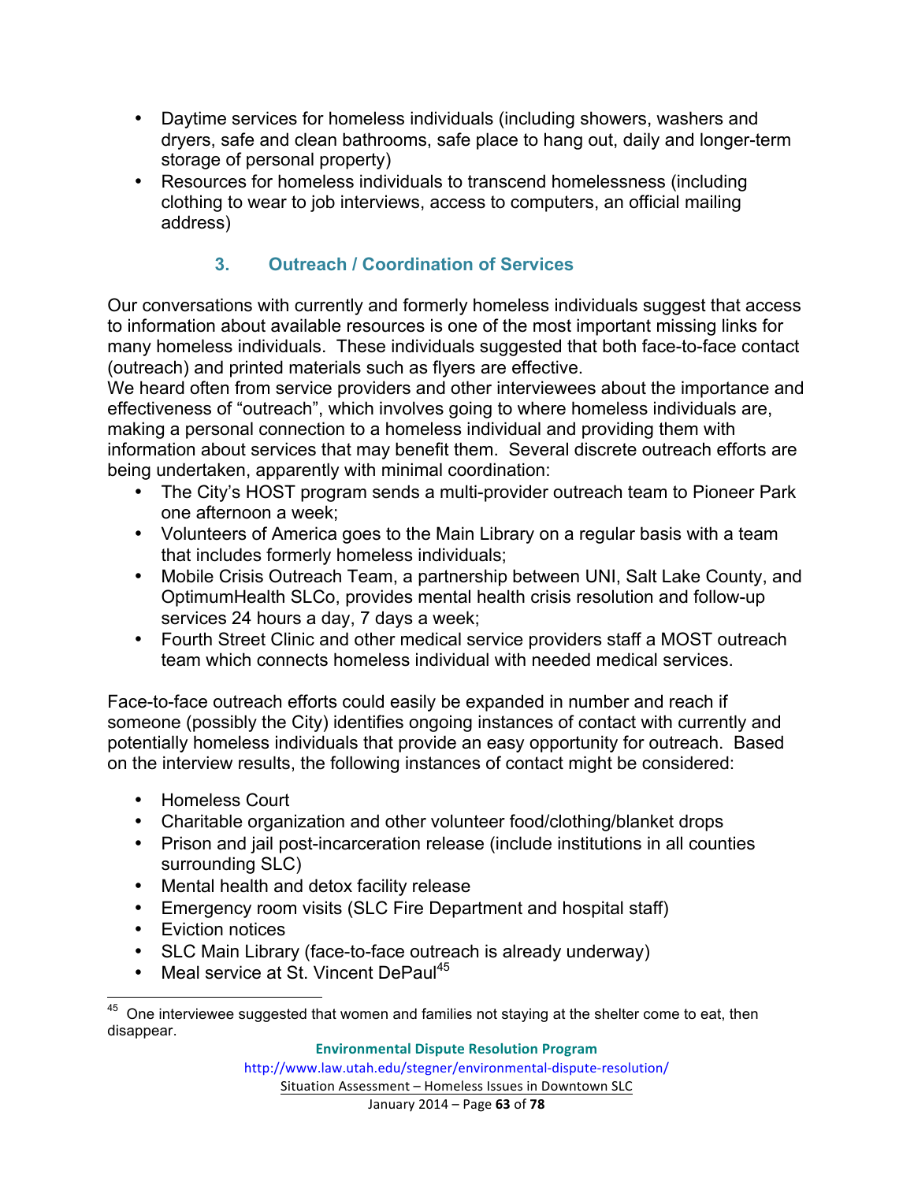- Daytime services for homeless individuals (including showers, washers and dryers, safe and clean bathrooms, safe place to hang out, daily and longer-term storage of personal property)
- Resources for homeless individuals to transcend homelessness (including clothing to wear to job interviews, access to computers, an official mailing address)

### 3. Outreach / Coordination of Services

Our conversations with currently and formerly homeless individuals suggest that access to information about available resources is one of the most important missing links for many homeless individuals. These individuals suggested that both face-to-face contact (outreach) and printed materials such as flyers are effective.

We heard often from service providers and other interviewees about the importance and effectiveness of "outreach", which involves going to where homeless individuals are, making a personal connection to a homeless individual and providing them with information about services that may benefit them. Several discrete outreach efforts are being undertaken, apparently with minimal coordination:

- The City's HOST program sends a multi-provider outreach team to Pioneer Park one afternoon a week;
- Volunteers of America goes to the Main Library on a regular basis with a team that includes formerly homeless individuals;
- Mobile Crisis Outreach Team, a partnership between UNI, Salt Lake County, and OptimumHealth SLCo, provides mental health crisis resolution and follow-up services 24 hours a day, 7 days a week;
- Fourth Street Clinic and other medical service providers staff a MOST outreach team which connects homeless individual with needed medical services.

Face-to-face outreach efforts could easily be expanded in number and reach if someone (possibly the City) identifies ongoing instances of contact with currently and potentially homeless individuals that provide an easy opportunity for outreach. Based on the interview results, the following instances of contact might be considered:

- Homeless Court
- Charitable organization and other volunteer food/clothing/blanket drops
- Prison and jail post-incarceration release (include institutions in all counties surrounding SLC)
- Mental health and detox facility release
- Emergency room visits (SLC Fire Department and hospital staff)
- Eviction notices
- SLC Main Library (face-to-face outreach is already underway)
- Meal service at St. Vincent DePaul[45]

[45] One interviewee suggested that women and families not staying at the shelter come to eat, then disappear.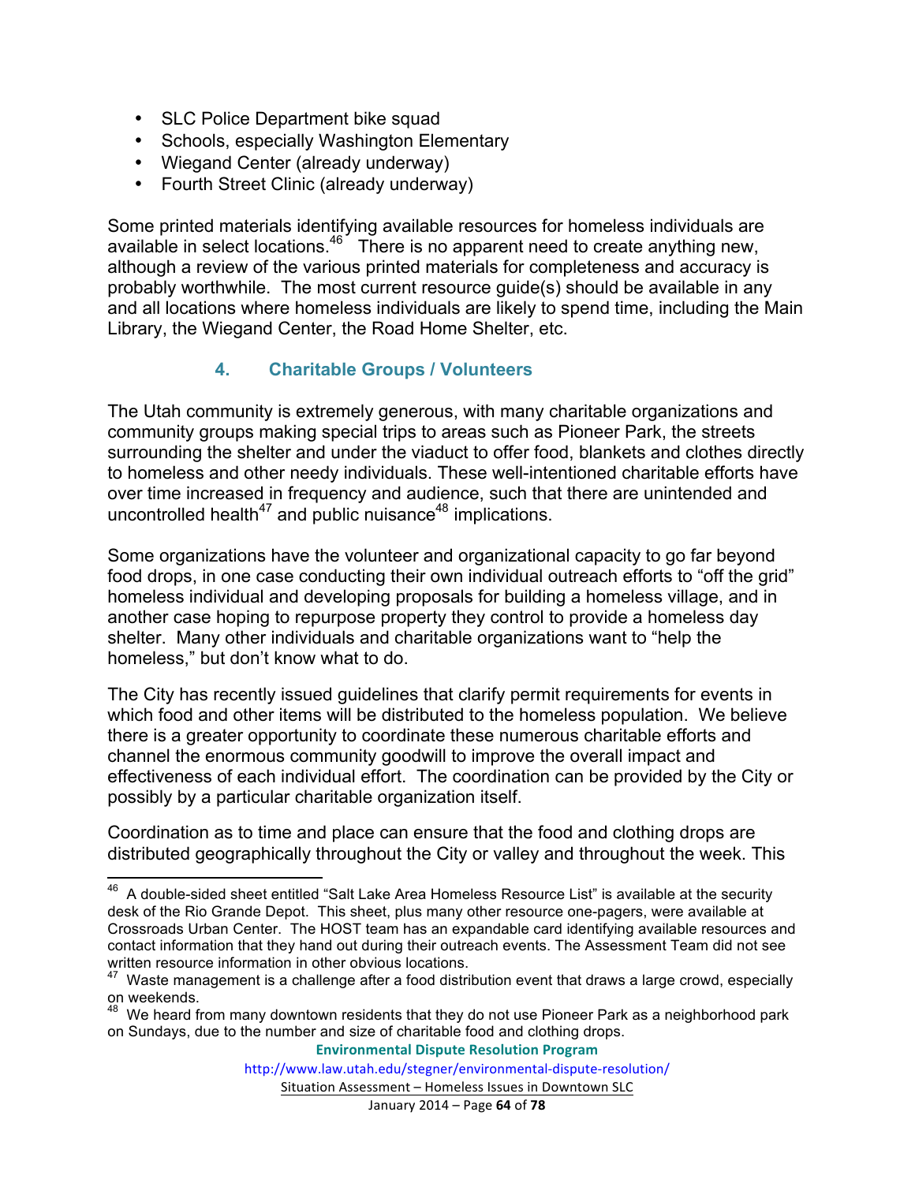- SLC Police Department bike squad
- Schools, especially Washington Elementary
- Wiegand Center (already underway)
- Fourth Street Clinic (already underway)

Some printed materials identifying available resources for homeless individuals are available in select locations.[46] There is no apparent need to create anything new, although a review of the various printed materials for completeness and accuracy is probably worthwhile. The most current resource guide(s) should be available in any and all locations where homeless individuals are likely to spend time, including the Main Library, the Wiegand Center, the Road Home Shelter, etc.

### 4. Charitable Groups / Volunteers

The Utah community is extremely generous, with many charitable organizations and community groups making special trips to areas such as Pioneer Park, the streets surrounding the shelter and under the viaduct to offer food, blankets and clothes directly to homeless and other needy individuals. These well-intentioned charitable efforts have over time increased in frequency and audience, such that there are unintended and uncontrolled health[47] and public nuisance[48] implications.

Some organizations have the volunteer and organizational capacity to go far beyond food drops, in one case conducting their own individual outreach efforts to "off the grid" homeless individual and developing proposals for building a homeless village, and in another case hoping to repurpose property they control to provide a homeless day shelter. Many other individuals and charitable organizations want to "help the homeless," but don't know what to do.

The City has recently issued guidelines that clarify permit requirements for events in which food and other items will be distributed to the homeless population. We believe there is a greater opportunity to coordinate these numerous charitable efforts and channel the enormous community goodwill to improve the overall impact and effectiveness of each individual effort. The coordination can be provided by the City or possibly by a particular charitable organization itself.

Coordination as to time and place can ensure that the food and clothing drops are distributed geographically throughout the City or valley and throughout the week. This

---

[46] A double-sided sheet entitled "Salt Lake Area Homeless Resource List" is available at the security desk of the Rio Grande Depot. This sheet, plus many other resource one-pagers, were available at Crossroads Urban Center. The HOST team has an expandable card identifying available resources and contact information that they hand out during their outreach events. The Assessment Team did not see written resource information in other obvious locations.

[47] Waste management is a challenge after a food distribution event that draws a large crowd, especially on weekends.

[48] We heard from many downtown residents that they do not use Pioneer Park as a neighborhood park on Sundays, due to the number and size of charitable food and clothing drops.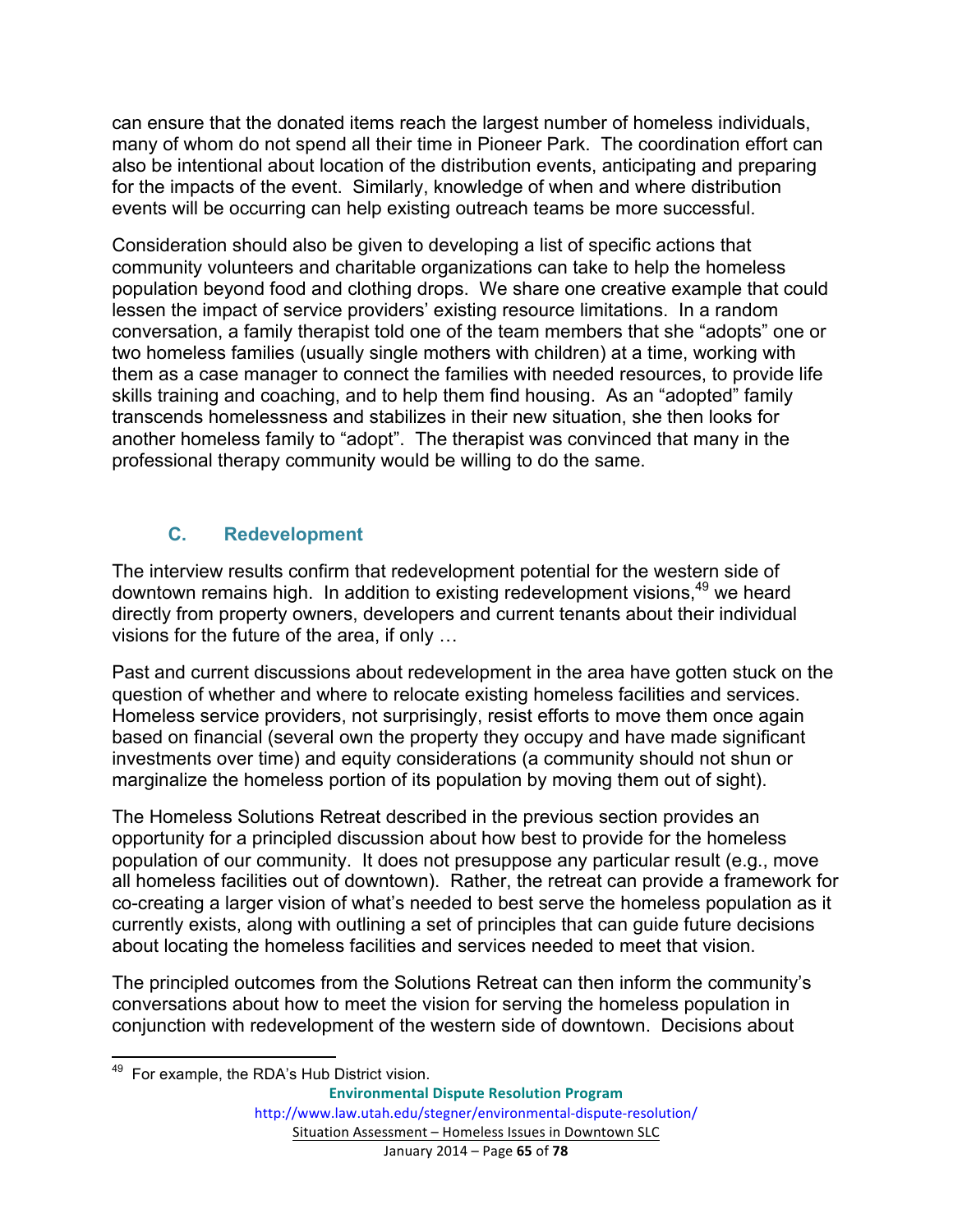can ensure that the donated items reach the largest number of homeless individuals, many of whom do not spend all their time in Pioneer Park. The coordination effort can also be intentional about location of the distribution events, anticipating and preparing for the impacts of the event. Similarly, knowledge of when and where distribution events will be occurring can help existing outreach teams be more successful.

Consideration should also be given to developing a list of specific actions that community volunteers and charitable organizations can take to help the homeless population beyond food and clothing drops. We share one creative example that could lessen the impact of service providers' existing resource limitations. In a random conversation, a family therapist told one of the team members that she "adopts" one or two homeless families (usually single mothers with children) at a time, working with them as a case manager to connect the families with needed resources, to provide life skills training and coaching, and to help them find housing. As an "adopted" family transcends homelessness and stabilizes in their new situation, she then looks for another homeless family to "adopt". The therapist was convinced that many in the professional therapy community would be willing to do the same.

### C. Redevelopment

The interview results confirm that redevelopment potential for the western side of downtown remains high. In addition to existing redevelopment visions,[49] we heard directly from property owners, developers and current tenants about their individual visions for the future of the area, if only …

Past and current discussions about redevelopment in the area have gotten stuck on the question of whether and where to relocate existing homeless facilities and services. Homeless service providers, not surprisingly, resist efforts to move them once again based on financial (several own the property they occupy and have made significant investments over time) and equity considerations (a community should not shun or marginalize the homeless portion of its population by moving them out of sight).

The Homeless Solutions Retreat described in the previous section provides an opportunity for a principled discussion about how best to provide for the homeless population of our community. It does not presuppose any particular result (e.g., move all homeless facilities out of downtown). Rather, the retreat can provide a framework for co-creating a larger vision of what's needed to best serve the homeless population as it currently exists, along with outlining a set of principles that can guide future decisions about locating the homeless facilities and services needed to meet that vision.

The principled outcomes from the Solutions Retreat can then inform the community's conversations about how to meet the vision for serving the homeless population in conjunction with redevelopment of the western side of downtown. Decisions about

[49] For example, the RDA's Hub District vision.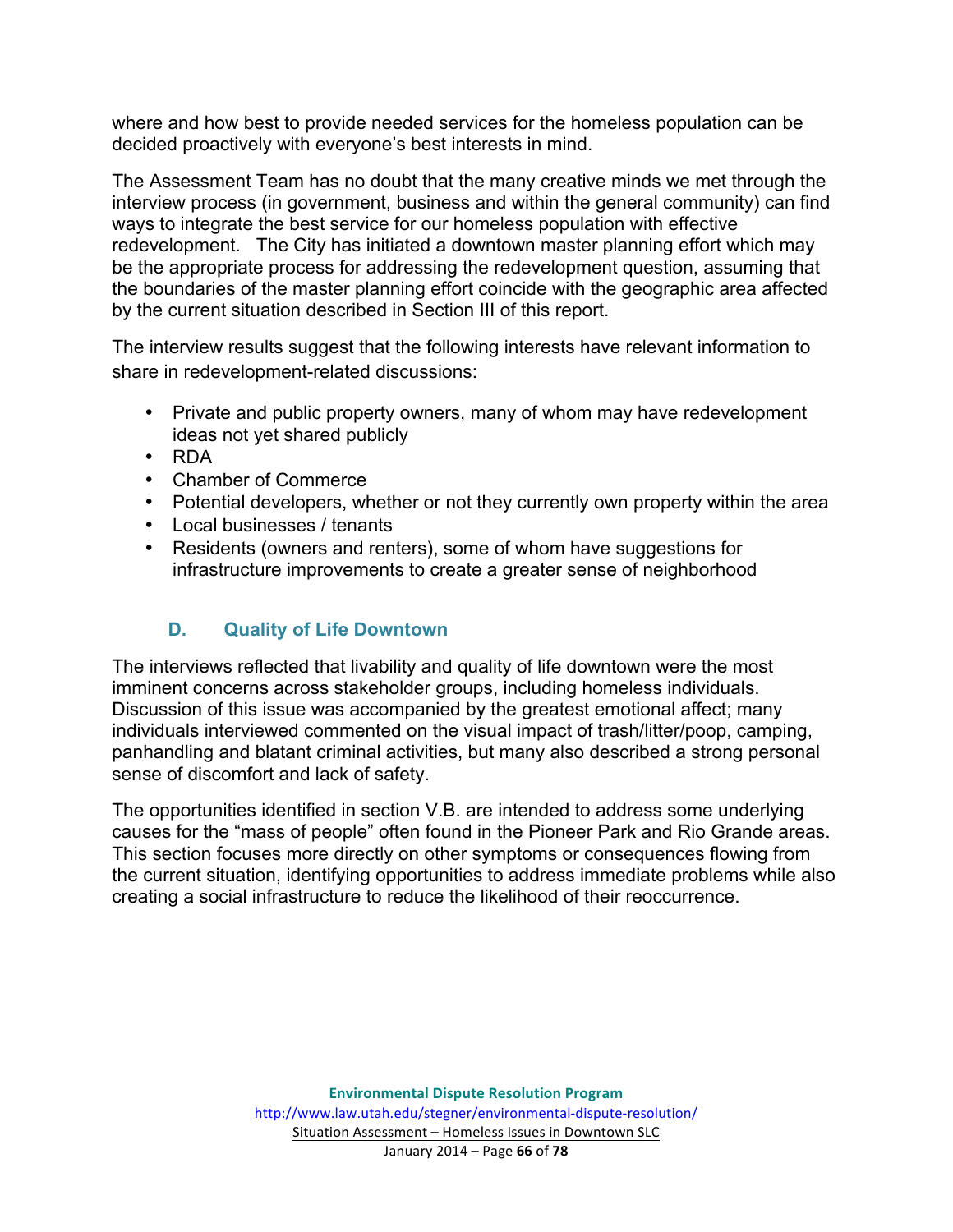where and how best to provide needed services for the homeless population can be decided proactively with everyone's best interests in mind.

The Assessment Team has no doubt that the many creative minds we met through the interview process (in government, business and within the general community) can find ways to integrate the best service for our homeless population with effective redevelopment. The City has initiated a downtown master planning effort which may be the appropriate process for addressing the redevelopment question, assuming that the boundaries of the master planning effort coincide with the geographic area affected by the current situation described in Section III of this report.

The interview results suggest that the following interests have relevant information to share in redevelopment-related discussions:

- Private and public property owners, many of whom may have redevelopment ideas not yet shared publicly
- RDA
- Chamber of Commerce
- Potential developers, whether or not they currently own property within the area
- Local businesses / tenants
- Residents (owners and renters), some of whom have suggestions for infrastructure improvements to create a greater sense of neighborhood

### D. Quality of Life Downtown

The interviews reflected that livability and quality of life downtown were the most imminent concerns across stakeholder groups, including homeless individuals. Discussion of this issue was accompanied by the greatest emotional affect; many individuals interviewed commented on the visual impact of trash/litter/poop, camping, panhandling and blatant criminal activities, but many also described a strong personal sense of discomfort and lack of safety.

The opportunities identified in section V.B. are intended to address some underlying causes for the "mass of people" often found in the Pioneer Park and Rio Grande areas. This section focuses more directly on other symptoms or consequences flowing from the current situation, identifying opportunities to address immediate problems while also creating a social infrastructure to reduce the likelihood of their reoccurrence.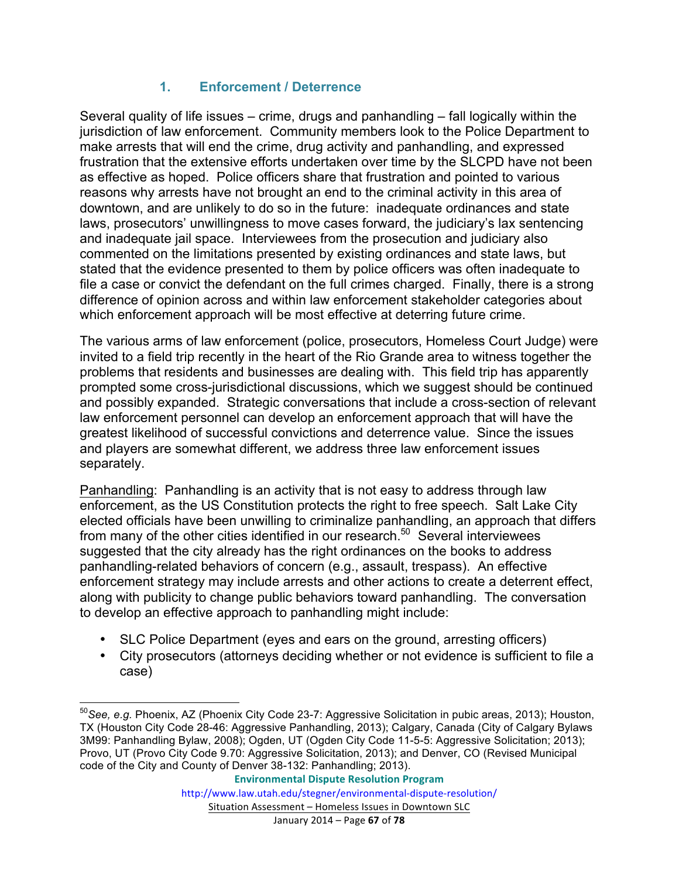### 1. Enforcement / Deterrence

Several quality of life issues – crime, drugs and panhandling – fall logically within the jurisdiction of law enforcement. Community members look to the Police Department to make arrests that will end the crime, drug activity and panhandling, and expressed frustration that the extensive efforts undertaken over time by the SLCPD have not been as effective as hoped. Police officers share that frustration and pointed to various reasons why arrests have not brought an end to the criminal activity in this area of downtown, and are unlikely to do so in the future: inadequate ordinances and state laws, prosecutors' unwillingness to move cases forward, the judiciary's lax sentencing and inadequate jail space. Interviewees from the prosecution and judiciary also commented on the limitations presented by existing ordinances and state laws, but stated that the evidence presented to them by police officers was often inadequate to file a case or convict the defendant on the full crimes charged. Finally, there is a strong difference of opinion across and within law enforcement stakeholder categories about which enforcement approach will be most effective at deterring future crime.

The various arms of law enforcement (police, prosecutors, Homeless Court Judge) were invited to a field trip recently in the heart of the Rio Grande area to witness together the problems that residents and businesses are dealing with. This field trip has apparently prompted some cross-jurisdictional discussions, which we suggest should be continued and possibly expanded. Strategic conversations that include a cross-section of relevant law enforcement personnel can develop an enforcement approach that will have the greatest likelihood of successful convictions and deterrence value. Since the issues and players are somewhat different, we address three law enforcement issues separately.

<u>Panhandling</u>: Panhandling is an activity that is not easy to address through law enforcement, as the US Constitution protects the right to free speech. Salt Lake City elected officials have been unwilling to criminalize panhandling, an approach that differs from many of the other cities identified in our research.[50] Several interviewees suggested that the city already has the right ordinances on the books to address panhandling-related behaviors of concern (e.g., assault, trespass). An effective enforcement strategy may include arrests and other actions to create a deterrent effect, along with publicity to change public behaviors toward panhandling. The conversation to develop an effective approach to panhandling might include:

- SLC Police Department (eyes and ears on the ground, arresting officers)
- City prosecutors (attorneys deciding whether or not evidence is sufficient to file a case)

---

[50] *See, e.g.* Phoenix, AZ (Phoenix City Code 23-7: Aggressive Solicitation in pubic areas, 2013); Houston, TX (Houston City Code 28-46: Aggressive Panhandling, 2013); Calgary, Canada (City of Calgary Bylaws 3M99: Panhandling Bylaw, 2008); Ogden, UT (Ogden City Code 11-5-5: Aggressive Solicitation; 2013); Provo, UT (Provo City Code 9.70: Aggressive Solicitation, 2013); and Denver, CO (Revised Municipal code of the City and County of Denver 38-132: Panhandling; 2013).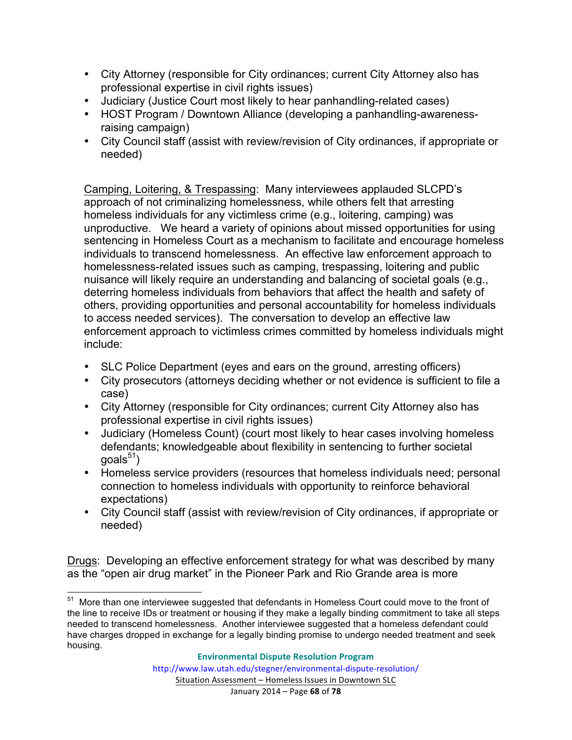- City Attorney (responsible for City ordinances; current City Attorney also has professional expertise in civil rights issues)
- Judiciary (Justice Court most likely to hear panhandling-related cases)
- HOST Program / Downtown Alliance (developing a panhandling-awareness-raising campaign)
- City Council staff (assist with review/revision of City ordinances, if appropriate or needed)

<u>Camping, Loitering, & Trespassing</u>: Many interviewees applauded SLCPD's approach of not criminalizing homelessness, while others felt that arresting homeless individuals for any victimless crime (e.g., loitering, camping) was unproductive. We heard a variety of opinions about missed opportunities for using sentencing in Homeless Court as a mechanism to facilitate and encourage homeless individuals to transcend homelessness. An effective law enforcement approach to homelessness-related issues such as camping, trespassing, loitering and public nuisance will likely require an understanding and balancing of societal goals (e.g., deterring homeless individuals from behaviors that affect the health and safety of others, providing opportunities and personal accountability for homeless individuals to access needed services). The conversation to develop an effective law enforcement approach to victimless crimes committed by homeless individuals might include:

- SLC Police Department (eyes and ears on the ground, arresting officers)
- City prosecutors (attorneys deciding whether or not evidence is sufficient to file a case)
- City Attorney (responsible for City ordinances; current City Attorney also has professional expertise in civil rights issues)
- Judiciary (Homeless Count) (court most likely to hear cases involving homeless defendants; knowledgeable about flexibility in sentencing to further societal goals[51])
- Homeless service providers (resources that homeless individuals need; personal connection to homeless individuals with opportunity to reinforce behavioral expectations)
- City Council staff (assist with review/revision of City ordinances, if appropriate or needed)

<u>Drugs</u>: Developing an effective enforcement strategy for what was described by many as the "open air drug market" in the Pioneer Park and Rio Grande area is more

[51] More than one interviewee suggested that defendants in Homeless Court could move to the front of the line to receive IDs or treatment or housing if they make a legally binding commitment to take all steps needed to transcend homelessness. Another interviewee suggested that a homeless defendant could have charges dropped in exchange for a legally binding promise to undergo needed treatment and seek housing.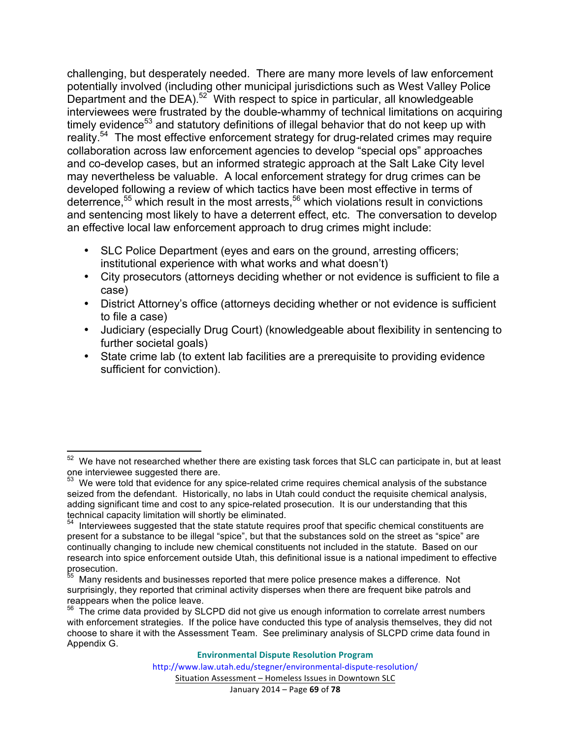challenging, but desperately needed. There are many more levels of law enforcement potentially involved (including other municipal jurisdictions such as West Valley Police Department and the DEA).[52] With respect to spice in particular, all knowledgeable interviewees were frustrated by the double-whammy of technical limitations on acquiring timely evidence[53] and statutory definitions of illegal behavior that do not keep up with reality.[54] The most effective enforcement strategy for drug-related crimes may require collaboration across law enforcement agencies to develop "special ops" approaches and co-develop cases, but an informed strategic approach at the Salt Lake City level may nevertheless be valuable. A local enforcement strategy for drug crimes can be developed following a review of which tactics have been most effective in terms of deterrence,[55] which result in the most arrests,[56] which violations result in convictions and sentencing most likely to have a deterrent effect, etc. The conversation to develop an effective local law enforcement approach to drug crimes might include:

- SLC Police Department (eyes and ears on the ground, arresting officers; institutional experience with what works and what doesn't)
- City prosecutors (attorneys deciding whether or not evidence is sufficient to file a case)
- District Attorney's office (attorneys deciding whether or not evidence is sufficient to file a case)
- Judiciary (especially Drug Court) (knowledgeable about flexibility in sentencing to further societal goals)
- State crime lab (to extent lab facilities are a prerequisite to providing evidence sufficient for conviction).

---

[52] We have not researched whether there are existing task forces that SLC can participate in, but at least one interviewee suggested there are.

[53] We were told that evidence for any spice-related crime requires chemical analysis of the substance seized from the defendant. Historically, no labs in Utah could conduct the requisite chemical analysis, adding significant time and cost to any spice-related prosecution. It is our understanding that this technical capacity limitation will shortly be eliminated.

[54] Interviewees suggested that the state statute requires proof that specific chemical constituents are present for a substance to be illegal "spice", but that the substances sold on the street as "spice" are continually changing to include new chemical constituents not included in the statute. Based on our research into spice enforcement outside Utah, this definitional issue is a national impediment to effective prosecution.

[55] Many residents and businesses reported that mere police presence makes a difference. Not surprisingly, they reported that criminal activity disperses when there are frequent bike patrols and reappears when the police leave.

[56] The crime data provided by SLCPD did not give us enough information to correlate arrest numbers with enforcement strategies. If the police have conducted this type of analysis themselves, they did not choose to share it with the Assessment Team. See preliminary analysis of SLCPD crime data found in Appendix G.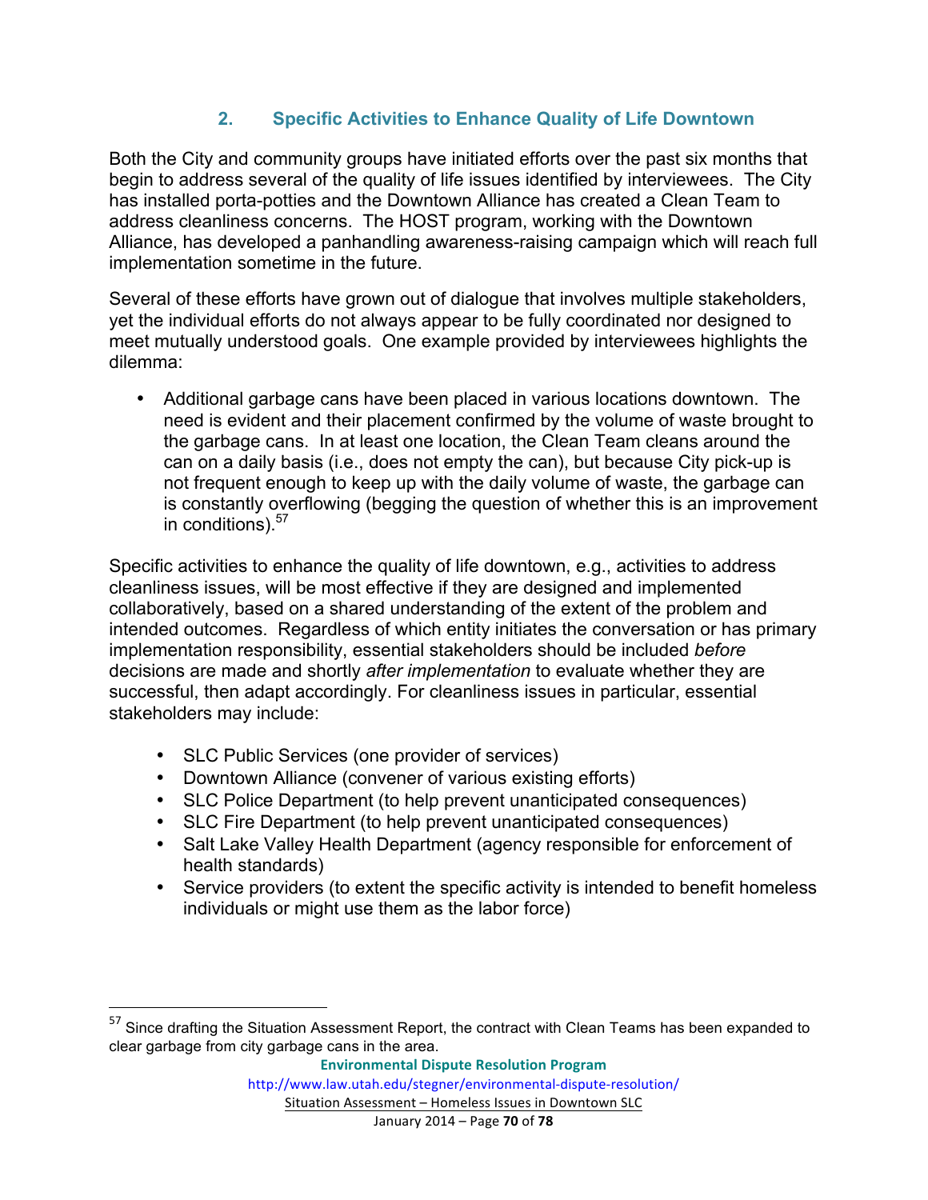### 2. Specific Activities to Enhance Quality of Life Downtown

Both the City and community groups have initiated efforts over the past six months that begin to address several of the quality of life issues identified by interviewees. The City has installed porta-potties and the Downtown Alliance has created a Clean Team to address cleanliness concerns. The HOST program, working with the Downtown Alliance, has developed a panhandling awareness-raising campaign which will reach full implementation sometime in the future.

Several of these efforts have grown out of dialogue that involves multiple stakeholders, yet the individual efforts do not always appear to be fully coordinated nor designed to meet mutually understood goals. One example provided by interviewees highlights the dilemma:

- Additional garbage cans have been placed in various locations downtown. The need is evident and their placement confirmed by the volume of waste brought to the garbage cans. In at least one location, the Clean Team cleans around the can on a daily basis (i.e., does not empty the can), but because City pick-up is not frequent enough to keep up with the daily volume of waste, the garbage can is constantly overflowing (begging the question of whether this is an improvement in conditions).[57]

Specific activities to enhance the quality of life downtown, e.g., activities to address cleanliness issues, will be most effective if they are designed and implemented collaboratively, based on a shared understanding of the extent of the problem and intended outcomes. Regardless of which entity initiates the conversation or has primary implementation responsibility, essential stakeholders should be included *before* decisions are made and shortly *after implementation* to evaluate whether they are successful, then adapt accordingly. For cleanliness issues in particular, essential stakeholders may include:

- SLC Public Services (one provider of services)
- Downtown Alliance (convener of various existing efforts)
- SLC Police Department (to help prevent unanticipated consequences)
- SLC Fire Department (to help prevent unanticipated consequences)
- Salt Lake Valley Health Department (agency responsible for enforcement of health standards)
- Service providers (to extent the specific activity is intended to benefit homeless individuals or might use them as the labor force)

[57] Since drafting the Situation Assessment Report, the contract with Clean Teams has been expanded to clear garbage from city garbage cans in the area.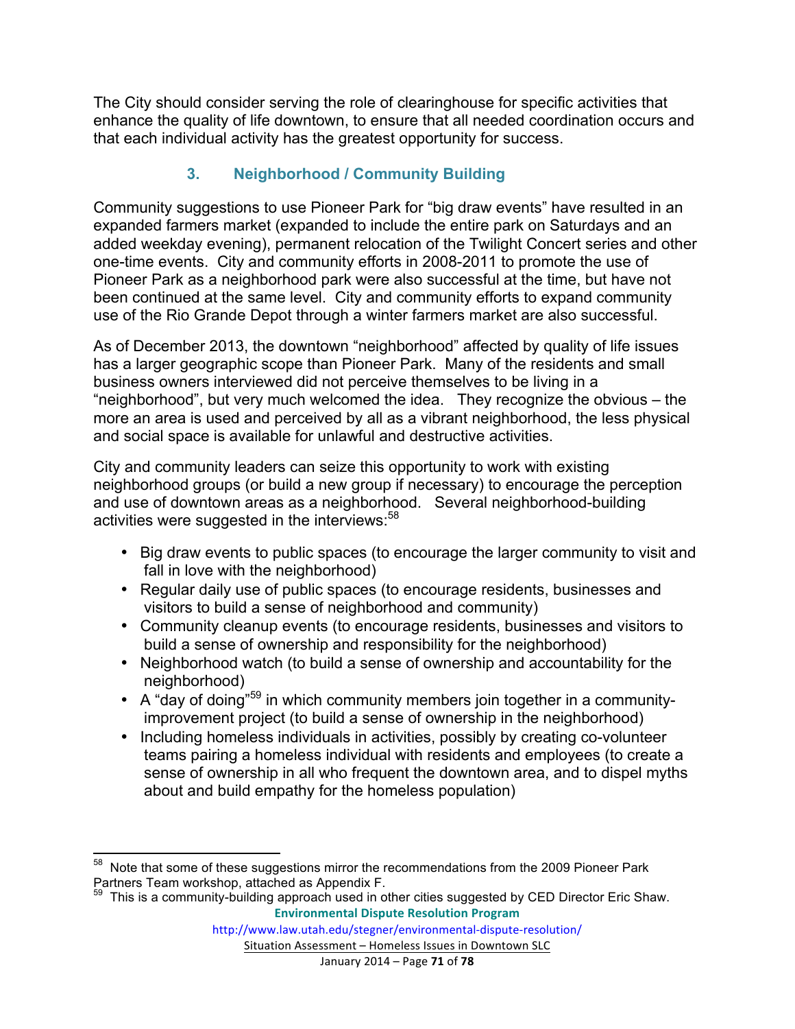The City should consider serving the role of clearinghouse for specific activities that enhance the quality of life downtown, to ensure that all needed coordination occurs and that each individual activity has the greatest opportunity for success.

### 3. Neighborhood / Community Building

Community suggestions to use Pioneer Park for "big draw events" have resulted in an expanded farmers market (expanded to include the entire park on Saturdays and an added weekday evening), permanent relocation of the Twilight Concert series and other one-time events. City and community efforts in 2008-2011 to promote the use of Pioneer Park as a neighborhood park were also successful at the time, but have not been continued at the same level. City and community efforts to expand community use of the Rio Grande Depot through a winter farmers market are also successful.

As of December 2013, the downtown "neighborhood" affected by quality of life issues has a larger geographic scope than Pioneer Park. Many of the residents and small business owners interviewed did not perceive themselves to be living in a "neighborhood", but very much welcomed the idea. They recognize the obvious – the more an area is used and perceived by all as a vibrant neighborhood, the less physical and social space is available for unlawful and destructive activities.

City and community leaders can seize this opportunity to work with existing neighborhood groups (or build a new group if necessary) to encourage the perception and use of downtown areas as a neighborhood. Several neighborhood-building activities were suggested in the interviews:[58]

- Big draw events to public spaces (to encourage the larger community to visit and fall in love with the neighborhood)
- Regular daily use of public spaces (to encourage residents, businesses and visitors to build a sense of neighborhood and community)
- Community cleanup events (to encourage residents, businesses and visitors to build a sense of ownership and responsibility for the neighborhood)
- Neighborhood watch (to build a sense of ownership and accountability for the neighborhood)
- A "day of doing"[59] in which community members join together in a community-improvement project (to build a sense of ownership in the neighborhood)
- Including homeless individuals in activities, possibly by creating co-volunteer teams pairing a homeless individual with residents and employees (to create a sense of ownership in all who frequent the downtown area, and to dispel myths about and build empathy for the homeless population)

---

[58] Note that some of these suggestions mirror the recommendations from the 2009 Pioneer Park Partners Team workshop, attached as Appendix F.

[59] This is a community-building approach used in other cities suggested by CED Director Eric Shaw.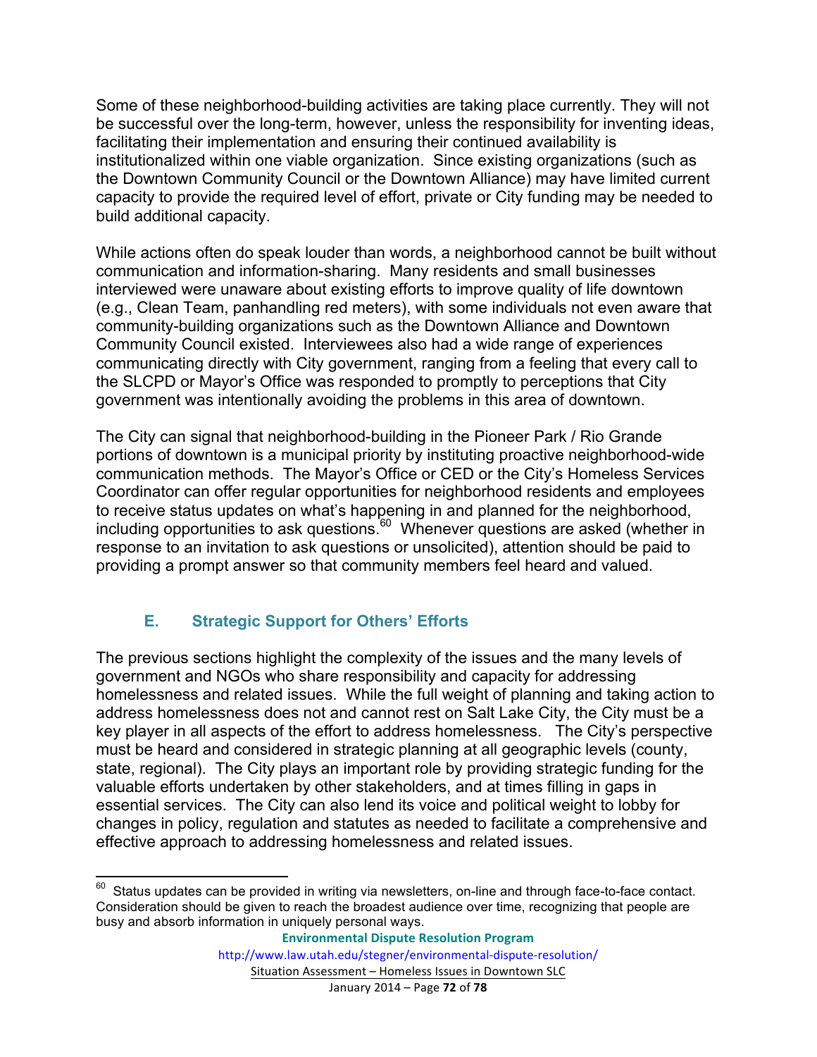Some of these neighborhood-building activities are taking place currently. They will not be successful over the long-term, however, unless the responsibility for inventing ideas, facilitating their implementation and ensuring their continued availability is institutionalized within one viable organization. Since existing organizations (such as the Downtown Community Council or the Downtown Alliance) may have limited current capacity to provide the required level of effort, private or City funding may be needed to build additional capacity.

While actions often do speak louder than words, a neighborhood cannot be built without communication and information-sharing. Many residents and small businesses interviewed were unaware about existing efforts to improve quality of life downtown (e.g., Clean Team, panhandling red meters), with some individuals not even aware that community-building organizations such as the Downtown Alliance and Downtown Community Council existed. Interviewees also had a wide range of experiences communicating directly with City government, ranging from a feeling that every call to the SLCPD or Mayor's Office was responded to promptly to perceptions that City government was intentionally avoiding the problems in this area of downtown.

The City can signal that neighborhood-building in the Pioneer Park / Rio Grande portions of downtown is a municipal priority by instituting proactive neighborhood-wide communication methods. The Mayor's Office or CED or the City's Homeless Services Coordinator can offer regular opportunities for neighborhood residents and employees to receive status updates on what's happening in and planned for the neighborhood, including opportunities to ask questions.[60] Whenever questions are asked (whether in response to an invitation to ask questions or unsolicited), attention should be paid to providing a prompt answer so that community members feel heard and valued.

### E. Strategic Support for Others' Efforts

The previous sections highlight the complexity of the issues and the many levels of government and NGOs who share responsibility and capacity for addressing homelessness and related issues. While the full weight of planning and taking action to address homelessness does not and cannot rest on Salt Lake City, the City must be a key player in all aspects of the effort to address homelessness. The City's perspective must be heard and considered in strategic planning at all geographic levels (county, state, regional). The City plays an important role by providing strategic funding for the valuable efforts undertaken by other stakeholders, and at times filling in gaps in essential services. The City can also lend its voice and political weight to lobby for changes in policy, regulation and statutes as needed to facilitate a comprehensive and effective approach to addressing homelessness and related issues.

[60] Status updates can be provided in writing via newsletters, on-line and through face-to-face contact. Consideration should be given to reach the broadest audience over time, recognizing that people are busy and absorb information in uniquely personal ways.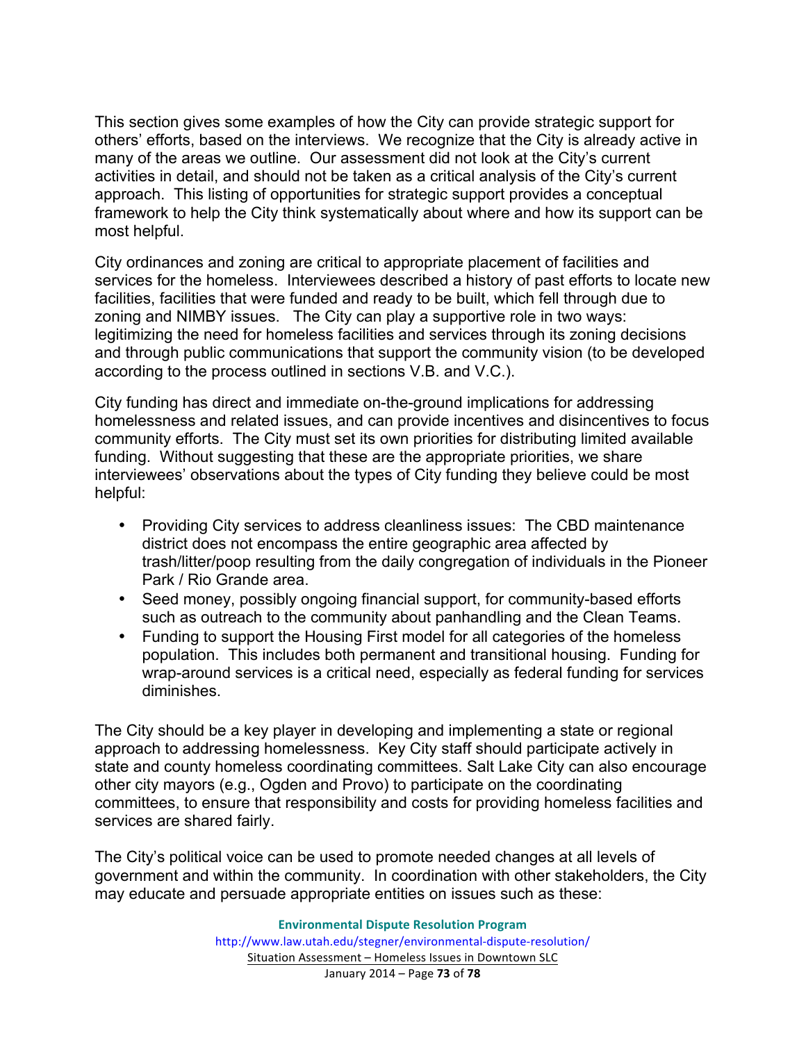This section gives some examples of how the City can provide strategic support for others' efforts, based on the interviews. We recognize that the City is already active in many of the areas we outline. Our assessment did not look at the City's current activities in detail, and should not be taken as a critical analysis of the City's current approach. This listing of opportunities for strategic support provides a conceptual framework to help the City think systematically about where and how its support can be most helpful.

City ordinances and zoning are critical to appropriate placement of facilities and services for the homeless. Interviewees described a history of past efforts to locate new facilities, facilities that were funded and ready to be built, which fell through due to zoning and NIMBY issues. The City can play a supportive role in two ways: legitimizing the need for homeless facilities and services through its zoning decisions and through public communications that support the community vision (to be developed according to the process outlined in sections V.B. and V.C.).

City funding has direct and immediate on-the-ground implications for addressing homelessness and related issues, and can provide incentives and disincentives to focus community efforts. The City must set its own priorities for distributing limited available funding. Without suggesting that these are the appropriate priorities, we share interviewees' observations about the types of City funding they believe could be most helpful:

- Providing City services to address cleanliness issues: The CBD maintenance district does not encompass the entire geographic area affected by trash/litter/poop resulting from the daily congregation of individuals in the Pioneer Park / Rio Grande area.
- Seed money, possibly ongoing financial support, for community-based efforts such as outreach to the community about panhandling and the Clean Teams.
- Funding to support the Housing First model for all categories of the homeless population. This includes both permanent and transitional housing. Funding for wrap-around services is a critical need, especially as federal funding for services diminishes.

The City should be a key player in developing and implementing a state or regional approach to addressing homelessness. Key City staff should participate actively in state and county homeless coordinating committees. Salt Lake City can also encourage other city mayors (e.g., Ogden and Provo) to participate on the coordinating committees, to ensure that responsibility and costs for providing homeless facilities and services are shared fairly.

The City's political voice can be used to promote needed changes at all levels of government and within the community. In coordination with other stakeholders, the City may educate and persuade appropriate entities on issues such as these: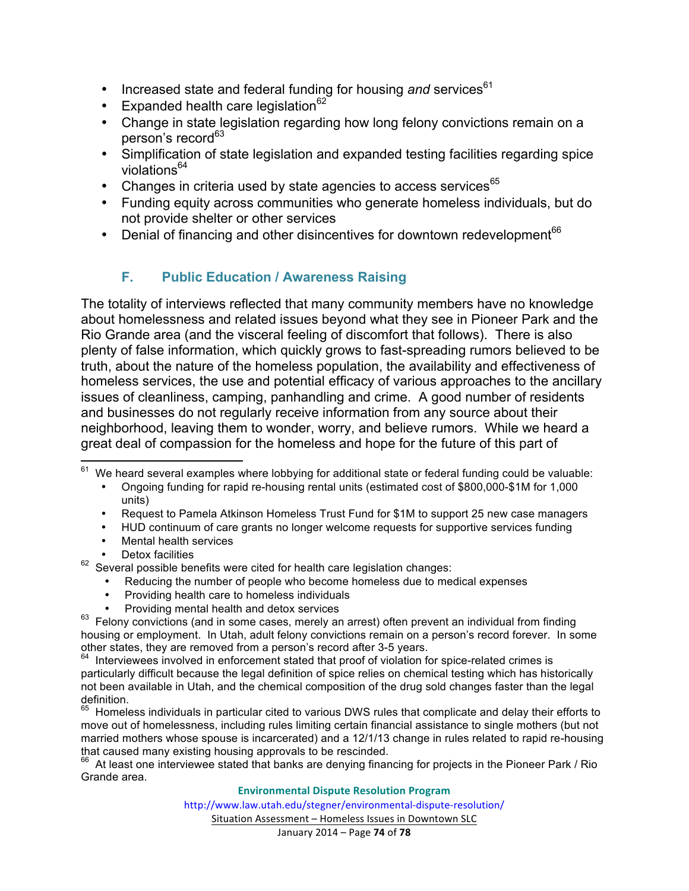- Increased state and federal funding for housing *and* services[61]
- Expanded health care legislation[62]
- Change in state legislation regarding how long felony convictions remain on a person's record[63]
- Simplification of state legislation and expanded testing facilities regarding spice violations[64]
- Changes in criteria used by state agencies to access services[65]
- Funding equity across communities who generate homeless individuals, but do not provide shelter or other services
- Denial of financing and other disincentives for downtown redevelopment[66]

### F. Public Education / Awareness Raising

The totality of interviews reflected that many community members have no knowledge about homelessness and related issues beyond what they see in Pioneer Park and the Rio Grande area (and the visceral feeling of discomfort that follows). There is also plenty of false information, which quickly grows to fast-spreading rumors believed to be truth, about the nature of the homeless population, the availability and effectiveness of homeless services, the use and potential efficacy of various approaches to the ancillary issues of cleanliness, camping, panhandling and crime. A good number of residents and businesses do not regularly receive information from any source about their neighborhood, leaving them to wonder, worry, and believe rumors. While we heard a great deal of compassion for the homeless and hope for the future of this part of

---

[61] We heard several examples where lobbying for additional state or federal funding could be valuable:
- Ongoing funding for rapid re-housing rental units (estimated cost of $800,000-$1M for 1,000 units)
- Request to Pamela Atkinson Homeless Trust Fund for $1M to support 25 new case managers
- HUD continuum of care grants no longer welcome requests for supportive services funding
- Mental health services
- Detox facilities

[62] Several possible benefits were cited for health care legislation changes:
- Reducing the number of people who become homeless due to medical expenses
- Providing health care to homeless individuals
- Providing mental health and detox services

[63] Felony convictions (and in some cases, merely an arrest) often prevent an individual from finding housing or employment. In Utah, adult felony convictions remain on a person's record forever. In some other states, they are removed from a person's record after 3-5 years.

[64] Interviewees involved in enforcement stated that proof of violation for spice-related crimes is particularly difficult because the legal definition of spice relies on chemical testing which has historically not been available in Utah, and the chemical composition of the drug sold changes faster than the legal definition.

[65] Homeless individuals in particular cited to various DWS rules that complicate and delay their efforts to move out of homelessness, including rules limiting certain financial assistance to single mothers (but not married mothers whose spouse is incarcerated) and a 12/1/13 change in rules related to rapid re-housing that caused many existing housing approvals to be rescinded.

[66] At least one interviewee stated that banks are denying financing for projects in the Pioneer Park / Rio Grande area.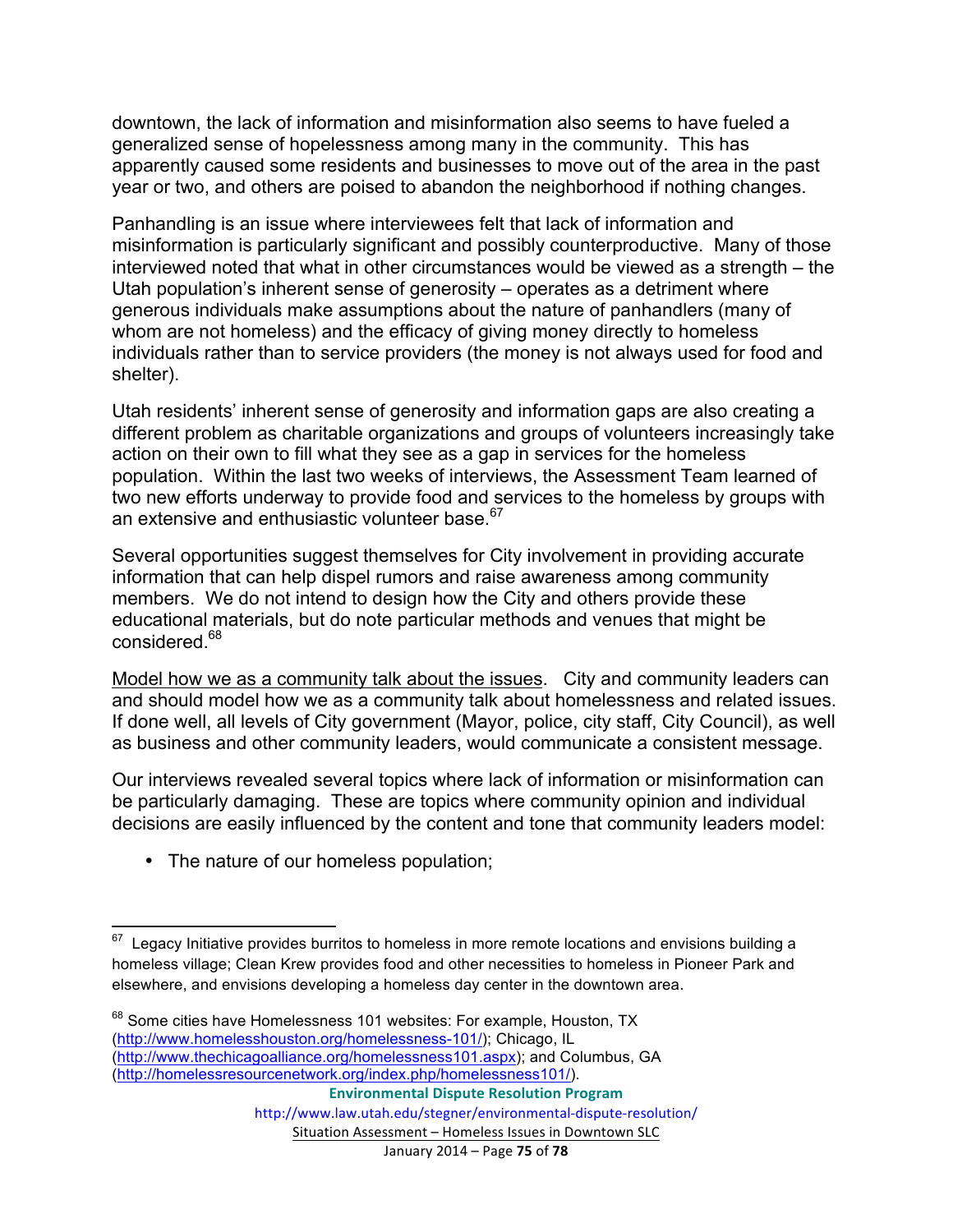downtown, the lack of information and misinformation also seems to have fueled a generalized sense of hopelessness among many in the community. This has apparently caused some residents and businesses to move out of the area in the past year or two, and others are poised to abandon the neighborhood if nothing changes.

Panhandling is an issue where interviewees felt that lack of information and misinformation is particularly significant and possibly counterproductive. Many of those interviewed noted that what in other circumstances would be viewed as a strength – the Utah population's inherent sense of generosity – operates as a detriment where generous individuals make assumptions about the nature of panhandlers (many of whom are not homeless) and the efficacy of giving money directly to homeless individuals rather than to service providers (the money is not always used for food and shelter).

Utah residents' inherent sense of generosity and information gaps are also creating a different problem as charitable organizations and groups of volunteers increasingly take action on their own to fill what they see as a gap in services for the homeless population. Within the last two weeks of interviews, the Assessment Team learned of two new efforts underway to provide food and services to the homeless by groups with an extensive and enthusiastic volunteer base.[67]

Several opportunities suggest themselves for City involvement in providing accurate information that can help dispel rumors and raise awareness among community members. We do not intend to design how the City and others provide these educational materials, but do note particular methods and venues that might be considered.[68]

<u>Model how we as a community talk about the issues</u>. City and community leaders can and should model how we as a community talk about homelessness and related issues. If done well, all levels of City government (Mayor, police, city staff, City Council), as well as business and other community leaders, would communicate a consistent message.

Our interviews revealed several topics where lack of information or misinformation can be particularly damaging. These are topics where community opinion and individual decisions are easily influenced by the content and tone that community leaders model:

- The nature of our homeless population;

---

[67] Legacy Initiative provides burritos to homeless in more remote locations and envisions building a homeless village; Clean Krew provides food and other necessities to homeless in Pioneer Park and elsewhere, and envisions developing a homeless day center in the downtown area.

[68] Some cities have Homelessness 101 websites: For example, Houston, TX (http://www.homelesshouston.org/homelessness-101/); Chicago, IL (http://www.thechicagoalliance.org/homelessness101.aspx); and Columbus, GA (http://homelessresourcenetwork.org/index.php/homelessness101/).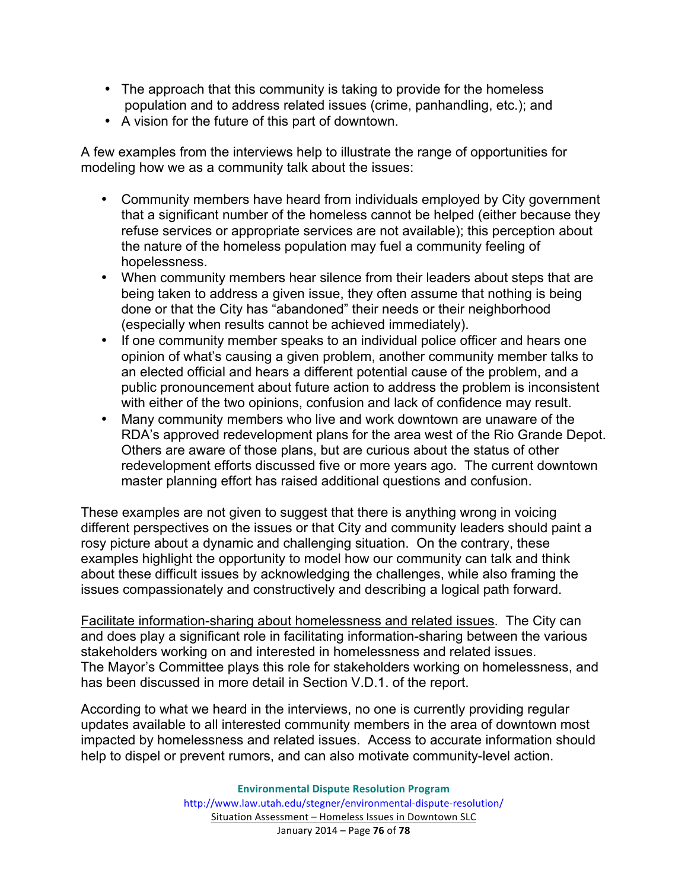- The approach that this community is taking to provide for the homeless population and to address related issues (crime, panhandling, etc.); and
- A vision for the future of this part of downtown.

A few examples from the interviews help to illustrate the range of opportunities for modeling how we as a community talk about the issues:

- Community members have heard from individuals employed by City government that a significant number of the homeless cannot be helped (either because they refuse services or appropriate services are not available); this perception about the nature of the homeless population may fuel a community feeling of hopelessness.
- When community members hear silence from their leaders about steps that are being taken to address a given issue, they often assume that nothing is being done or that the City has "abandoned" their needs or their neighborhood (especially when results cannot be achieved immediately).
- If one community member speaks to an individual police officer and hears one opinion of what's causing a given problem, another community member talks to an elected official and hears a different potential cause of the problem, and a public pronouncement about future action to address the problem is inconsistent with either of the two opinions, confusion and lack of confidence may result.
- Many community members who live and work downtown are unaware of the RDA's approved redevelopment plans for the area west of the Rio Grande Depot. Others are aware of those plans, but are curious about the status of other redevelopment efforts discussed five or more years ago. The current downtown master planning effort has raised additional questions and confusion.

These examples are not given to suggest that there is anything wrong in voicing different perspectives on the issues or that City and community leaders should paint a rosy picture about a dynamic and challenging situation. On the contrary, these examples highlight the opportunity to model how our community can talk and think about these difficult issues by acknowledging the challenges, while also framing the issues compassionately and constructively and describing a logical path forward.

<u>Facilitate information-sharing about homelessness and related issues</u>. The City can and does play a significant role in facilitating information-sharing between the various stakeholders working on and interested in homelessness and related issues. The Mayor's Committee plays this role for stakeholders working on homelessness, and has been discussed in more detail in Section V.D.1. of the report.

According to what we heard in the interviews, no one is currently providing regular updates available to all interested community members in the area of downtown most impacted by homelessness and related issues. Access to accurate information should help to dispel or prevent rumors, and can also motivate community-level action.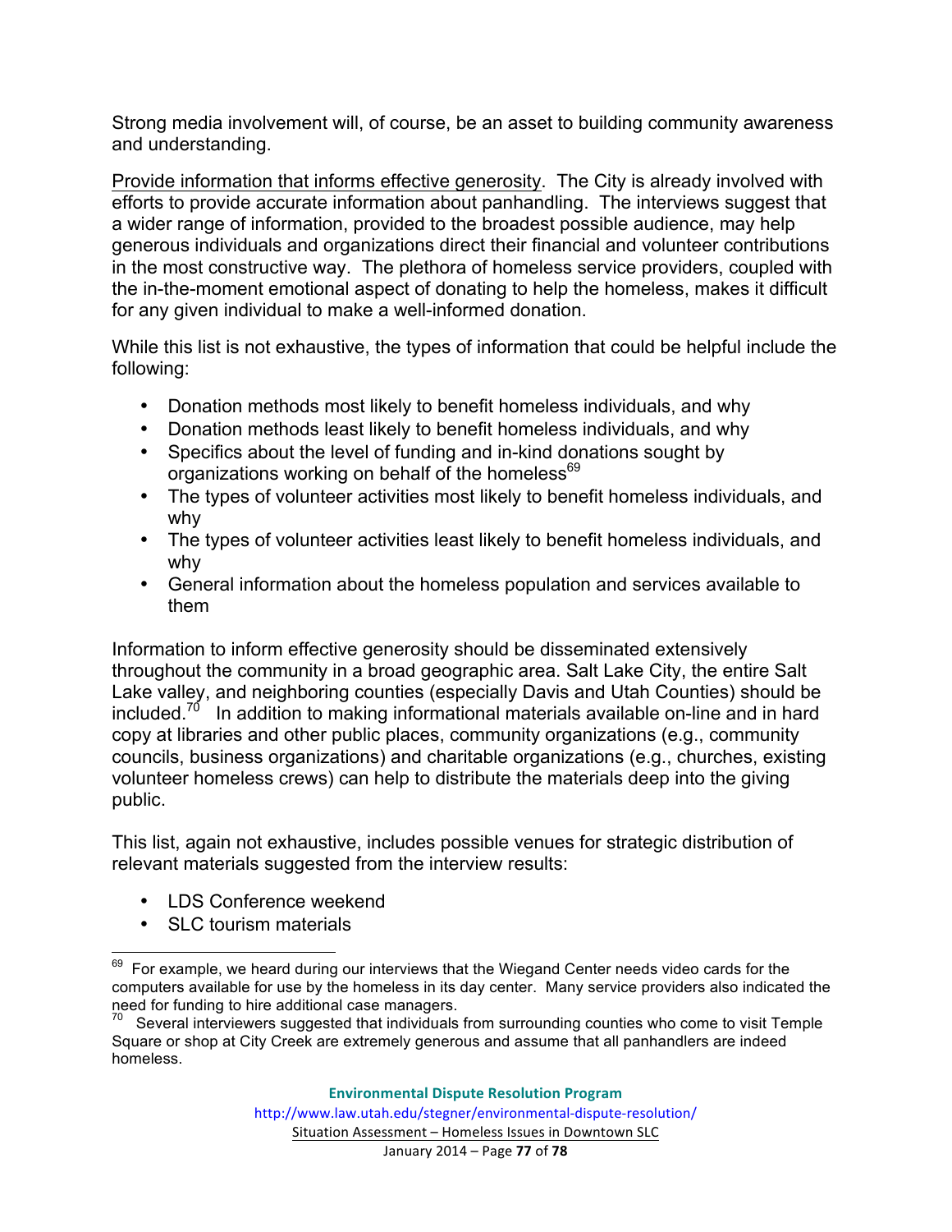Strong media involvement will, of course, be an asset to building community awareness and understanding.

Provide information that informs effective generosity. The City is already involved with efforts to provide accurate information about panhandling. The interviews suggest that a wider range of information, provided to the broadest possible audience, may help generous individuals and organizations direct their financial and volunteer contributions in the most constructive way. The plethora of homeless service providers, coupled with the in-the-moment emotional aspect of donating to help the homeless, makes it difficult for any given individual to make a well-informed donation.

While this list is not exhaustive, the types of information that could be helpful include the following:

- Donation methods most likely to benefit homeless individuals, and why
- Donation methods least likely to benefit homeless individuals, and why
- Specifics about the level of funding and in-kind donations sought by organizations working on behalf of the homeless[69]
- The types of volunteer activities most likely to benefit homeless individuals, and why
- The types of volunteer activities least likely to benefit homeless individuals, and why
- General information about the homeless population and services available to them

Information to inform effective generosity should be disseminated extensively throughout the community in a broad geographic area. Salt Lake City, the entire Salt Lake valley, and neighboring counties (especially Davis and Utah Counties) should be included.[70] In addition to making informational materials available on-line and in hard copy at libraries and other public places, community organizations (e.g., community councils, business organizations) and charitable organizations (e.g., churches, existing volunteer homeless crews) can help to distribute the materials deep into the giving public.

This list, again not exhaustive, includes possible venues for strategic distribution of relevant materials suggested from the interview results:

- LDS Conference weekend
- SLC tourism materials

---

[69] For example, we heard during our interviews that the Wiegand Center needs video cards for the computers available for use by the homeless in its day center. Many service providers also indicated the need for funding to hire additional case managers.

[70] Several interviewers suggested that individuals from surrounding counties who come to visit Temple Square or shop at City Creek are extremely generous and assume that all panhandlers are indeed homeless.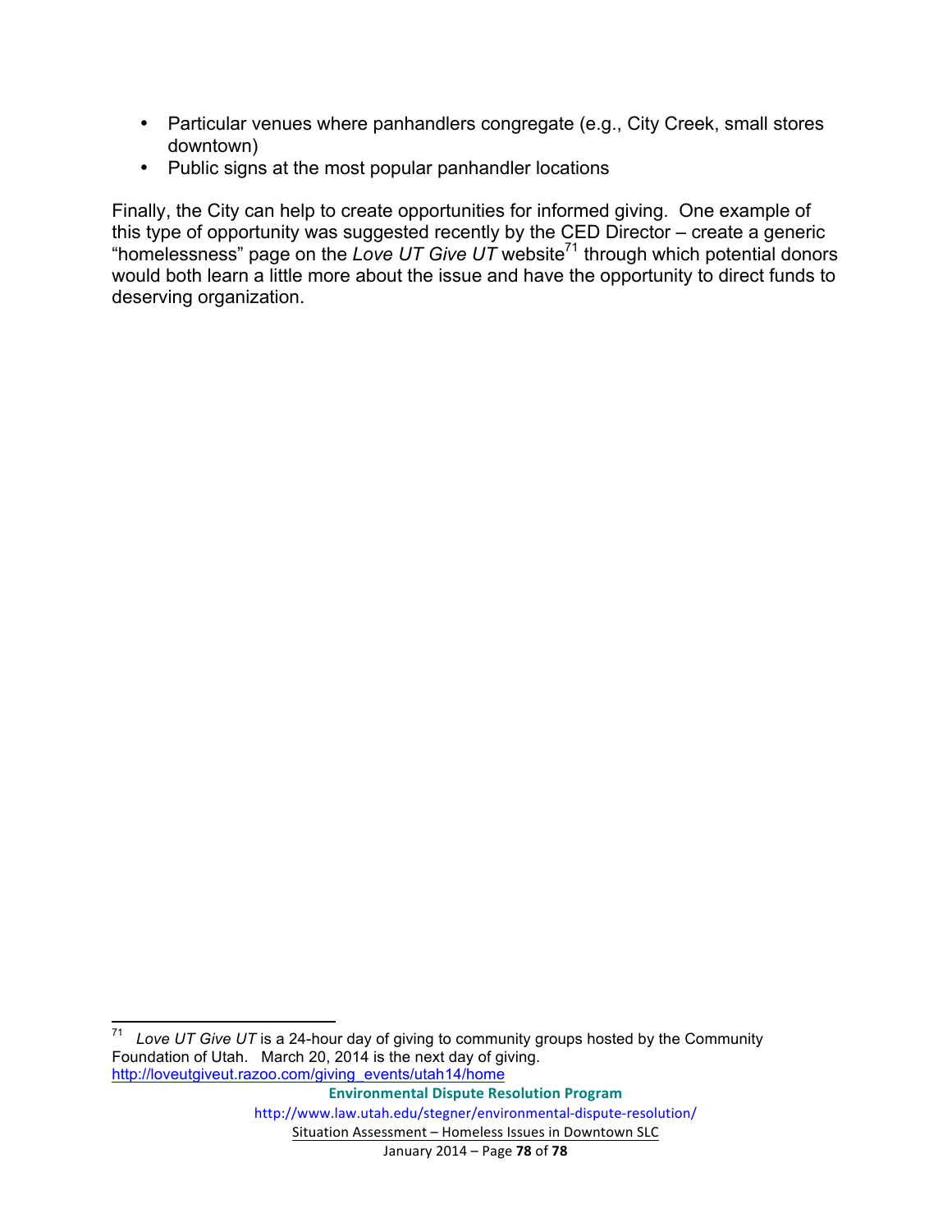- Particular venues where panhandlers congregate (e.g., City Creek, small stores downtown)
- Public signs at the most popular panhandler locations

Finally, the City can help to create opportunities for informed giving. One example of this type of opportunity was suggested recently by the CED Director – create a generic "homelessness" page on the *Love UT Give UT* website[71] through which potential donors would both learn a little more about the issue and have the opportunity to direct funds to deserving organization.

---

[71] *Love UT Give UT* is a 24-hour day of giving to community groups hosted by the Community Foundation of Utah. March 20, 2014 is the next day of giving. http://loveutgiveut.razoo.com/giving_events/utah14/home